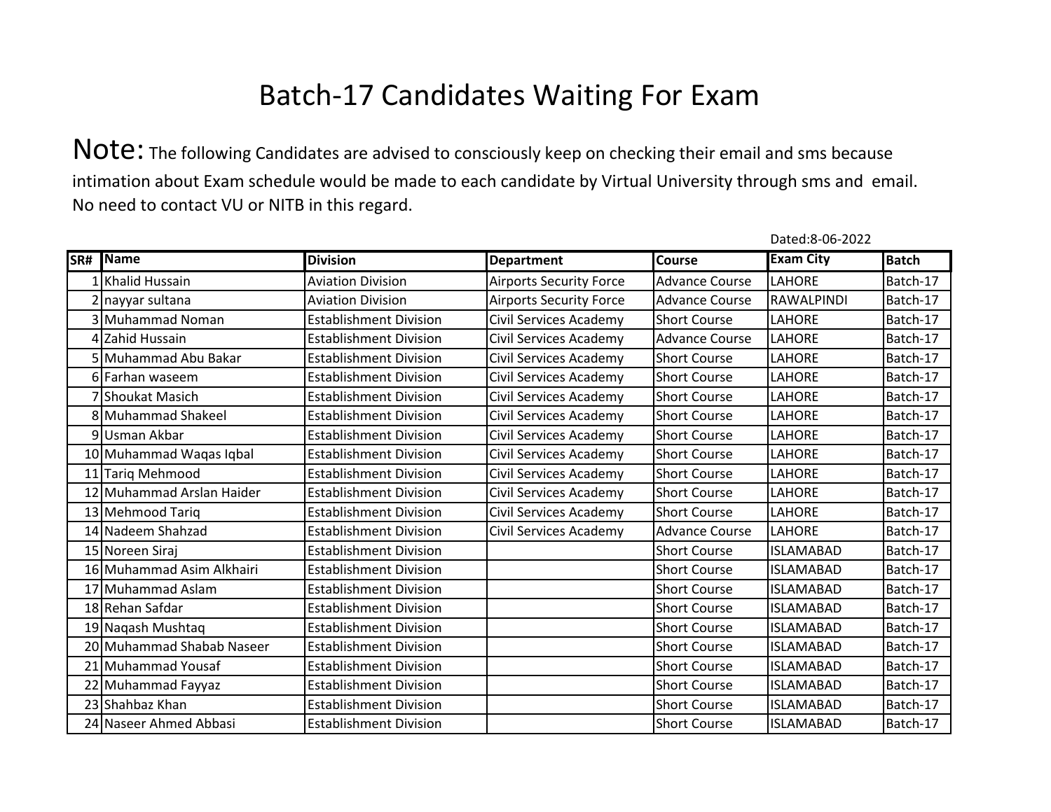# Batch-17 Candidates Waiting For Exam

**Note:** The following Candidates are advised to consciously keep on checking their email and sms because intimation about Exam schedule would be made to each candidate by Virtual University through sms and email. No need to contact VU or NITB in this regard.

Dated:8-06-2022

| SR# | Name | Division | Department | Course | Exam City | Batch |
|---|---|---|---|---|---|---|
| 1 | Khalid Hussain | Aviation Division | Airports Security Force | Advance Course | LAHORE | Batch-17 |
| 2 | nayyar sultana | Aviation Division | Airports Security Force | Advance Course | RAWALPINDI | Batch-17 |
| 3 | Muhammad Noman | Establishment Division | Civil Services Academy | Short Course | LAHORE | Batch-17 |
| 4 | Zahid Hussain | Establishment Division | Civil Services Academy | Advance Course | LAHORE | Batch-17 |
| 5 | Muhammad Abu Bakar | Establishment Division | Civil Services Academy | Short Course | LAHORE | Batch-17 |
| 6 | Farhan waseem | Establishment Division | Civil Services Academy | Short Course | LAHORE | Batch-17 |
| 7 | Shoukat Masich | Establishment Division | Civil Services Academy | Short Course | LAHORE | Batch-17 |
| 8 | Muhammad Shakeel | Establishment Division | Civil Services Academy | Short Course | LAHORE | Batch-17 |
| 9 | Usman Akbar | Establishment Division | Civil Services Academy | Short Course | LAHORE | Batch-17 |
| 10 | Muhammad Waqas Iqbal | Establishment Division | Civil Services Academy | Short Course | LAHORE | Batch-17 |
| 11 | Tariq Mehmood | Establishment Division | Civil Services Academy | Short Course | LAHORE | Batch-17 |
| 12 | Muhammad Arslan Haider | Establishment Division | Civil Services Academy | Short Course | LAHORE | Batch-17 |
| 13 | Mehmood Tariq | Establishment Division | Civil Services Academy | Short Course | LAHORE | Batch-17 |
| 14 | Nadeem Shahzad | Establishment Division | Civil Services Academy | Advance Course | LAHORE | Batch-17 |
| 15 | Noreen Siraj | Establishment Division | | Short Course | ISLAMABAD | Batch-17 |
| 16 | Muhammad Asim Alkhairi | Establishment Division | | Short Course | ISLAMABAD | Batch-17 |
| 17 | Muhammad Aslam | Establishment Division | | Short Course | ISLAMABAD | Batch-17 |
| 18 | Rehan Safdar | Establishment Division | | Short Course | ISLAMABAD | Batch-17 |
| 19 | Naqash Mushtaq | Establishment Division | | Short Course | ISLAMABAD | Batch-17 |
| 20 | Muhammad Shabab Naseer | Establishment Division | | Short Course | ISLAMABAD | Batch-17 |
| 21 | Muhammad Yousaf | Establishment Division | | Short Course | ISLAMABAD | Batch-17 |
| 22 | Muhammad Fayyaz | Establishment Division | | Short Course | ISLAMABAD | Batch-17 |
| 23 | Shahbaz Khan | Establishment Division | | Short Course | ISLAMABAD | Batch-17 |
| 24 | Naseer Ahmed Abbasi | Establishment Division | | Short Course | ISLAMABAD | Batch-17 |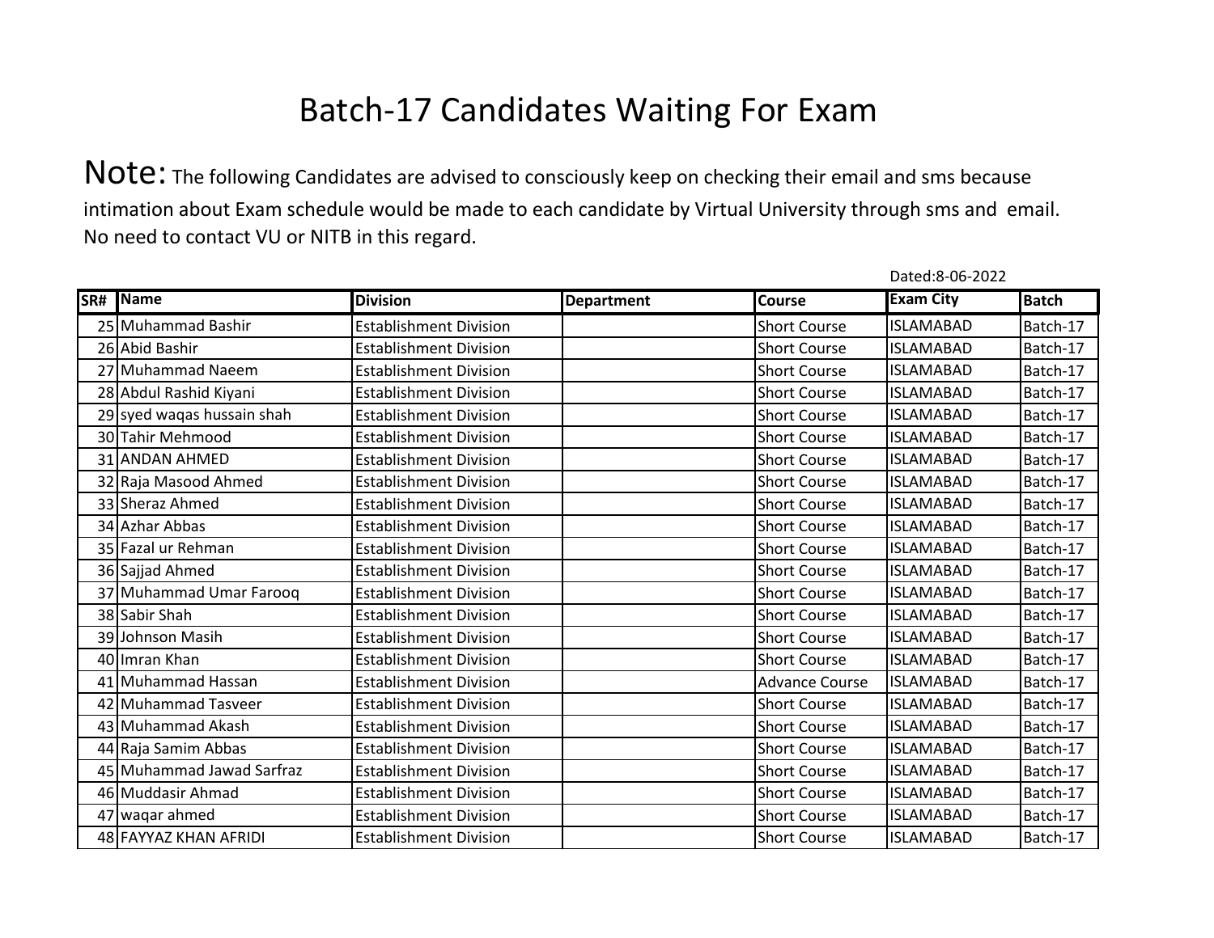# Batch-17 Candidates Waiting For Exam

Note: The following Candidates are advised to consciously keep on checking their email and sms because intimation about Exam schedule would be made to each candidate by Virtual University through sms and email. No need to contact VU or NITB in this regard.

Dated:8-06-2022

| SR# | Name | Division | Department | Course | Exam City | Batch |
|---|---|---|---|---|---|---|
| 25 | Muhammad Bashir | Establishment Division | | Short Course | ISLAMABAD | Batch-17 |
| 26 | Abid Bashir | Establishment Division | | Short Course | ISLAMABAD | Batch-17 |
| 27 | Muhammad Naeem | Establishment Division | | Short Course | ISLAMABAD | Batch-17 |
| 28 | Abdul Rashid Kiyani | Establishment Division | | Short Course | ISLAMABAD | Batch-17 |
| 29 | syed waqas hussain shah | Establishment Division | | Short Course | ISLAMABAD | Batch-17 |
| 30 | Tahir Mehmood | Establishment Division | | Short Course | ISLAMABAD | Batch-17 |
| 31 | ANDAN AHMED | Establishment Division | | Short Course | ISLAMABAD | Batch-17 |
| 32 | Raja Masood Ahmed | Establishment Division | | Short Course | ISLAMABAD | Batch-17 |
| 33 | Sheraz Ahmed | Establishment Division | | Short Course | ISLAMABAD | Batch-17 |
| 34 | Azhar Abbas | Establishment Division | | Short Course | ISLAMABAD | Batch-17 |
| 35 | Fazal ur Rehman | Establishment Division | | Short Course | ISLAMABAD | Batch-17 |
| 36 | Sajjad Ahmed | Establishment Division | | Short Course | ISLAMABAD | Batch-17 |
| 37 | Muhammad Umar Farooq | Establishment Division | | Short Course | ISLAMABAD | Batch-17 |
| 38 | Sabir Shah | Establishment Division | | Short Course | ISLAMABAD | Batch-17 |
| 39 | Johnson Masih | Establishment Division | | Short Course | ISLAMABAD | Batch-17 |
| 40 | Imran Khan | Establishment Division | | Short Course | ISLAMABAD | Batch-17 |
| 41 | Muhammad Hassan | Establishment Division | | Advance Course | ISLAMABAD | Batch-17 |
| 42 | Muhammad Tasveer | Establishment Division | | Short Course | ISLAMABAD | Batch-17 |
| 43 | Muhammad Akash | Establishment Division | | Short Course | ISLAMABAD | Batch-17 |
| 44 | Raja Samim Abbas | Establishment Division | | Short Course | ISLAMABAD | Batch-17 |
| 45 | Muhammad Jawad Sarfraz | Establishment Division | | Short Course | ISLAMABAD | Batch-17 |
| 46 | Muddasir Ahmad | Establishment Division | | Short Course | ISLAMABAD | Batch-17 |
| 47 | waqar ahmed | Establishment Division | | Short Course | ISLAMABAD | Batch-17 |
| 48 | FAYYAZ KHAN AFRIDI | Establishment Division | | Short Course | ISLAMABAD | Batch-17 |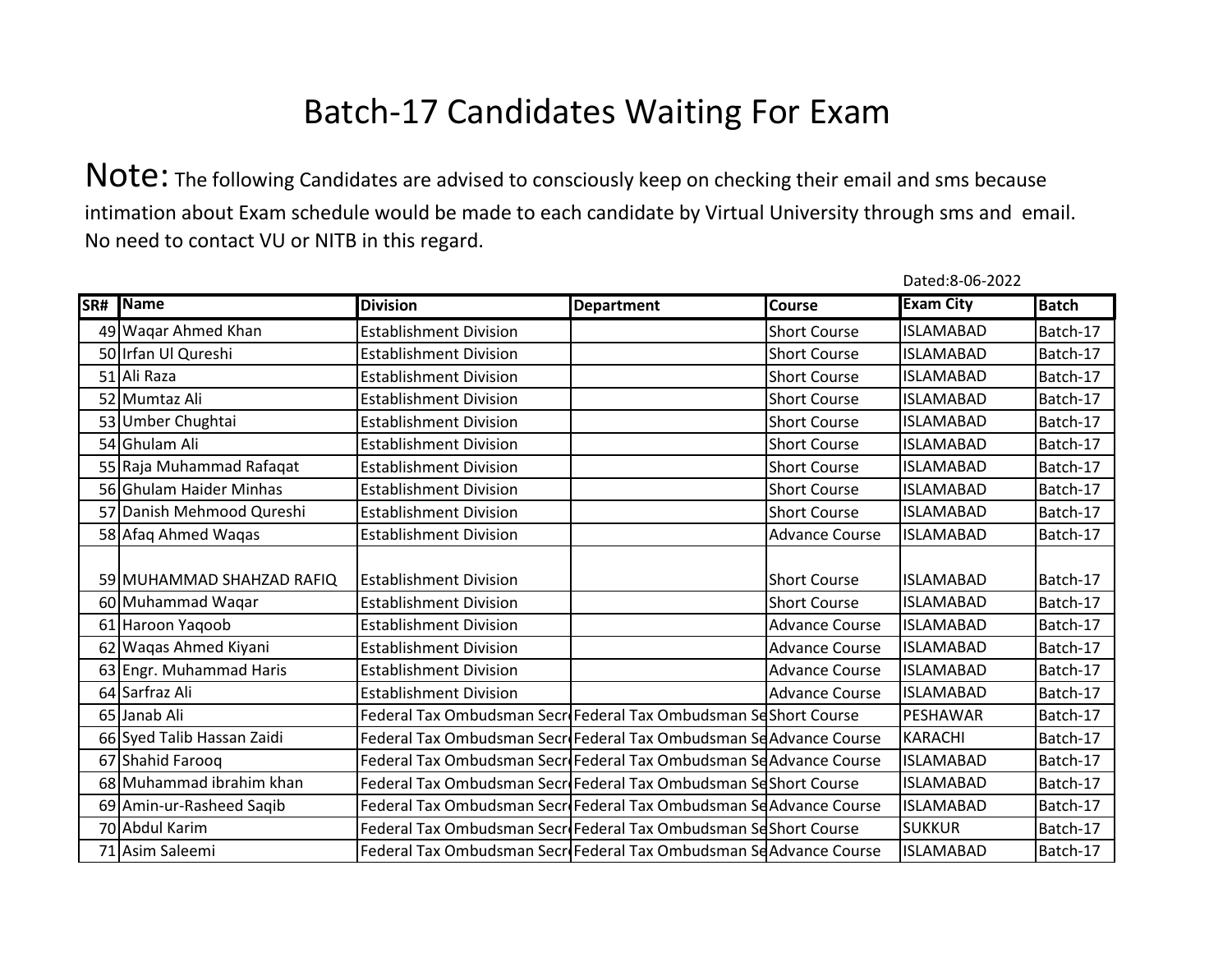# Batch-17 Candidates Waiting For Exam

**Note:** The following Candidates are advised to consciously keep on checking their email and sms because intimation about Exam schedule would be made to each candidate by Virtual University through sms and email. No need to contact VU or NITB in this regard.

Dated:8-06-2022

| SR# | Name | Division | Department | Course | Exam City | Batch |
|---|---|---|---|---|---|---|
| 49 | Waqar Ahmed Khan | Establishment Division | | Short Course | ISLAMABAD | Batch-17 |
| 50 | Irfan Ul Qureshi | Establishment Division | | Short Course | ISLAMABAD | Batch-17 |
| 51 | Ali Raza | Establishment Division | | Short Course | ISLAMABAD | Batch-17 |
| 52 | Mumtaz Ali | Establishment Division | | Short Course | ISLAMABAD | Batch-17 |
| 53 | Umber Chughtai | Establishment Division | | Short Course | ISLAMABAD | Batch-17 |
| 54 | Ghulam Ali | Establishment Division | | Short Course | ISLAMABAD | Batch-17 |
| 55 | Raja Muhammad Rafaqat | Establishment Division | | Short Course | ISLAMABAD | Batch-17 |
| 56 | Ghulam Haider Minhas | Establishment Division | | Short Course | ISLAMABAD | Batch-17 |
| 57 | Danish Mehmood Qureshi | Establishment Division | | Short Course | ISLAMABAD | Batch-17 |
| 58 | Afaq Ahmed Waqas | Establishment Division | | Advance Course | ISLAMABAD | Batch-17 |
| 59 | MUHAMMAD SHAHZAD RAFIQ | Establishment Division | | Short Course | ISLAMABAD | Batch-17 |
| 60 | Muhammad Waqar | Establishment Division | | Short Course | ISLAMABAD | Batch-17 |
| 61 | Haroon Yaqoob | Establishment Division | | Advance Course | ISLAMABAD | Batch-17 |
| 62 | Waqas Ahmed Kiyani | Establishment Division | | Advance Course | ISLAMABAD | Batch-17 |
| 63 | Engr. Muhammad Haris | Establishment Division | | Advance Course | ISLAMABAD | Batch-17 |
| 64 | Sarfraz Ali | Establishment Division | | Advance Course | ISLAMABAD | Batch-17 |
| 65 | Janab Ali | Federal Tax Ombudsman Secr | Federal Tax Ombudsman Se | Short Course | PESHAWAR | Batch-17 |
| 66 | Syed Talib Hassan Zaidi | Federal Tax Ombudsman Secr | Federal Tax Ombudsman Se | Advance Course | KARACHI | Batch-17 |
| 67 | Shahid Farooq | Federal Tax Ombudsman Secr | Federal Tax Ombudsman Se | Advance Course | ISLAMABAD | Batch-17 |
| 68 | Muhammad ibrahim khan | Federal Tax Ombudsman Secr | Federal Tax Ombudsman Se | Short Course | ISLAMABAD | Batch-17 |
| 69 | Amin-ur-Rasheed Saqib | Federal Tax Ombudsman Secr | Federal Tax Ombudsman Se | Advance Course | ISLAMABAD | Batch-17 |
| 70 | Abdul Karim | Federal Tax Ombudsman Secr | Federal Tax Ombudsman Se | Short Course | SUKKUR | Batch-17 |
| 71 | Asim Saleemi | Federal Tax Ombudsman Secr | Federal Tax Ombudsman Se | Advance Course | ISLAMABAD | Batch-17 |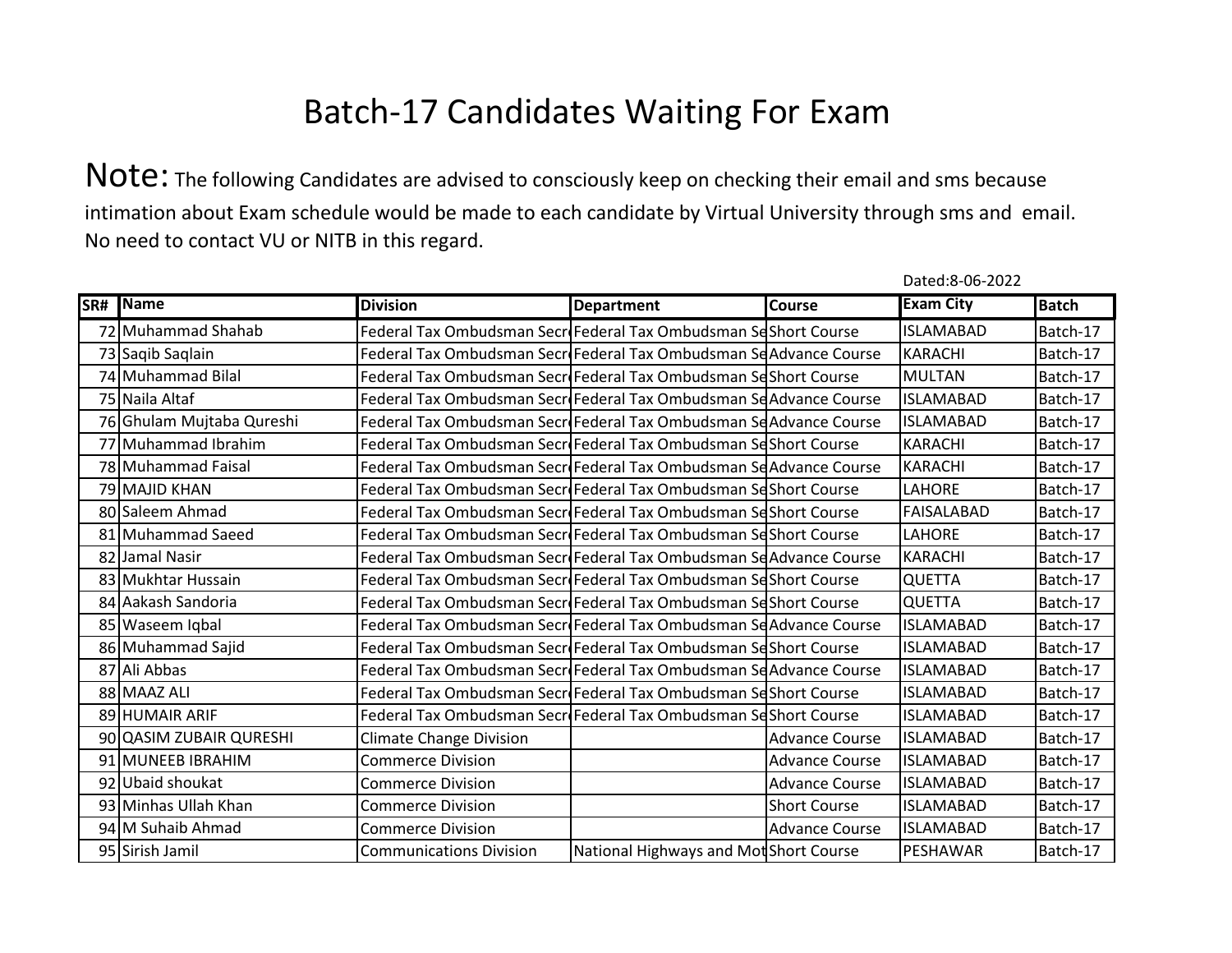# Batch-17 Candidates Waiting For Exam

Note: The following Candidates are advised to consciously keep on checking their email and sms because intimation about Exam schedule would be made to each candidate by Virtual University through sms and email. No need to contact VU or NITB in this regard.

Dated:8-06-2022

| SR# | Name | Division | Department | Course | Exam City | Batch |
|---|---|---|---|---|---|---|
| 72 | Muhammad Shahab | Federal Tax Ombudsman Secr | Federal Tax Ombudsman Se | Short Course | ISLAMABAD | Batch-17 |
| 73 | Saqib Saqlain | Federal Tax Ombudsman Secr | Federal Tax Ombudsman Se | Advance Course | KARACHI | Batch-17 |
| 74 | Muhammad Bilal | Federal Tax Ombudsman Secr | Federal Tax Ombudsman Se | Short Course | MULTAN | Batch-17 |
| 75 | Naila Altaf | Federal Tax Ombudsman Secr | Federal Tax Ombudsman Se | Advance Course | ISLAMABAD | Batch-17 |
| 76 | Ghulam Mujtaba Qureshi | Federal Tax Ombudsman Secr | Federal Tax Ombudsman Se | Advance Course | ISLAMABAD | Batch-17 |
| 77 | Muhammad Ibrahim | Federal Tax Ombudsman Secr | Federal Tax Ombudsman Se | Short Course | KARACHI | Batch-17 |
| 78 | Muhammad Faisal | Federal Tax Ombudsman Secr | Federal Tax Ombudsman Se | Advance Course | KARACHI | Batch-17 |
| 79 | MAJID KHAN | Federal Tax Ombudsman Secr | Federal Tax Ombudsman Se | Short Course | LAHORE | Batch-17 |
| 80 | Saleem Ahmad | Federal Tax Ombudsman Secr | Federal Tax Ombudsman Se | Short Course | FAISALABAD | Batch-17 |
| 81 | Muhammad Saeed | Federal Tax Ombudsman Secr | Federal Tax Ombudsman Se | Short Course | LAHORE | Batch-17 |
| 82 | Jamal Nasir | Federal Tax Ombudsman Secr | Federal Tax Ombudsman Se | Advance Course | KARACHI | Batch-17 |
| 83 | Mukhtar Hussain | Federal Tax Ombudsman Secr | Federal Tax Ombudsman Se | Short Course | QUETTA | Batch-17 |
| 84 | Aakash Sandoria | Federal Tax Ombudsman Secr | Federal Tax Ombudsman Se | Short Course | QUETTA | Batch-17 |
| 85 | Waseem Iqbal | Federal Tax Ombudsman Secr | Federal Tax Ombudsman Se | Advance Course | ISLAMABAD | Batch-17 |
| 86 | Muhammad Sajid | Federal Tax Ombudsman Secr | Federal Tax Ombudsman Se | Short Course | ISLAMABAD | Batch-17 |
| 87 | Ali Abbas | Federal Tax Ombudsman Secr | Federal Tax Ombudsman Se | Advance Course | ISLAMABAD | Batch-17 |
| 88 | MAAZ ALI | Federal Tax Ombudsman Secr | Federal Tax Ombudsman Se | Short Course | ISLAMABAD | Batch-17 |
| 89 | HUMAIR ARIF | Federal Tax Ombudsman Secr | Federal Tax Ombudsman Se | Short Course | ISLAMABAD | Batch-17 |
| 90 | QASIM ZUBAIR QURESHI | Climate Change Division | | Advance Course | ISLAMABAD | Batch-17 |
| 91 | MUNEEB IBRAHIM | Commerce Division | | Advance Course | ISLAMABAD | Batch-17 |
| 92 | Ubaid shoukat | Commerce Division | | Advance Course | ISLAMABAD | Batch-17 |
| 93 | Minhas Ullah Khan | Commerce Division | | Short Course | ISLAMABAD | Batch-17 |
| 94 | M Suhaib Ahmad | Commerce Division | | Advance Course | ISLAMABAD | Batch-17 |
| 95 | Sirish Jamil | Communications Division | National Highways and Mot | Short Course | PESHAWAR | Batch-17 |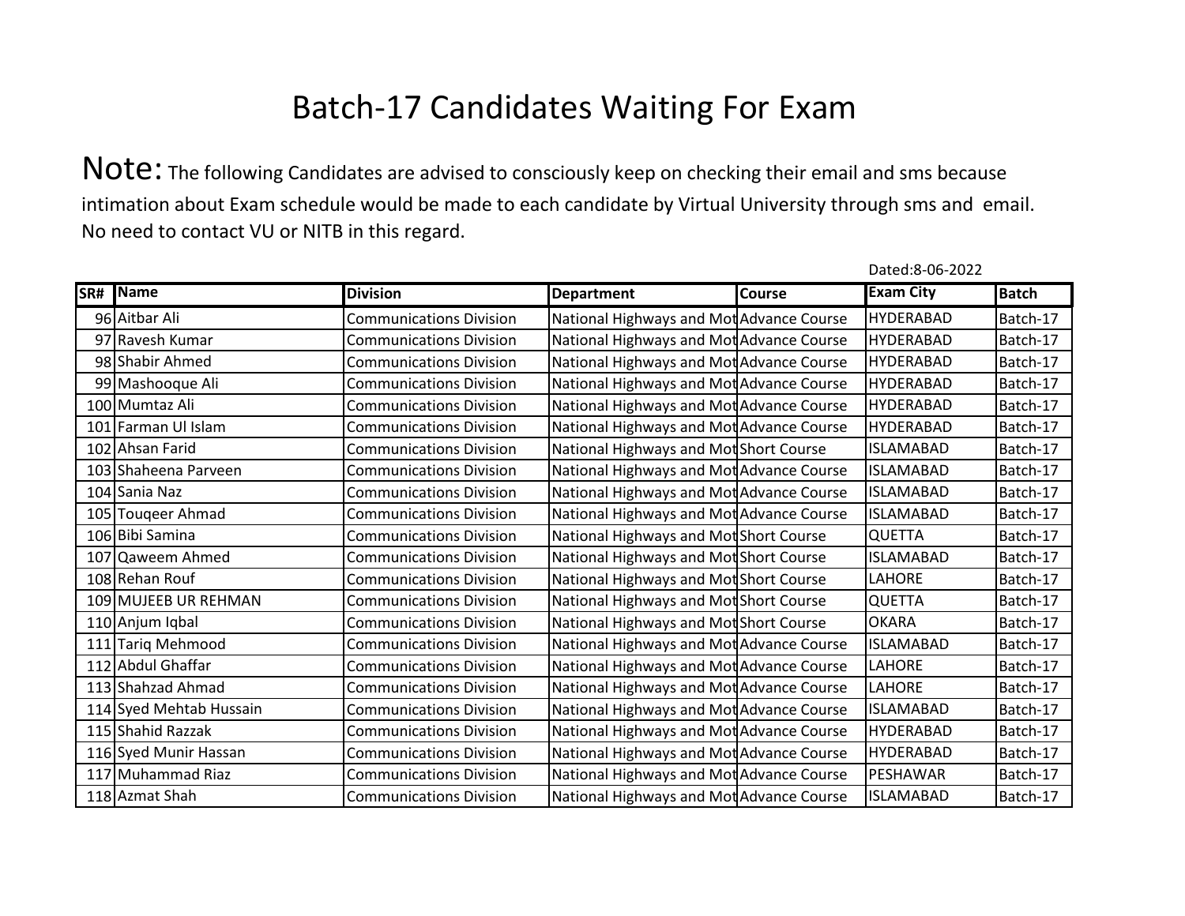# Batch-17 Candidates Waiting For Exam

**Note:** The following Candidates are advised to consciously keep on checking their email and sms because intimation about Exam schedule would be made to each candidate by Virtual University through sms and email. No need to contact VU or NITB in this regard.

Dated:8-06-2022

| SR# | Name | Division | Department | Course | Exam City | Batch |
|---|---|---|---|---|---|---|
| 96 | Aitbar Ali | Communications Division | National Highways and Mot | Advance Course | HYDERABAD | Batch-17 |
| 97 | Ravesh Kumar | Communications Division | National Highways and Mot | Advance Course | HYDERABAD | Batch-17 |
| 98 | Shabir Ahmed | Communications Division | National Highways and Mot | Advance Course | HYDERABAD | Batch-17 |
| 99 | Mashooque Ali | Communications Division | National Highways and Mot | Advance Course | HYDERABAD | Batch-17 |
| 100 | Mumtaz Ali | Communications Division | National Highways and Mot | Advance Course | HYDERABAD | Batch-17 |
| 101 | Farman Ul Islam | Communications Division | National Highways and Mot | Advance Course | HYDERABAD | Batch-17 |
| 102 | Ahsan Farid | Communications Division | National Highways and Mot | Short Course | ISLAMABAD | Batch-17 |
| 103 | Shaheena Parveen | Communications Division | National Highways and Mot | Advance Course | ISLAMABAD | Batch-17 |
| 104 | Sania Naz | Communications Division | National Highways and Mot | Advance Course | ISLAMABAD | Batch-17 |
| 105 | Touqeer Ahmad | Communications Division | National Highways and Mot | Advance Course | ISLAMABAD | Batch-17 |
| 106 | Bibi Samina | Communications Division | National Highways and Mot | Short Course | QUETTA | Batch-17 |
| 107 | Qaweem Ahmed | Communications Division | National Highways and Mot | Short Course | ISLAMABAD | Batch-17 |
| 108 | Rehan Rouf | Communications Division | National Highways and Mot | Short Course | LAHORE | Batch-17 |
| 109 | MUJEEB UR REHMAN | Communications Division | National Highways and Mot | Short Course | QUETTA | Batch-17 |
| 110 | Anjum Iqbal | Communications Division | National Highways and Mot | Short Course | OKARA | Batch-17 |
| 111 | Tariq Mehmood | Communications Division | National Highways and Mot | Advance Course | ISLAMABAD | Batch-17 |
| 112 | Abdul Ghaffar | Communications Division | National Highways and Mot | Advance Course | LAHORE | Batch-17 |
| 113 | Shahzad Ahmad | Communications Division | National Highways and Mot | Advance Course | LAHORE | Batch-17 |
| 114 | Syed Mehtab Hussain | Communications Division | National Highways and Mot | Advance Course | ISLAMABAD | Batch-17 |
| 115 | Shahid Razzak | Communications Division | National Highways and Mot | Advance Course | HYDERABAD | Batch-17 |
| 116 | Syed Munir Hassan | Communications Division | National Highways and Mot | Advance Course | HYDERABAD | Batch-17 |
| 117 | Muhammad Riaz | Communications Division | National Highways and Mot | Advance Course | PESHAWAR | Batch-17 |
| 118 | Azmat Shah | Communications Division | National Highways and Mot | Advance Course | ISLAMABAD | Batch-17 |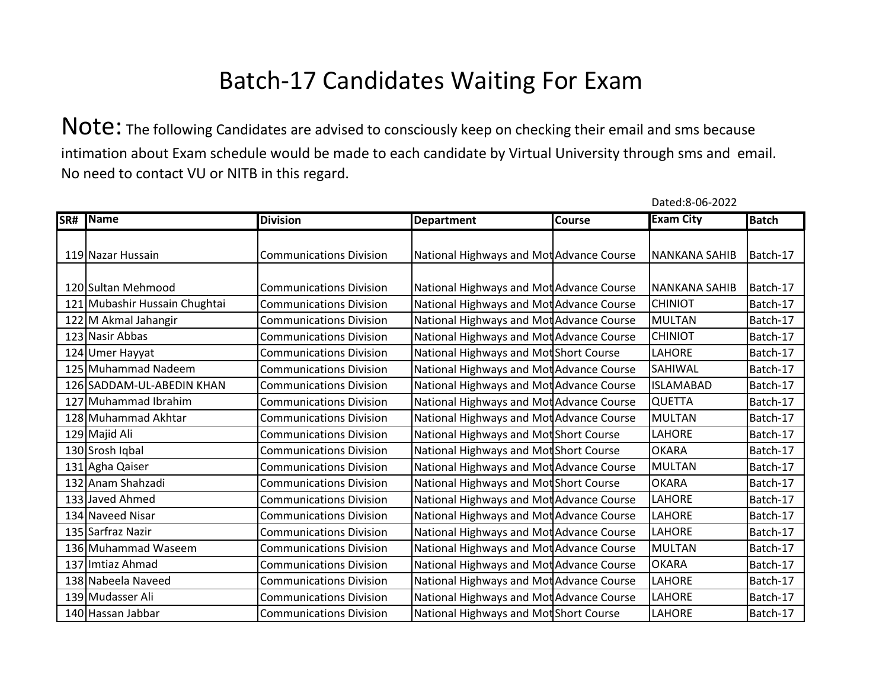# Batch-17 Candidates Waiting For Exam

**Note:** The following Candidates are advised to consciously keep on checking their email and sms because intimation about Exam schedule would be made to each candidate by Virtual University through sms and email. No need to contact VU or NITB in this regard.

Dated:8-06-2022

| SR# | Name | Division | Department | Course | Exam City | Batch |
|---|---|---|---|---|---|---|
| 119 | Nazar Hussain | Communications Division | National Highways and Mot | Advance Course | NANKANA SAHIB | Batch-17 |
| 120 | Sultan Mehmood | Communications Division | National Highways and Mot | Advance Course | NANKANA SAHIB | Batch-17 |
| 121 | Mubashir Hussain Chughtai | Communications Division | National Highways and Mot | Advance Course | CHINIOT | Batch-17 |
| 122 | M Akmal Jahangir | Communications Division | National Highways and Mot | Advance Course | MULTAN | Batch-17 |
| 123 | Nasir Abbas | Communications Division | National Highways and Mot | Advance Course | CHINIOT | Batch-17 |
| 124 | Umer Hayyat | Communications Division | National Highways and Mot | Short Course | LAHORE | Batch-17 |
| 125 | Muhammad Nadeem | Communications Division | National Highways and Mot | Advance Course | SAHIWAL | Batch-17 |
| 126 | SADDAM-UL-ABEDIN KHAN | Communications Division | National Highways and Mot | Advance Course | ISLAMABAD | Batch-17 |
| 127 | Muhammad Ibrahim | Communications Division | National Highways and Mot | Advance Course | QUETTA | Batch-17 |
| 128 | Muhammad Akhtar | Communications Division | National Highways and Mot | Advance Course | MULTAN | Batch-17 |
| 129 | Majid Ali | Communications Division | National Highways and Mot | Short Course | LAHORE | Batch-17 |
| 130 | Srosh Iqbal | Communications Division | National Highways and Mot | Short Course | OKARA | Batch-17 |
| 131 | Agha Qaiser | Communications Division | National Highways and Mot | Advance Course | MULTAN | Batch-17 |
| 132 | Anam Shahzadi | Communications Division | National Highways and Mot | Short Course | OKARA | Batch-17 |
| 133 | Javed Ahmed | Communications Division | National Highways and Mot | Advance Course | LAHORE | Batch-17 |
| 134 | Naveed Nisar | Communications Division | National Highways and Mot | Advance Course | LAHORE | Batch-17 |
| 135 | Sarfraz Nazir | Communications Division | National Highways and Mot | Advance Course | LAHORE | Batch-17 |
| 136 | Muhammad Waseem | Communications Division | National Highways and Mot | Advance Course | MULTAN | Batch-17 |
| 137 | Imtiaz Ahmad | Communications Division | National Highways and Mot | Advance Course | OKARA | Batch-17 |
| 138 | Nabeela Naveed | Communications Division | National Highways and Mot | Advance Course | LAHORE | Batch-17 |
| 139 | Mudasser Ali | Communications Division | National Highways and Mot | Advance Course | LAHORE | Batch-17 |
| 140 | Hassan Jabbar | Communications Division | National Highways and Mot | Short Course | LAHORE | Batch-17 |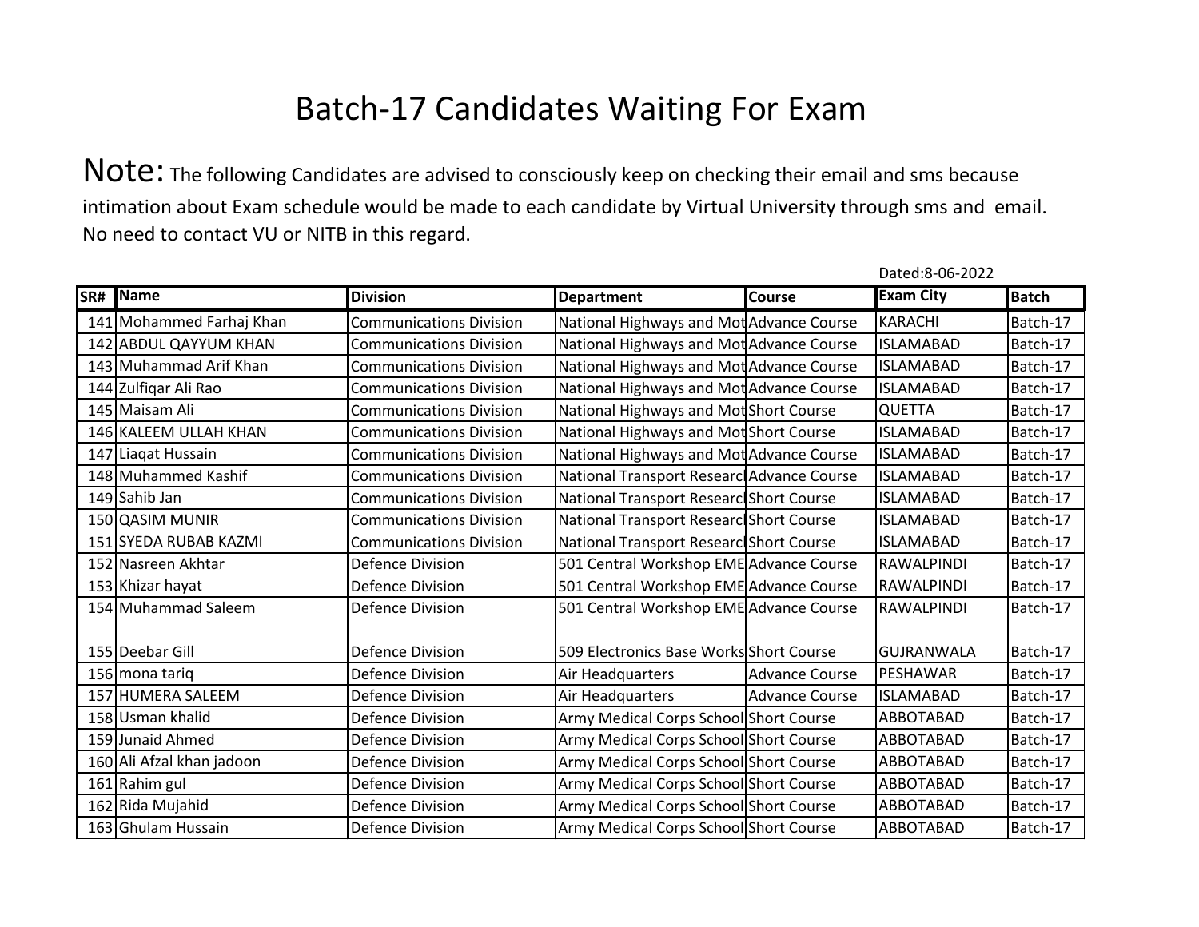# Batch-17 Candidates Waiting For Exam

**Note:** The following Candidates are advised to consciously keep on checking their email and sms because intimation about Exam schedule would be made to each candidate by Virtual University through sms and email. No need to contact VU or NITB in this regard.

Dated:8-06-2022

| SR# | Name | Division | Department | Course | Exam City | Batch |
|---|---|---|---|---|---|---|
| 141 | Mohammed Farhaj Khan | Communications Division | National Highways and Mot | Advance Course | KARACHI | Batch-17 |
| 142 | ABDUL QAYYUM KHAN | Communications Division | National Highways and Mot | Advance Course | ISLAMABAD | Batch-17 |
| 143 | Muhammad Arif Khan | Communications Division | National Highways and Mot | Advance Course | ISLAMABAD | Batch-17 |
| 144 | Zulfiqar Ali Rao | Communications Division | National Highways and Mot | Advance Course | ISLAMABAD | Batch-17 |
| 145 | Maisam Ali | Communications Division | National Highways and Mot | Short Course | QUETTA | Batch-17 |
| 146 | KALEEM ULLAH KHAN | Communications Division | National Highways and Mot | Short Course | ISLAMABAD | Batch-17 |
| 147 | Liaqat Hussain | Communications Division | National Highways and Mot | Advance Course | ISLAMABAD | Batch-17 |
| 148 | Muhammed Kashif | Communications Division | National Transport Researc | Advance Course | ISLAMABAD | Batch-17 |
| 149 | Sahib Jan | Communications Division | National Transport Researc | Short Course | ISLAMABAD | Batch-17 |
| 150 | QASIM MUNIR | Communications Division | National Transport Researc | Short Course | ISLAMABAD | Batch-17 |
| 151 | SYEDA RUBAB KAZMI | Communications Division | National Transport Researc | Short Course | ISLAMABAD | Batch-17 |
| 152 | Nasreen Akhtar | Defence Division | 501 Central Workshop EME | Advance Course | RAWALPINDI | Batch-17 |
| 153 | Khizar hayat | Defence Division | 501 Central Workshop EME | Advance Course | RAWALPINDI | Batch-17 |
| 154 | Muhammad Saleem | Defence Division | 501 Central Workshop EME | Advance Course | RAWALPINDI | Batch-17 |
| 155 | Deebar Gill | Defence Division | 509 Electronics Base Works | Short Course | GUJRANWALA | Batch-17 |
| 156 | mona tariq | Defence Division | Air Headquarters | Advance Course | PESHAWAR | Batch-17 |
| 157 | HUMERA SALEEM | Defence Division | Air Headquarters | Advance Course | ISLAMABAD | Batch-17 |
| 158 | Usman khalid | Defence Division | Army Medical Corps School | Short Course | ABBOTABAD | Batch-17 |
| 159 | Junaid Ahmed | Defence Division | Army Medical Corps School | Short Course | ABBOTABAD | Batch-17 |
| 160 | Ali Afzal khan jadoon | Defence Division | Army Medical Corps School | Short Course | ABBOTABAD | Batch-17 |
| 161 | Rahim gul | Defence Division | Army Medical Corps School | Short Course | ABBOTABAD | Batch-17 |
| 162 | Rida Mujahid | Defence Division | Army Medical Corps School | Short Course | ABBOTABAD | Batch-17 |
| 163 | Ghulam Hussain | Defence Division | Army Medical Corps School | Short Course | ABBOTABAD | Batch-17 |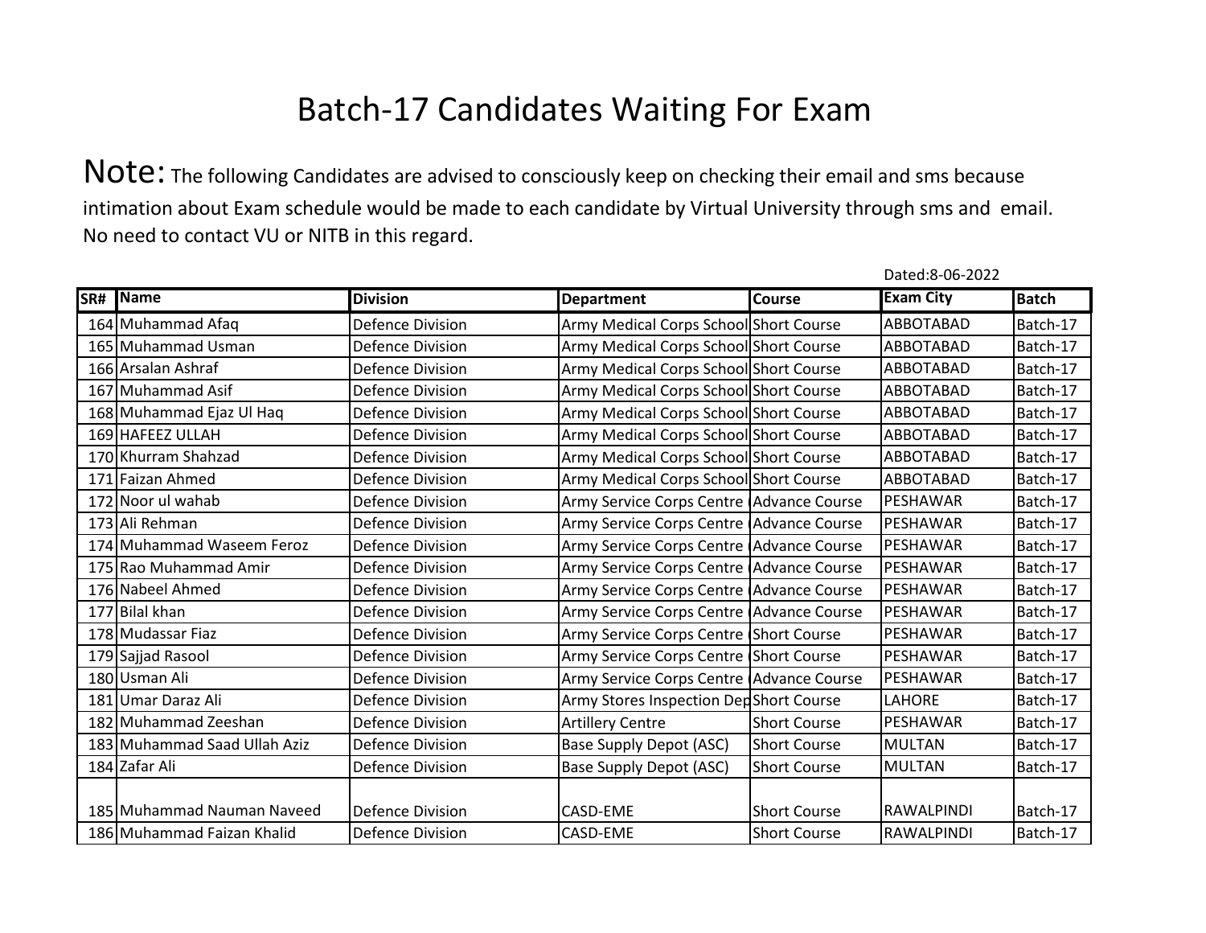# Batch-17 Candidates Waiting For Exam

**Note:** The following Candidates are advised to consciously keep on checking their email and sms because intimation about Exam schedule would be made to each candidate by Virtual University through sms and email. No need to contact VU or NITB in this regard.

Dated:8-06-2022

| SR# | Name | Division | Department | Course | Exam City | Batch |
|---|---|---|---|---|---|---|
| 164 | Muhammad Afaq | Defence Division | Army Medical Corps School | Short Course | ABBOTABAD | Batch-17 |
| 165 | Muhammad Usman | Defence Division | Army Medical Corps School | Short Course | ABBOTABAD | Batch-17 |
| 166 | Arsalan Ashraf | Defence Division | Army Medical Corps School | Short Course | ABBOTABAD | Batch-17 |
| 167 | Muhammad Asif | Defence Division | Army Medical Corps School | Short Course | ABBOTABAD | Batch-17 |
| 168 | Muhammad Ejaz Ul Haq | Defence Division | Army Medical Corps School | Short Course | ABBOTABAD | Batch-17 |
| 169 | HAFEEZ ULLAH | Defence Division | Army Medical Corps School | Short Course | ABBOTABAD | Batch-17 |
| 170 | Khurram Shahzad | Defence Division | Army Medical Corps School | Short Course | ABBOTABAD | Batch-17 |
| 171 | Faizan Ahmed | Defence Division | Army Medical Corps School | Short Course | ABBOTABAD | Batch-17 |
| 172 | Noor ul wahab | Defence Division | Army Service Corps Centre ( | Advance Course | PESHAWAR | Batch-17 |
| 173 | Ali Rehman | Defence Division | Army Service Corps Centre ( | Advance Course | PESHAWAR | Batch-17 |
| 174 | Muhammad Waseem Feroz | Defence Division | Army Service Corps Centre ( | Advance Course | PESHAWAR | Batch-17 |
| 175 | Rao Muhammad Amir | Defence Division | Army Service Corps Centre ( | Advance Course | PESHAWAR | Batch-17 |
| 176 | Nabeel Ahmed | Defence Division | Army Service Corps Centre ( | Advance Course | PESHAWAR | Batch-17 |
| 177 | Bilal khan | Defence Division | Army Service Corps Centre ( | Advance Course | PESHAWAR | Batch-17 |
| 178 | Mudassar Fiaz | Defence Division | Army Service Corps Centre ( | Short Course | PESHAWAR | Batch-17 |
| 179 | Sajjad Rasool | Defence Division | Army Service Corps Centre ( | Short Course | PESHAWAR | Batch-17 |
| 180 | Usman Ali | Defence Division | Army Service Corps Centre ( | Advance Course | PESHAWAR | Batch-17 |
| 181 | Umar Daraz Ali | Defence Division | Army Stores Inspection Dep | Short Course | LAHORE | Batch-17 |
| 182 | Muhammad Zeeshan | Defence Division | Artillery Centre | Short Course | PESHAWAR | Batch-17 |
| 183 | Muhammad Saad Ullah Aziz | Defence Division | Base Supply Depot (ASC) | Short Course | MULTAN | Batch-17 |
| 184 | Zafar Ali | Defence Division | Base Supply Depot (ASC) | Short Course | MULTAN | Batch-17 |
| 185 | Muhammad Nauman Naveed | Defence Division | CASD-EME | Short Course | RAWALPINDI | Batch-17 |
| 186 | Muhammad Faizan Khalid | Defence Division | CASD-EME | Short Course | RAWALPINDI | Batch-17 |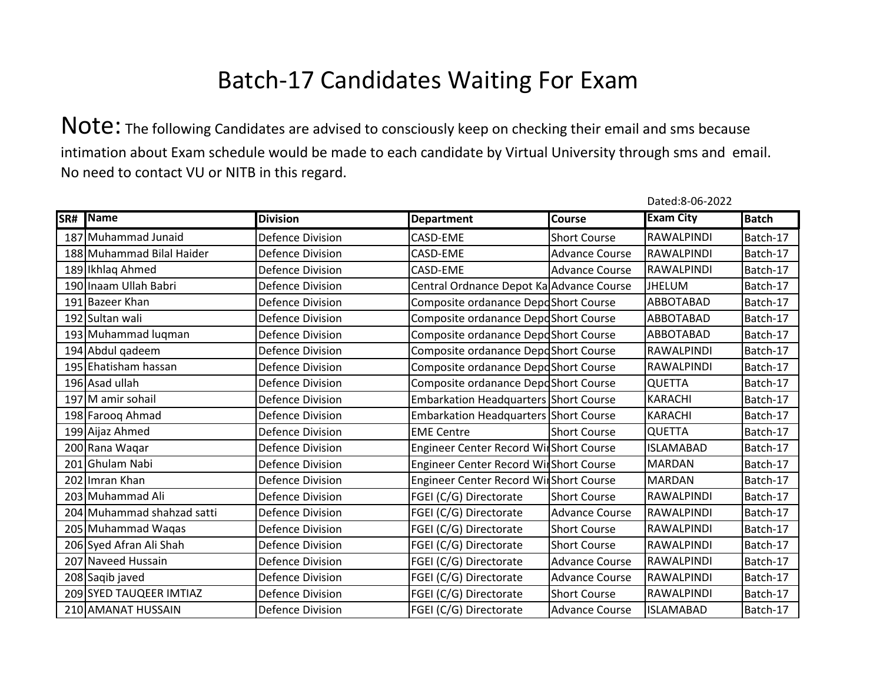# Batch-17 Candidates Waiting For Exam

**Note:** The following Candidates are advised to consciously keep on checking their email and sms because intimation about Exam schedule would be made to each candidate by Virtual University through sms and email. No need to contact VU or NITB in this regard.

Dated:8-06-2022

| SR# | Name | Division | Department | Course | Exam City | Batch |
|---|---|---|---|---|---|---|
| 187 | Muhammad Junaid | Defence Division | CASD-EME | Short Course | RAWALPINDI | Batch-17 |
| 188 | Muhammad Bilal Haider | Defence Division | CASD-EME | Advance Course | RAWALPINDI | Batch-17 |
| 189 | Ikhlaq Ahmed | Defence Division | CASD-EME | Advance Course | RAWALPINDI | Batch-17 |
| 190 | Inaam Ullah Babri | Defence Division | Central Ordnance Depot Ka | Advance Course | JHELUM | Batch-17 |
| 191 | Bazeer Khan | Defence Division | Composite ordanance Depo | Short Course | ABBOTABAD | Batch-17 |
| 192 | Sultan wali | Defence Division | Composite ordanance Depo | Short Course | ABBOTABAD | Batch-17 |
| 193 | Muhammad luqman | Defence Division | Composite ordanance Depo | Short Course | ABBOTABAD | Batch-17 |
| 194 | Abdul qadeem | Defence Division | Composite ordanance Depo | Short Course | RAWALPINDI | Batch-17 |
| 195 | Ehatisham hassan | Defence Division | Composite ordanance Depo | Short Course | RAWALPINDI | Batch-17 |
| 196 | Asad ullah | Defence Division | Composite ordanance Depo | Short Course | QUETTA | Batch-17 |
| 197 | M amir sohail | Defence Division | Embarkation Headquarters | Short Course | KARACHI | Batch-17 |
| 198 | Farooq Ahmad | Defence Division | Embarkation Headquarters | Short Course | KARACHI | Batch-17 |
| 199 | Aijaz Ahmed | Defence Division | EME Centre | Short Course | QUETTA | Batch-17 |
| 200 | Rana Waqar | Defence Division | Engineer Center Record Wi | Short Course | ISLAMABAD | Batch-17 |
| 201 | Ghulam Nabi | Defence Division | Engineer Center Record Wi | Short Course | MARDAN | Batch-17 |
| 202 | Imran Khan | Defence Division | Engineer Center Record Wi | Short Course | MARDAN | Batch-17 |
| 203 | Muhammad Ali | Defence Division | FGEI (C/G) Directorate | Short Course | RAWALPINDI | Batch-17 |
| 204 | Muhammad shahzad satti | Defence Division | FGEI (C/G) Directorate | Advance Course | RAWALPINDI | Batch-17 |
| 205 | Muhammad Waqas | Defence Division | FGEI (C/G) Directorate | Short Course | RAWALPINDI | Batch-17 |
| 206 | Syed Afran Ali Shah | Defence Division | FGEI (C/G) Directorate | Short Course | RAWALPINDI | Batch-17 |
| 207 | Naveed Hussain | Defence Division | FGEI (C/G) Directorate | Advance Course | RAWALPINDI | Batch-17 |
| 208 | Saqib javed | Defence Division | FGEI (C/G) Directorate | Advance Course | RAWALPINDI | Batch-17 |
| 209 | SYED TAUQEER IMTIAZ | Defence Division | FGEI (C/G) Directorate | Short Course | RAWALPINDI | Batch-17 |
| 210 | AMANAT HUSSAIN | Defence Division | FGEI (C/G) Directorate | Advance Course | ISLAMABAD | Batch-17 |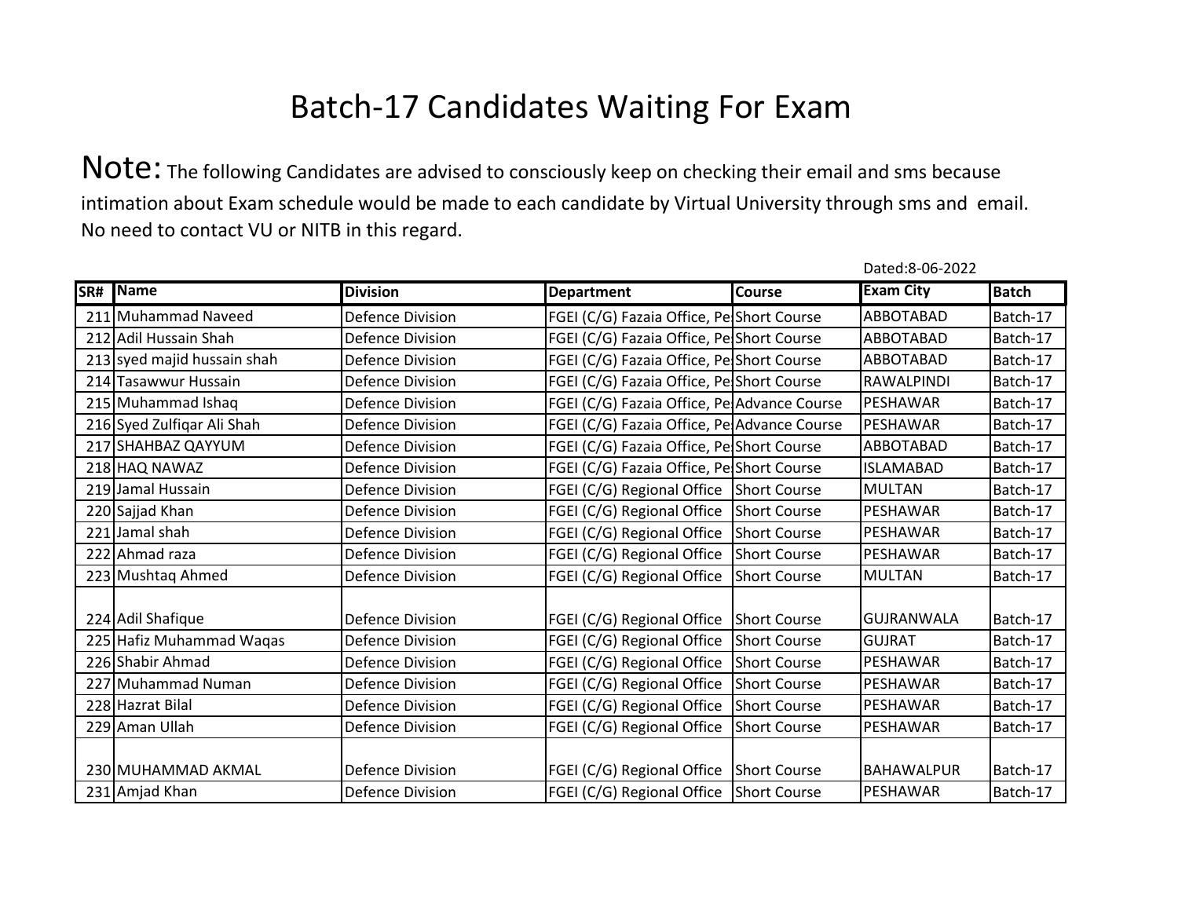# Batch-17 Candidates Waiting For Exam

**Note:** The following Candidates are advised to consciously keep on checking their email and sms because intimation about Exam schedule would be made to each candidate by Virtual University through sms and email. No need to contact VU or NITB in this regard.

Dated:8-06-2022

| SR# | Name | Division | Department | Course | Exam City | Batch |
|---|---|---|---|---|---|---|
| 211 | Muhammad Naveed | Defence Division | FGEI (C/G) Fazaia Office, Pe | Short Course | ABBOTABAD | Batch-17 |
| 212 | Adil Hussain Shah | Defence Division | FGEI (C/G) Fazaia Office, Pe | Short Course | ABBOTABAD | Batch-17 |
| 213 | syed majid hussain shah | Defence Division | FGEI (C/G) Fazaia Office, Pe | Short Course | ABBOTABAD | Batch-17 |
| 214 | Tasawwur Hussain | Defence Division | FGEI (C/G) Fazaia Office, Pe | Short Course | RAWALPINDI | Batch-17 |
| 215 | Muhammad Ishaq | Defence Division | FGEI (C/G) Fazaia Office, Pe | Advance Course | PESHAWAR | Batch-17 |
| 216 | Syed Zulfiqar Ali Shah | Defence Division | FGEI (C/G) Fazaia Office, Pe | Advance Course | PESHAWAR | Batch-17 |
| 217 | SHAHBAZ QAYYUM | Defence Division | FGEI (C/G) Fazaia Office, Pe | Short Course | ABBOTABAD | Batch-17 |
| 218 | HAQ NAWAZ | Defence Division | FGEI (C/G) Fazaia Office, Pe | Short Course | ISLAMABAD | Batch-17 |
| 219 | Jamal Hussain | Defence Division | FGEI (C/G) Regional Office | Short Course | MULTAN | Batch-17 |
| 220 | Sajjad Khan | Defence Division | FGEI (C/G) Regional Office | Short Course | PESHAWAR | Batch-17 |
| 221 | Jamal shah | Defence Division | FGEI (C/G) Regional Office | Short Course | PESHAWAR | Batch-17 |
| 222 | Ahmad raza | Defence Division | FGEI (C/G) Regional Office | Short Course | PESHAWAR | Batch-17 |
| 223 | Mushtaq Ahmed | Defence Division | FGEI (C/G) Regional Office | Short Course | MULTAN | Batch-17 |
| 224 | Adil Shafique | Defence Division | FGEI (C/G) Regional Office | Short Course | GUJRANWALA | Batch-17 |
| 225 | Hafiz Muhammad Waqas | Defence Division | FGEI (C/G) Regional Office | Short Course | GUJRAT | Batch-17 |
| 226 | Shabir Ahmad | Defence Division | FGEI (C/G) Regional Office | Short Course | PESHAWAR | Batch-17 |
| 227 | Muhammad Numan | Defence Division | FGEI (C/G) Regional Office | Short Course | PESHAWAR | Batch-17 |
| 228 | Hazrat Bilal | Defence Division | FGEI (C/G) Regional Office | Short Course | PESHAWAR | Batch-17 |
| 229 | Aman Ullah | Defence Division | FGEI (C/G) Regional Office | Short Course | PESHAWAR | Batch-17 |
| 230 | MUHAMMAD AKMAL | Defence Division | FGEI (C/G) Regional Office | Short Course | BAHAWALPUR | Batch-17 |
| 231 | Amjad Khan | Defence Division | FGEI (C/G) Regional Office | Short Course | PESHAWAR | Batch-17 |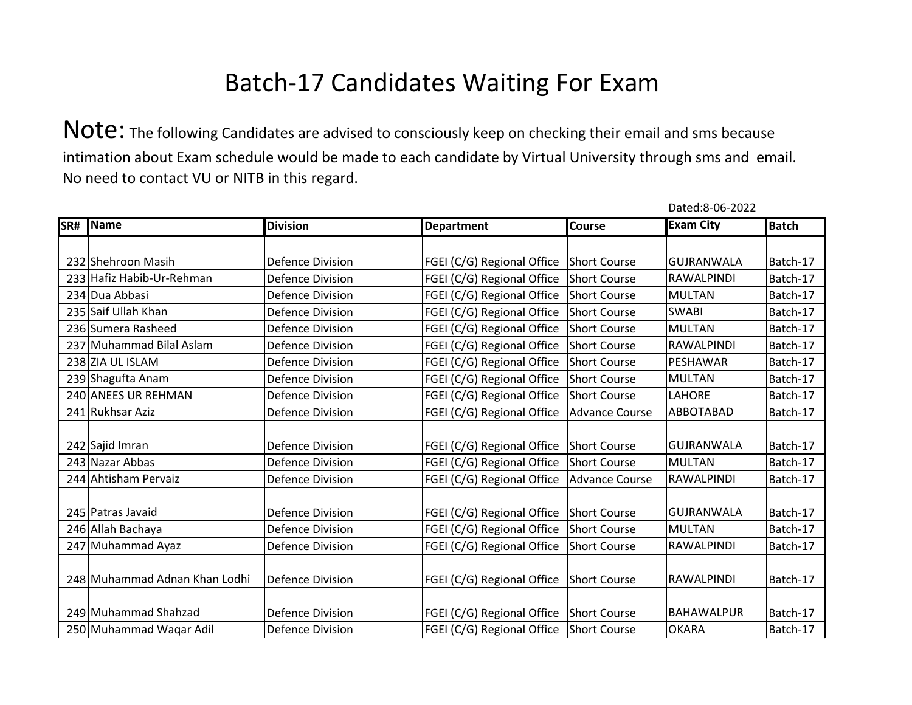# Batch-17 Candidates Waiting For Exam

**Note:** The following Candidates are advised to consciously keep on checking their email and sms because intimation about Exam schedule would be made to each candidate by Virtual University through sms and email. No need to contact VU or NITB in this regard.

Dated:8-06-2022

| SR# | Name | Division | Department | Course | Exam City | Batch |
|---|---|---|---|---|---|---|
| 232 | Shehroon Masih | Defence Division | FGEI (C/G) Regional Office | Short Course | GUJRANWALA | Batch-17 |
| 233 | Hafiz Habib-Ur-Rehman | Defence Division | FGEI (C/G) Regional Office | Short Course | RAWALPINDI | Batch-17 |
| 234 | Dua Abbasi | Defence Division | FGEI (C/G) Regional Office | Short Course | MULTAN | Batch-17 |
| 235 | Saif Ullah Khan | Defence Division | FGEI (C/G) Regional Office | Short Course | SWABI | Batch-17 |
| 236 | Sumera Rasheed | Defence Division | FGEI (C/G) Regional Office | Short Course | MULTAN | Batch-17 |
| 237 | Muhammad Bilal Aslam | Defence Division | FGEI (C/G) Regional Office | Short Course | RAWALPINDI | Batch-17 |
| 238 | ZIA UL ISLAM | Defence Division | FGEI (C/G) Regional Office | Short Course | PESHAWAR | Batch-17 |
| 239 | Shagufta Anam | Defence Division | FGEI (C/G) Regional Office | Short Course | MULTAN | Batch-17 |
| 240 | ANEES UR REHMAN | Defence Division | FGEI (C/G) Regional Office | Short Course | LAHORE | Batch-17 |
| 241 | Rukhsar Aziz | Defence Division | FGEI (C/G) Regional Office | Advance Course | ABBOTABAD | Batch-17 |
| 242 | Sajid Imran | Defence Division | FGEI (C/G) Regional Office | Short Course | GUJRANWALA | Batch-17 |
| 243 | Nazar Abbas | Defence Division | FGEI (C/G) Regional Office | Short Course | MULTAN | Batch-17 |
| 244 | Ahtisham Pervaiz | Defence Division | FGEI (C/G) Regional Office | Advance Course | RAWALPINDI | Batch-17 |
| 245 | Patras Javaid | Defence Division | FGEI (C/G) Regional Office | Short Course | GUJRANWALA | Batch-17 |
| 246 | Allah Bachaya | Defence Division | FGEI (C/G) Regional Office | Short Course | MULTAN | Batch-17 |
| 247 | Muhammad Ayaz | Defence Division | FGEI (C/G) Regional Office | Short Course | RAWALPINDI | Batch-17 |
| 248 | Muhammad Adnan Khan Lodhi | Defence Division | FGEI (C/G) Regional Office | Short Course | RAWALPINDI | Batch-17 |
| 249 | Muhammad Shahzad | Defence Division | FGEI (C/G) Regional Office | Short Course | BAHAWALPUR | Batch-17 |
| 250 | Muhammad Waqar Adil | Defence Division | FGEI (C/G) Regional Office | Short Course | OKARA | Batch-17 |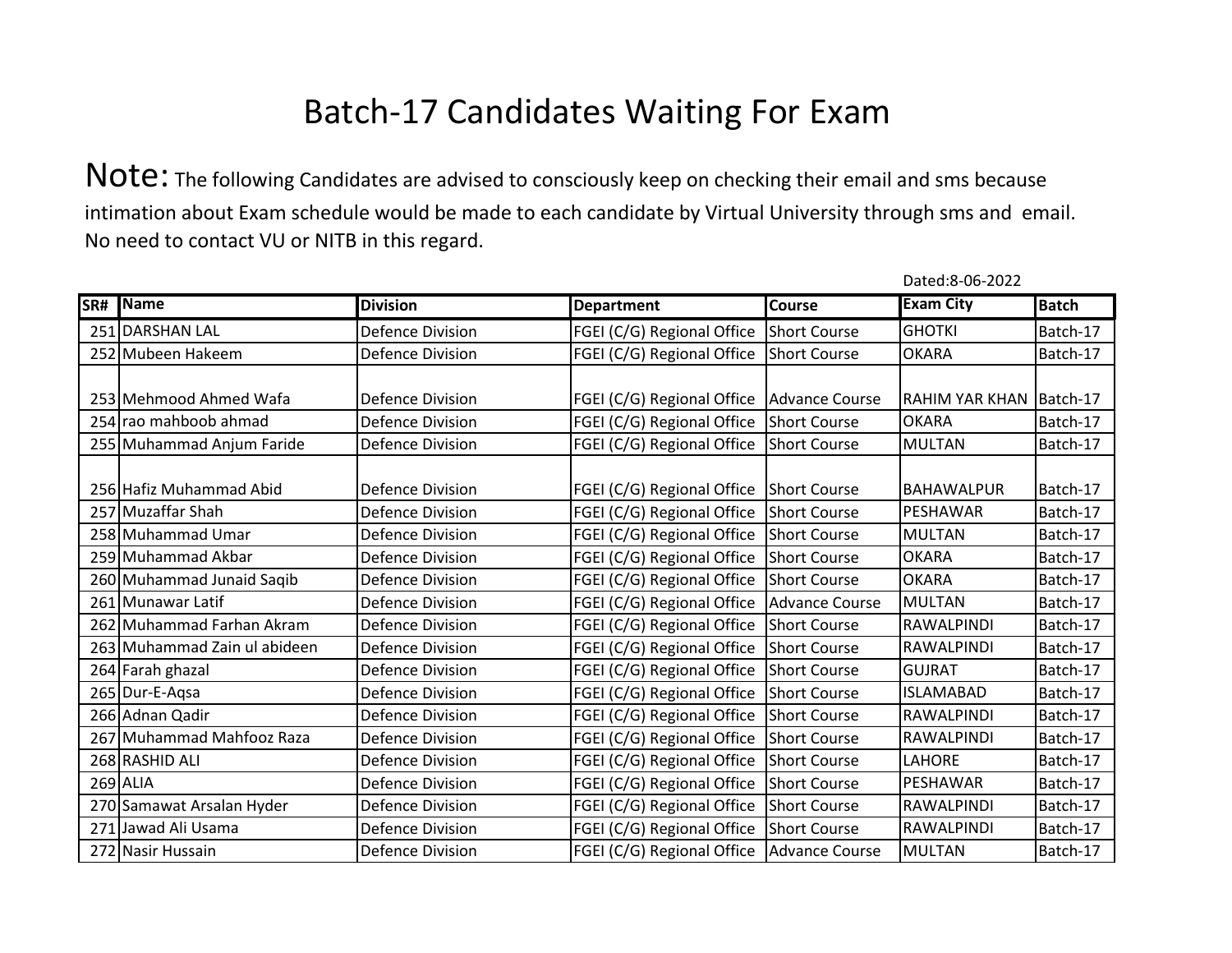# Batch-17 Candidates Waiting For Exam

**Note:** The following Candidates are advised to consciously keep on checking their email and sms because intimation about Exam schedule would be made to each candidate by Virtual University through sms and email. No need to contact VU or NITB in this regard.

Dated:8-06-2022

| SR# | Name | Division | Department | Course | Exam City | Batch |
|---|---|---|---|---|---|---|
| 251 | DARSHAN LAL | Defence Division | FGEI (C/G) Regional Office | Short Course | GHOTKI | Batch-17 |
| 252 | Mubeen Hakeem | Defence Division | FGEI (C/G) Regional Office | Short Course | OKARA | Batch-17 |
| 253 | Mehmood Ahmed Wafa | Defence Division | FGEI (C/G) Regional Office | Advance Course | RAHIM YAR KHAN | Batch-17 |
| 254 | rao mahboob ahmad | Defence Division | FGEI (C/G) Regional Office | Short Course | OKARA | Batch-17 |
| 255 | Muhammad Anjum Faride | Defence Division | FGEI (C/G) Regional Office | Short Course | MULTAN | Batch-17 |
| 256 | Hafiz Muhammad Abid | Defence Division | FGEI (C/G) Regional Office | Short Course | BAHAWALPUR | Batch-17 |
| 257 | Muzaffar Shah | Defence Division | FGEI (C/G) Regional Office | Short Course | PESHAWAR | Batch-17 |
| 258 | Muhammad Umar | Defence Division | FGEI (C/G) Regional Office | Short Course | MULTAN | Batch-17 |
| 259 | Muhammad Akbar | Defence Division | FGEI (C/G) Regional Office | Short Course | OKARA | Batch-17 |
| 260 | Muhammad Junaid Saqib | Defence Division | FGEI (C/G) Regional Office | Short Course | OKARA | Batch-17 |
| 261 | Munawar Latif | Defence Division | FGEI (C/G) Regional Office | Advance Course | MULTAN | Batch-17 |
| 262 | Muhammad Farhan Akram | Defence Division | FGEI (C/G) Regional Office | Short Course | RAWALPINDI | Batch-17 |
| 263 | Muhammad Zain ul abideen | Defence Division | FGEI (C/G) Regional Office | Short Course | RAWALPINDI | Batch-17 |
| 264 | Farah ghazal | Defence Division | FGEI (C/G) Regional Office | Short Course | GUJRAT | Batch-17 |
| 265 | Dur-E-Aqsa | Defence Division | FGEI (C/G) Regional Office | Short Course | ISLAMABAD | Batch-17 |
| 266 | Adnan Qadir | Defence Division | FGEI (C/G) Regional Office | Short Course | RAWALPINDI | Batch-17 |
| 267 | Muhammad Mahfooz Raza | Defence Division | FGEI (C/G) Regional Office | Short Course | RAWALPINDI | Batch-17 |
| 268 | RASHID ALI | Defence Division | FGEI (C/G) Regional Office | Short Course | LAHORE | Batch-17 |
| 269 | ALIA | Defence Division | FGEI (C/G) Regional Office | Short Course | PESHAWAR | Batch-17 |
| 270 | Samawat Arsalan Hyder | Defence Division | FGEI (C/G) Regional Office | Short Course | RAWALPINDI | Batch-17 |
| 271 | Jawad Ali Usama | Defence Division | FGEI (C/G) Regional Office | Short Course | RAWALPINDI | Batch-17 |
| 272 | Nasir Hussain | Defence Division | FGEI (C/G) Regional Office | Advance Course | MULTAN | Batch-17 |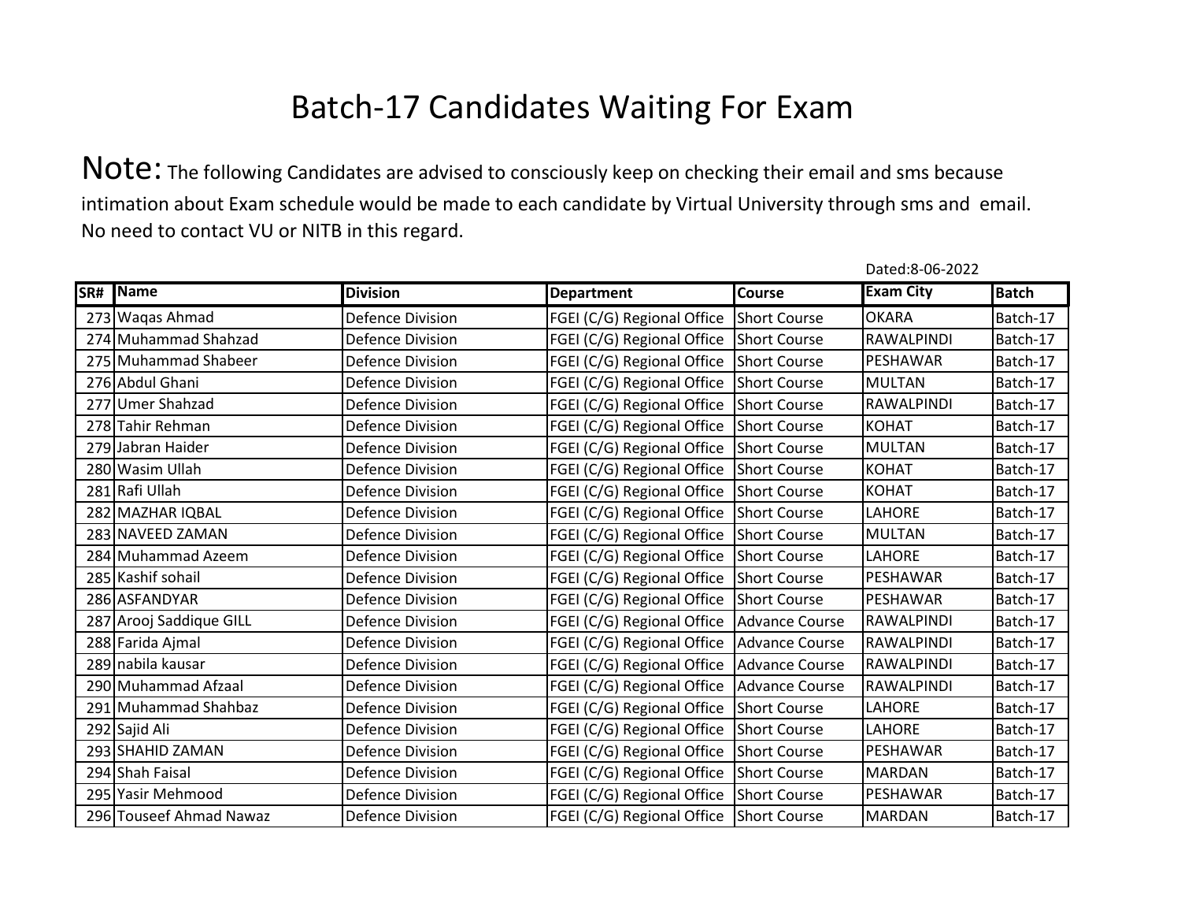# Batch-17 Candidates Waiting For Exam

**Note:** The following Candidates are advised to consciously keep on checking their email and sms because intimation about Exam schedule would be made to each candidate by Virtual University through sms and email. No need to contact VU or NITB in this regard.

Dated:8-06-2022

| SR# | Name | Division | Department | Course | Exam City | Batch |
|---|---|---|---|---|---|---|
| 273 | Waqas Ahmad | Defence Division | FGEI (C/G) Regional Office | Short Course | OKARA | Batch-17 |
| 274 | Muhammad Shahzad | Defence Division | FGEI (C/G) Regional Office | Short Course | RAWALPINDI | Batch-17 |
| 275 | Muhammad Shabeer | Defence Division | FGEI (C/G) Regional Office | Short Course | PESHAWAR | Batch-17 |
| 276 | Abdul Ghani | Defence Division | FGEI (C/G) Regional Office | Short Course | MULTAN | Batch-17 |
| 277 | Umer Shahzad | Defence Division | FGEI (C/G) Regional Office | Short Course | RAWALPINDI | Batch-17 |
| 278 | Tahir Rehman | Defence Division | FGEI (C/G) Regional Office | Short Course | KOHAT | Batch-17 |
| 279 | Jabran Haider | Defence Division | FGEI (C/G) Regional Office | Short Course | MULTAN | Batch-17 |
| 280 | Wasim Ullah | Defence Division | FGEI (C/G) Regional Office | Short Course | KOHAT | Batch-17 |
| 281 | Rafi Ullah | Defence Division | FGEI (C/G) Regional Office | Short Course | KOHAT | Batch-17 |
| 282 | MAZHAR IQBAL | Defence Division | FGEI (C/G) Regional Office | Short Course | LAHORE | Batch-17 |
| 283 | NAVEED ZAMAN | Defence Division | FGEI (C/G) Regional Office | Short Course | MULTAN | Batch-17 |
| 284 | Muhammad Azeem | Defence Division | FGEI (C/G) Regional Office | Short Course | LAHORE | Batch-17 |
| 285 | Kashif sohail | Defence Division | FGEI (C/G) Regional Office | Short Course | PESHAWAR | Batch-17 |
| 286 | ASFANDYAR | Defence Division | FGEI (C/G) Regional Office | Short Course | PESHAWAR | Batch-17 |
| 287 | Arooj Saddique GILL | Defence Division | FGEI (C/G) Regional Office | Advance Course | RAWALPINDI | Batch-17 |
| 288 | Farida Ajmal | Defence Division | FGEI (C/G) Regional Office | Advance Course | RAWALPINDI | Batch-17 |
| 289 | nabila kausar | Defence Division | FGEI (C/G) Regional Office | Advance Course | RAWALPINDI | Batch-17 |
| 290 | Muhammad Afzaal | Defence Division | FGEI (C/G) Regional Office | Advance Course | RAWALPINDI | Batch-17 |
| 291 | Muhammad Shahbaz | Defence Division | FGEI (C/G) Regional Office | Short Course | LAHORE | Batch-17 |
| 292 | Sajid Ali | Defence Division | FGEI (C/G) Regional Office | Short Course | LAHORE | Batch-17 |
| 293 | SHAHID ZAMAN | Defence Division | FGEI (C/G) Regional Office | Short Course | PESHAWAR | Batch-17 |
| 294 | Shah Faisal | Defence Division | FGEI (C/G) Regional Office | Short Course | MARDAN | Batch-17 |
| 295 | Yasir Mehmood | Defence Division | FGEI (C/G) Regional Office | Short Course | PESHAWAR | Batch-17 |
| 296 | Touseef Ahmad Nawaz | Defence Division | FGEI (C/G) Regional Office | Short Course | MARDAN | Batch-17 |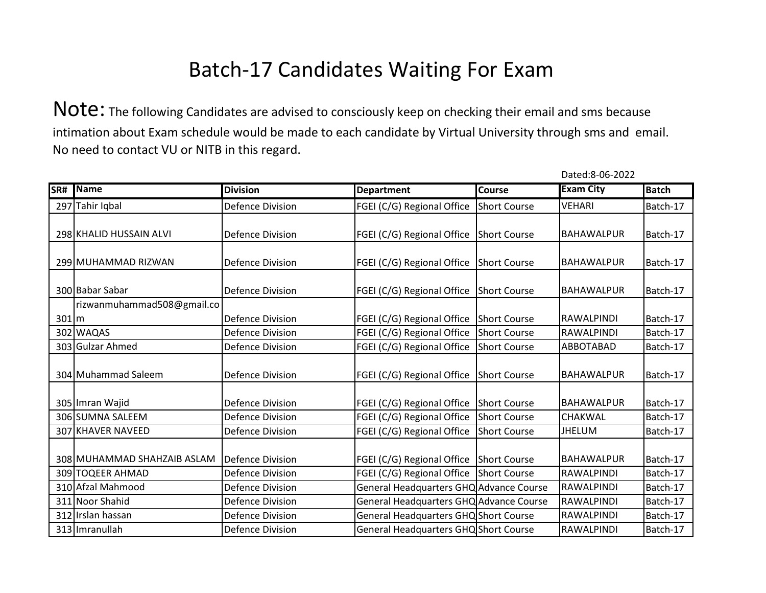# Batch-17 Candidates Waiting For Exam

**Note:** The following Candidates are advised to consciously keep on checking their email and sms because intimation about Exam schedule would be made to each candidate by Virtual University through sms and email. No need to contact VU or NITB in this regard.

Dated:8-06-2022

| SR# | Name | Division | Department | Course | Exam City | Batch |
|---|---|---|---|---|---|---|
| 297 | Tahir Iqbal | Defence Division | FGEI (C/G) Regional Office | Short Course | VEHARI | Batch-17 |
| 298 | KHALID HUSSAIN ALVI | Defence Division | FGEI (C/G) Regional Office | Short Course | BAHAWALPUR | Batch-17 |
| 299 | MUHAMMAD RIZWAN | Defence Division | FGEI (C/G) Regional Office | Short Course | BAHAWALPUR | Batch-17 |
| 300 | Babar Sabar | Defence Division | FGEI (C/G) Regional Office | Short Course | BAHAWALPUR | Batch-17 |
| 301 | rizwanmuhammad508@gmail.com | Defence Division | FGEI (C/G) Regional Office | Short Course | RAWALPINDI | Batch-17 |
| 302 | WAQAS | Defence Division | FGEI (C/G) Regional Office | Short Course | RAWALPINDI | Batch-17 |
| 303 | Gulzar Ahmed | Defence Division | FGEI (C/G) Regional Office | Short Course | ABBOTABAD | Batch-17 |
| 304 | Muhammad Saleem | Defence Division | FGEI (C/G) Regional Office | Short Course | BAHAWALPUR | Batch-17 |
| 305 | Imran Wajid | Defence Division | FGEI (C/G) Regional Office | Short Course | BAHAWALPUR | Batch-17 |
| 306 | SUMNA SALEEM | Defence Division | FGEI (C/G) Regional Office | Short Course | CHAKWAL | Batch-17 |
| 307 | KHAVER NAVEED | Defence Division | FGEI (C/G) Regional Office | Short Course | JHELUM | Batch-17 |
| 308 | MUHAMMAD SHAHZAIB ASLAM | Defence Division | FGEI (C/G) Regional Office | Short Course | BAHAWALPUR | Batch-17 |
| 309 | TOQEER AHMAD | Defence Division | FGEI (C/G) Regional Office | Short Course | RAWALPINDI | Batch-17 |
| 310 | Afzal Mahmood | Defence Division | General Headquarters GHQ | Advance Course | RAWALPINDI | Batch-17 |
| 311 | Noor Shahid | Defence Division | General Headquarters GHQ | Advance Course | RAWALPINDI | Batch-17 |
| 312 | Irslan hassan | Defence Division | General Headquarters GHQ | Short Course | RAWALPINDI | Batch-17 |
| 313 | Imranullah | Defence Division | General Headquarters GHQ | Short Course | RAWALPINDI | Batch-17 |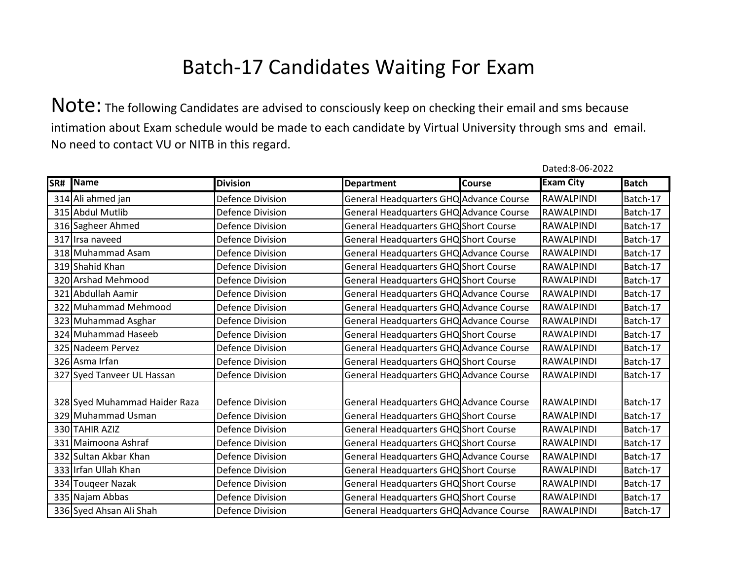# Batch-17 Candidates Waiting For Exam

**Note:** The following Candidates are advised to consciously keep on checking their email and sms because intimation about Exam schedule would be made to each candidate by Virtual University through sms and email. No need to contact VU or NITB in this regard.

Dated:8-06-2022

| SR# | Name | Division | Department | Course | Exam City | Batch |
|---|---|---|---|---|---|---|
| 314 | Ali ahmed jan | Defence Division | General Headquarters GHQ | Advance Course | RAWALPINDI | Batch-17 |
| 315 | Abdul Mutlib | Defence Division | General Headquarters GHQ | Advance Course | RAWALPINDI | Batch-17 |
| 316 | Sagheer Ahmed | Defence Division | General Headquarters GHQ | Short Course | RAWALPINDI | Batch-17 |
| 317 | Irsa naveed | Defence Division | General Headquarters GHQ | Short Course | RAWALPINDI | Batch-17 |
| 318 | Muhammad Asam | Defence Division | General Headquarters GHQ | Advance Course | RAWALPINDI | Batch-17 |
| 319 | Shahid Khan | Defence Division | General Headquarters GHQ | Short Course | RAWALPINDI | Batch-17 |
| 320 | Arshad Mehmood | Defence Division | General Headquarters GHQ | Short Course | RAWALPINDI | Batch-17 |
| 321 | Abdullah Aamir | Defence Division | General Headquarters GHQ | Advance Course | RAWALPINDI | Batch-17 |
| 322 | Muhammad Mehmood | Defence Division | General Headquarters GHQ | Advance Course | RAWALPINDI | Batch-17 |
| 323 | Muhammad Asghar | Defence Division | General Headquarters GHQ | Advance Course | RAWALPINDI | Batch-17 |
| 324 | Muhammad Haseeb | Defence Division | General Headquarters GHQ | Short Course | RAWALPINDI | Batch-17 |
| 325 | Nadeem Pervez | Defence Division | General Headquarters GHQ | Advance Course | RAWALPINDI | Batch-17 |
| 326 | Asma Irfan | Defence Division | General Headquarters GHQ | Short Course | RAWALPINDI | Batch-17 |
| 327 | Syed Tanveer UL Hassan | Defence Division | General Headquarters GHQ | Advance Course | RAWALPINDI | Batch-17 |
| 328 | Syed Muhammad Haider Raza | Defence Division | General Headquarters GHQ | Advance Course | RAWALPINDI | Batch-17 |
| 329 | Muhammad Usman | Defence Division | General Headquarters GHQ | Short Course | RAWALPINDI | Batch-17 |
| 330 | TAHIR AZIZ | Defence Division | General Headquarters GHQ | Short Course | RAWALPINDI | Batch-17 |
| 331 | Maimoona Ashraf | Defence Division | General Headquarters GHQ | Short Course | RAWALPINDI | Batch-17 |
| 332 | Sultan Akbar Khan | Defence Division | General Headquarters GHQ | Advance Course | RAWALPINDI | Batch-17 |
| 333 | Irfan Ullah Khan | Defence Division | General Headquarters GHQ | Short Course | RAWALPINDI | Batch-17 |
| 334 | Touqeer Nazak | Defence Division | General Headquarters GHQ | Short Course | RAWALPINDI | Batch-17 |
| 335 | Najam Abbas | Defence Division | General Headquarters GHQ | Short Course | RAWALPINDI | Batch-17 |
| 336 | Syed Ahsan Ali Shah | Defence Division | General Headquarters GHQ | Advance Course | RAWALPINDI | Batch-17 |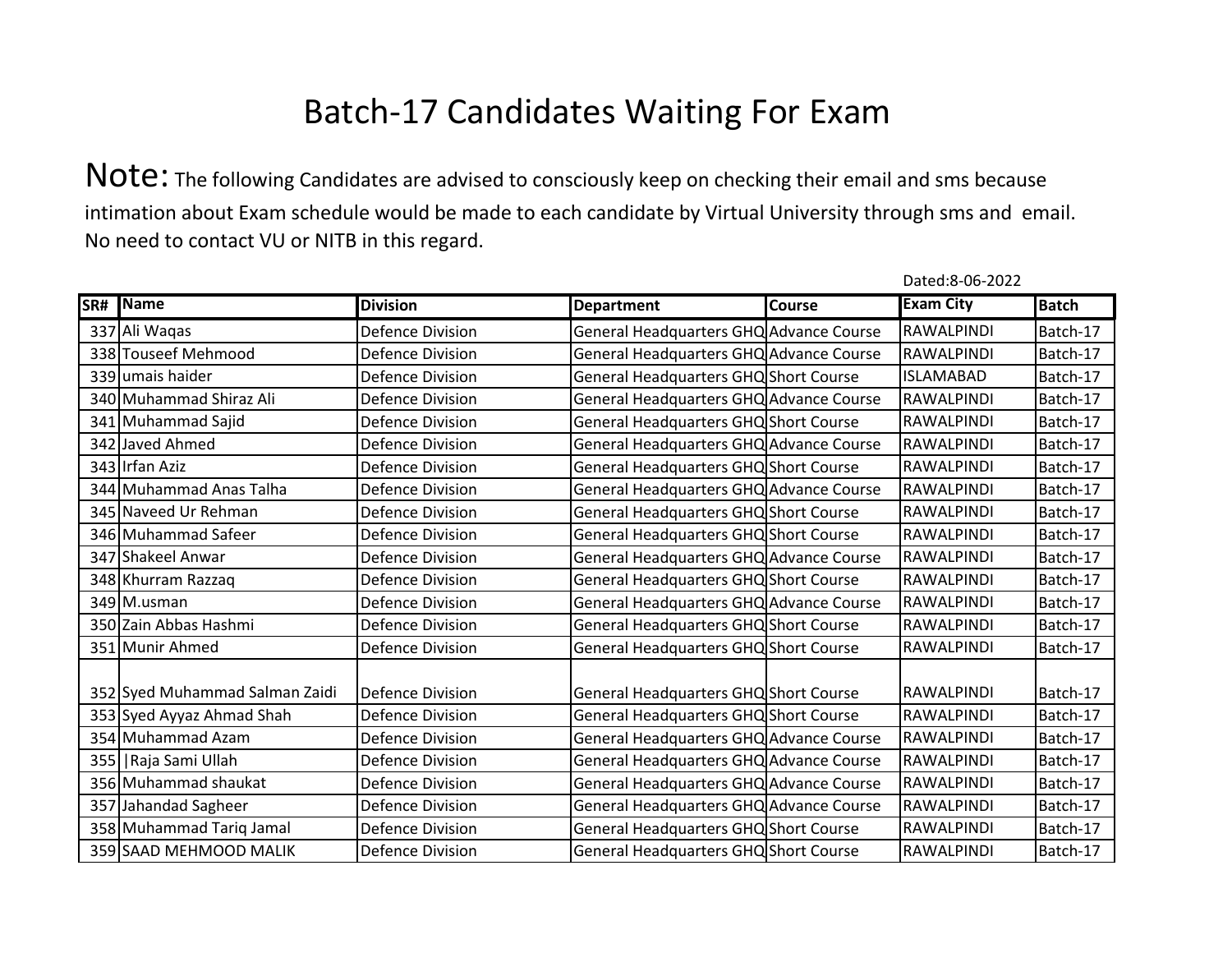# Batch-17 Candidates Waiting For Exam

Note: The following Candidates are advised to consciously keep on checking their email and sms because intimation about Exam schedule would be made to each candidate by Virtual University through sms and email. No need to contact VU or NITB in this regard.

Dated:8-06-2022

| SR# | Name | Division | Department | Course | Exam City | Batch |
|---|---|---|---|---|---|---|
| 337 | Ali Waqas | Defence Division | General Headquarters GHQ | Advance Course | RAWALPINDI | Batch-17 |
| 338 | Touseef Mehmood | Defence Division | General Headquarters GHQ | Advance Course | RAWALPINDI | Batch-17 |
| 339 | umais haider | Defence Division | General Headquarters GHQ | Short Course | ISLAMABAD | Batch-17 |
| 340 | Muhammad Shiraz Ali | Defence Division | General Headquarters GHQ | Advance Course | RAWALPINDI | Batch-17 |
| 341 | Muhammad Sajid | Defence Division | General Headquarters GHQ | Short Course | RAWALPINDI | Batch-17 |
| 342 | Javed Ahmed | Defence Division | General Headquarters GHQ | Advance Course | RAWALPINDI | Batch-17 |
| 343 | Irfan Aziz | Defence Division | General Headquarters GHQ | Short Course | RAWALPINDI | Batch-17 |
| 344 | Muhammad Anas Talha | Defence Division | General Headquarters GHQ | Advance Course | RAWALPINDI | Batch-17 |
| 345 | Naveed Ur Rehman | Defence Division | General Headquarters GHQ | Short Course | RAWALPINDI | Batch-17 |
| 346 | Muhammad Safeer | Defence Division | General Headquarters GHQ | Short Course | RAWALPINDI | Batch-17 |
| 347 | Shakeel Anwar | Defence Division | General Headquarters GHQ | Advance Course | RAWALPINDI | Batch-17 |
| 348 | Khurram Razzaq | Defence Division | General Headquarters GHQ | Short Course | RAWALPINDI | Batch-17 |
| 349 | M.usman | Defence Division | General Headquarters GHQ | Advance Course | RAWALPINDI | Batch-17 |
| 350 | Zain Abbas Hashmi | Defence Division | General Headquarters GHQ | Short Course | RAWALPINDI | Batch-17 |
| 351 | Munir Ahmed | Defence Division | General Headquarters GHQ | Short Course | RAWALPINDI | Batch-17 |
| 352 | Syed Muhammad Salman Zaidi | Defence Division | General Headquarters GHQ | Short Course | RAWALPINDI | Batch-17 |
| 353 | Syed Ayyaz Ahmad Shah | Defence Division | General Headquarters GHQ | Short Course | RAWALPINDI | Batch-17 |
| 354 | Muhammad Azam | Defence Division | General Headquarters GHQ | Advance Course | RAWALPINDI | Batch-17 |
| 355 | \|Raja Sami Ullah | Defence Division | General Headquarters GHQ | Advance Course | RAWALPINDI | Batch-17 |
| 356 | Muhammad shaukat | Defence Division | General Headquarters GHQ | Advance Course | RAWALPINDI | Batch-17 |
| 357 | Jahandad Sagheer | Defence Division | General Headquarters GHQ | Advance Course | RAWALPINDI | Batch-17 |
| 358 | Muhammad Tariq Jamal | Defence Division | General Headquarters GHQ | Short Course | RAWALPINDI | Batch-17 |
| 359 | SAAD MEHMOOD MALIK | Defence Division | General Headquarters GHQ | Short Course | RAWALPINDI | Batch-17 |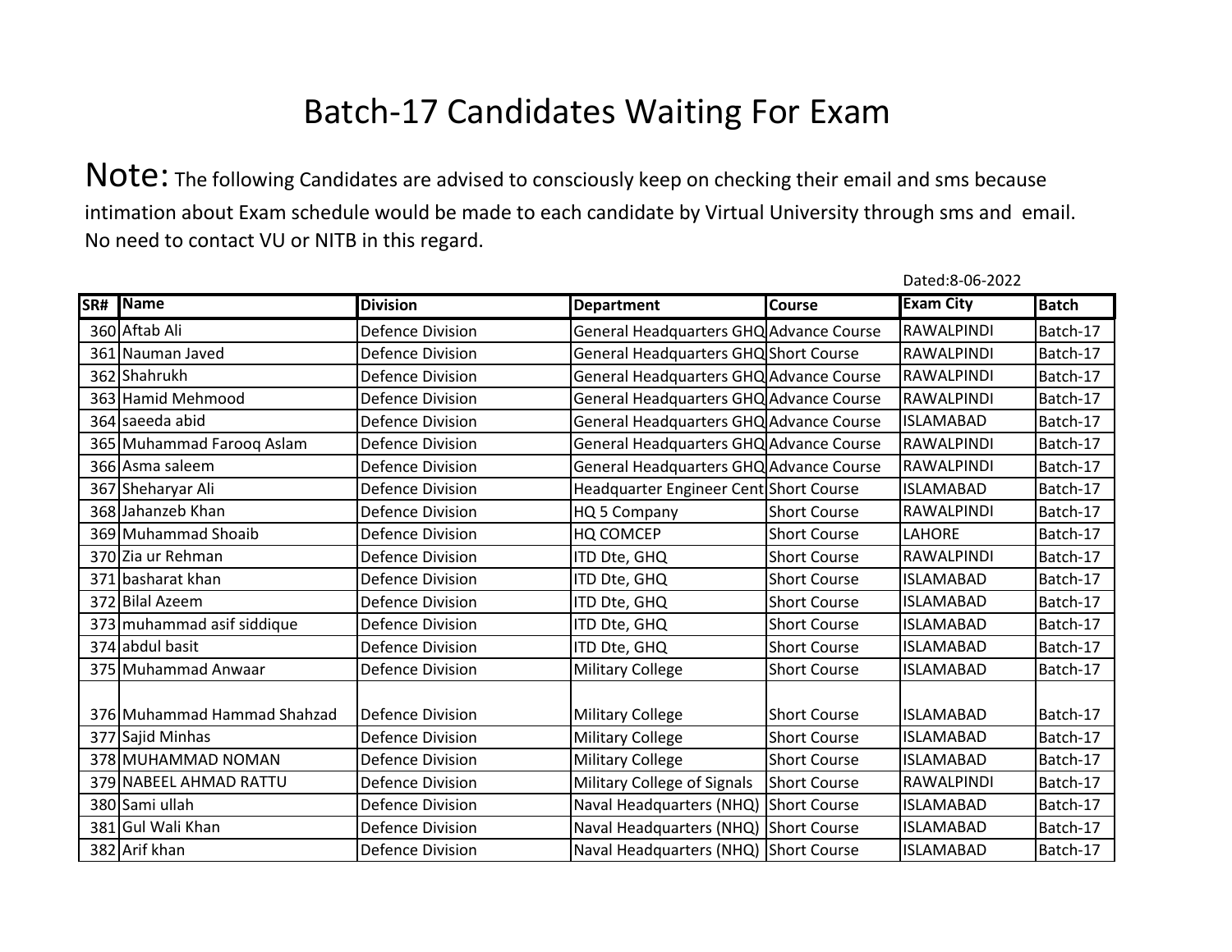# Batch-17 Candidates Waiting For Exam

**Note:** The following Candidates are advised to consciously keep on checking their email and sms because intimation about Exam schedule would be made to each candidate by Virtual University through sms and email. No need to contact VU or NITB in this regard.

Dated:8-06-2022

| SR# | Name | Division | Department | Course | Exam City | Batch |
|---|---|---|---|---|---|---|
| 360 | Aftab Ali | Defence Division | General Headquarters GHQ | Advance Course | RAWALPINDI | Batch-17 |
| 361 | Nauman Javed | Defence Division | General Headquarters GHQ | Short Course | RAWALPINDI | Batch-17 |
| 362 | Shahrukh | Defence Division | General Headquarters GHQ | Advance Course | RAWALPINDI | Batch-17 |
| 363 | Hamid Mehmood | Defence Division | General Headquarters GHQ | Advance Course | RAWALPINDI | Batch-17 |
| 364 | saeeda abid | Defence Division | General Headquarters GHQ | Advance Course | ISLAMABAD | Batch-17 |
| 365 | Muhammad Farooq Aslam | Defence Division | General Headquarters GHQ | Advance Course | RAWALPINDI | Batch-17 |
| 366 | Asma saleem | Defence Division | General Headquarters GHQ | Advance Course | RAWALPINDI | Batch-17 |
| 367 | Sheharyar Ali | Defence Division | Headquarter Engineer Cent | Short Course | ISLAMABAD | Batch-17 |
| 368 | Jahanzeb Khan | Defence Division | HQ 5 Company | Short Course | RAWALPINDI | Batch-17 |
| 369 | Muhammad Shoaib | Defence Division | HQ COMCEP | Short Course | LAHORE | Batch-17 |
| 370 | Zia ur Rehman | Defence Division | ITD Dte, GHQ | Short Course | RAWALPINDI | Batch-17 |
| 371 | basharat khan | Defence Division | ITD Dte, GHQ | Short Course | ISLAMABAD | Batch-17 |
| 372 | Bilal Azeem | Defence Division | ITD Dte, GHQ | Short Course | ISLAMABAD | Batch-17 |
| 373 | muhammad asif siddique | Defence Division | ITD Dte, GHQ | Short Course | ISLAMABAD | Batch-17 |
| 374 | abdul basit | Defence Division | ITD Dte, GHQ | Short Course | ISLAMABAD | Batch-17 |
| 375 | Muhammad Anwaar | Defence Division | Military College | Short Course | ISLAMABAD | Batch-17 |
| 376 | Muhammad Hammad Shahzad | Defence Division | Military College | Short Course | ISLAMABAD | Batch-17 |
| 377 | Sajid Minhas | Defence Division | Military College | Short Course | ISLAMABAD | Batch-17 |
| 378 | MUHAMMAD NOMAN | Defence Division | Military College | Short Course | ISLAMABAD | Batch-17 |
| 379 | NABEEL AHMAD RATTU | Defence Division | Military College of Signals | Short Course | RAWALPINDI | Batch-17 |
| 380 | Sami ullah | Defence Division | Naval Headquarters (NHQ) | Short Course | ISLAMABAD | Batch-17 |
| 381 | Gul Wali Khan | Defence Division | Naval Headquarters (NHQ) | Short Course | ISLAMABAD | Batch-17 |
| 382 | Arif khan | Defence Division | Naval Headquarters (NHQ) | Short Course | ISLAMABAD | Batch-17 |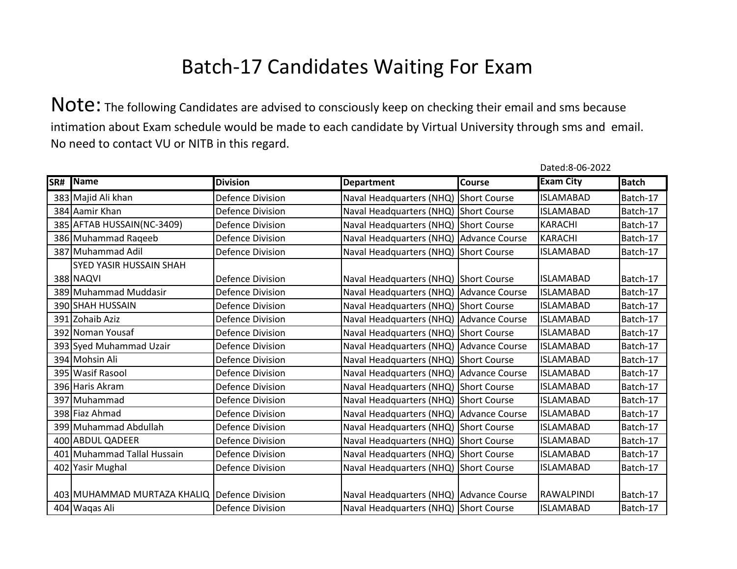# Batch-17 Candidates Waiting For Exam

**Note:** The following Candidates are advised to consciously keep on checking their email and sms because intimation about Exam schedule would be made to each candidate by Virtual University through sms and email. No need to contact VU or NITB in this regard.

Dated:8-06-2022

| SR# | Name | Division | Department | Course | Exam City | Batch |
|---|---|---|---|---|---|---|
| 383 | Majid Ali khan | Defence Division | Naval Headquarters (NHQ) | Short Course | ISLAMABAD | Batch-17 |
| 384 | Aamir Khan | Defence Division | Naval Headquarters (NHQ) | Short Course | ISLAMABAD | Batch-17 |
| 385 | AFTAB HUSSAIN(NC-3409) | Defence Division | Naval Headquarters (NHQ) | Short Course | KARACHI | Batch-17 |
| 386 | Muhammad Raqeeb | Defence Division | Naval Headquarters (NHQ) | Advance Course | KARACHI | Batch-17 |
| 387 | Muhammad Adil | Defence Division | Naval Headquarters (NHQ) | Short Course | ISLAMABAD | Batch-17 |
| 388 | SYED YASIR HUSSAIN SHAH NAQVI | Defence Division | Naval Headquarters (NHQ) | Short Course | ISLAMABAD | Batch-17 |
| 389 | Muhammad Muddasir | Defence Division | Naval Headquarters (NHQ) | Advance Course | ISLAMABAD | Batch-17 |
| 390 | SHAH HUSSAIN | Defence Division | Naval Headquarters (NHQ) | Short Course | ISLAMABAD | Batch-17 |
| 391 | Zohaib Aziz | Defence Division | Naval Headquarters (NHQ) | Advance Course | ISLAMABAD | Batch-17 |
| 392 | Noman Yousaf | Defence Division | Naval Headquarters (NHQ) | Short Course | ISLAMABAD | Batch-17 |
| 393 | Syed Muhammad Uzair | Defence Division | Naval Headquarters (NHQ) | Advance Course | ISLAMABAD | Batch-17 |
| 394 | Mohsin Ali | Defence Division | Naval Headquarters (NHQ) | Short Course | ISLAMABAD | Batch-17 |
| 395 | Wasif Rasool | Defence Division | Naval Headquarters (NHQ) | Advance Course | ISLAMABAD | Batch-17 |
| 396 | Haris Akram | Defence Division | Naval Headquarters (NHQ) | Short Course | ISLAMABAD | Batch-17 |
| 397 | Muhammad | Defence Division | Naval Headquarters (NHQ) | Short Course | ISLAMABAD | Batch-17 |
| 398 | Fiaz Ahmad | Defence Division | Naval Headquarters (NHQ) | Advance Course | ISLAMABAD | Batch-17 |
| 399 | Muhammad Abdullah | Defence Division | Naval Headquarters (NHQ) | Short Course | ISLAMABAD | Batch-17 |
| 400 | ABDUL QADEER | Defence Division | Naval Headquarters (NHQ) | Short Course | ISLAMABAD | Batch-17 |
| 401 | Muhammad Tallal Hussain | Defence Division | Naval Headquarters (NHQ) | Short Course | ISLAMABAD | Batch-17 |
| 402 | Yasir Mughal | Defence Division | Naval Headquarters (NHQ) | Short Course | ISLAMABAD | Batch-17 |
| 403 | MUHAMMAD MURTAZA KHALIQ | Defence Division | Naval Headquarters (NHQ) | Advance Course | RAWALPINDI | Batch-17 |
| 404 | Waqas Ali | Defence Division | Naval Headquarters (NHQ) | Short Course | ISLAMABAD | Batch-17 |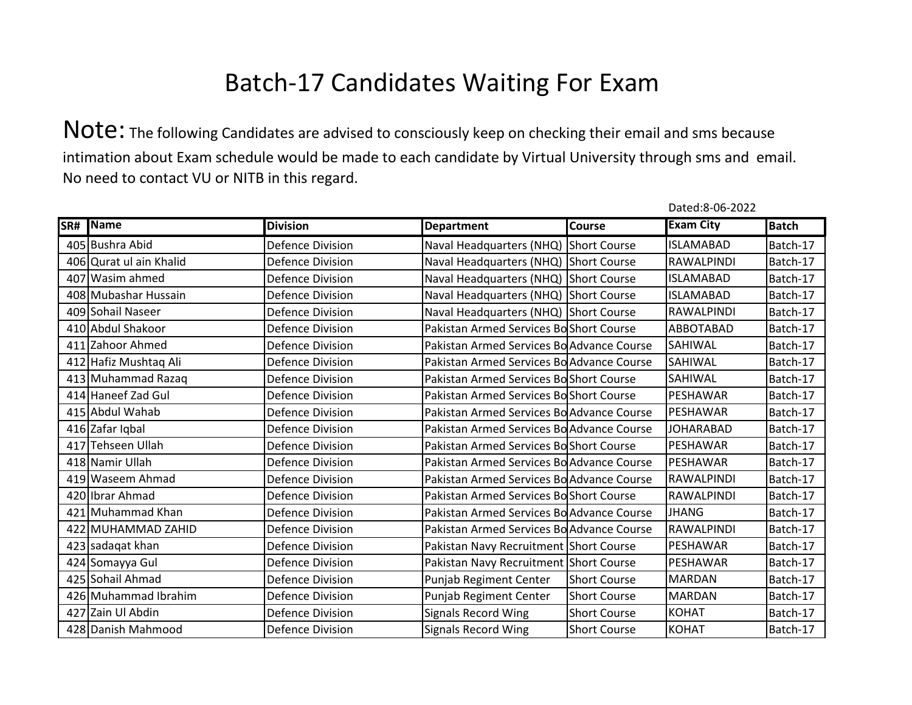# Batch-17 Candidates Waiting For Exam

Note: The following Candidates are advised to consciously keep on checking their email and sms because intimation about Exam schedule would be made to each candidate by Virtual University through sms and email. No need to contact VU or NITB in this regard.

Dated:8-06-2022

| SR# | Name | Division | Department | Course | Exam City | Batch |
|---|---|---|---|---|---|---|
| 405 | Bushra Abid | Defence Division | Naval Headquarters (NHQ) | Short Course | ISLAMABAD | Batch-17 |
| 406 | Qurat ul ain Khalid | Defence Division | Naval Headquarters (NHQ) | Short Course | RAWALPINDI | Batch-17 |
| 407 | Wasim ahmed | Defence Division | Naval Headquarters (NHQ) | Short Course | ISLAMABAD | Batch-17 |
| 408 | Mubashar Hussain | Defence Division | Naval Headquarters (NHQ) | Short Course | ISLAMABAD | Batch-17 |
| 409 | Sohail Naseer | Defence Division | Naval Headquarters (NHQ) | Short Course | RAWALPINDI | Batch-17 |
| 410 | Abdul Shakoor | Defence Division | Pakistan Armed Services Bo | Short Course | ABBOTABAD | Batch-17 |
| 411 | Zahoor Ahmed | Defence Division | Pakistan Armed Services Bo | Advance Course | SAHIWAL | Batch-17 |
| 412 | Hafiz Mushtaq Ali | Defence Division | Pakistan Armed Services Bo | Advance Course | SAHIWAL | Batch-17 |
| 413 | Muhammad Razaq | Defence Division | Pakistan Armed Services Bo | Short Course | SAHIWAL | Batch-17 |
| 414 | Haneef Zad Gul | Defence Division | Pakistan Armed Services Bo | Short Course | PESHAWAR | Batch-17 |
| 415 | Abdul Wahab | Defence Division | Pakistan Armed Services Bo | Advance Course | PESHAWAR | Batch-17 |
| 416 | Zafar Iqbal | Defence Division | Pakistan Armed Services Bo | Advance Course | JOHARABAD | Batch-17 |
| 417 | Tehseen Ullah | Defence Division | Pakistan Armed Services Bo | Short Course | PESHAWAR | Batch-17 |
| 418 | Namir Ullah | Defence Division | Pakistan Armed Services Bo | Advance Course | PESHAWAR | Batch-17 |
| 419 | Waseem Ahmad | Defence Division | Pakistan Armed Services Bo | Advance Course | RAWALPINDI | Batch-17 |
| 420 | Ibrar Ahmad | Defence Division | Pakistan Armed Services Bo | Short Course | RAWALPINDI | Batch-17 |
| 421 | Muhammad Khan | Defence Division | Pakistan Armed Services Bo | Advance Course | JHANG | Batch-17 |
| 422 | MUHAMMAD ZAHID | Defence Division | Pakistan Armed Services Bo | Advance Course | RAWALPINDI | Batch-17 |
| 423 | sadaqat khan | Defence Division | Pakistan Navy Recruitment | Short Course | PESHAWAR | Batch-17 |
| 424 | Somayya Gul | Defence Division | Pakistan Navy Recruitment | Short Course | PESHAWAR | Batch-17 |
| 425 | Sohail Ahmad | Defence Division | Punjab Regiment Center | Short Course | MARDAN | Batch-17 |
| 426 | Muhammad Ibrahim | Defence Division | Punjab Regiment Center | Short Course | MARDAN | Batch-17 |
| 427 | Zain Ul Abdin | Defence Division | Signals Record Wing | Short Course | KOHAT | Batch-17 |
| 428 | Danish Mahmood | Defence Division | Signals Record Wing | Short Course | KOHAT | Batch-17 |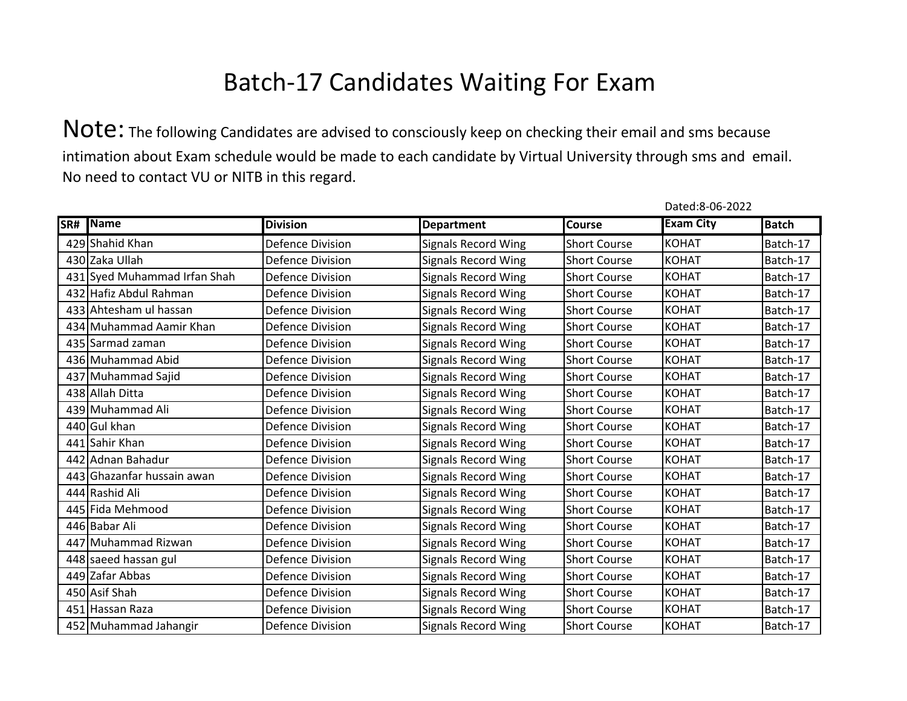# Batch-17 Candidates Waiting For Exam

**Note:** The following Candidates are advised to consciously keep on checking their email and sms because intimation about Exam schedule would be made to each candidate by Virtual University through sms and email. No need to contact VU or NITB in this regard.

Dated:8-06-2022

| SR# | Name | Division | Department | Course | Exam City | Batch |
|---|---|---|---|---|---|---|
| 429 | Shahid Khan | Defence Division | Signals Record Wing | Short Course | KOHAT | Batch-17 |
| 430 | Zaka Ullah | Defence Division | Signals Record Wing | Short Course | KOHAT | Batch-17 |
| 431 | Syed Muhammad Irfan Shah | Defence Division | Signals Record Wing | Short Course | KOHAT | Batch-17 |
| 432 | Hafiz Abdul Rahman | Defence Division | Signals Record Wing | Short Course | KOHAT | Batch-17 |
| 433 | Ahtesham ul hassan | Defence Division | Signals Record Wing | Short Course | KOHAT | Batch-17 |
| 434 | Muhammad Aamir Khan | Defence Division | Signals Record Wing | Short Course | KOHAT | Batch-17 |
| 435 | Sarmad zaman | Defence Division | Signals Record Wing | Short Course | KOHAT | Batch-17 |
| 436 | Muhammad Abid | Defence Division | Signals Record Wing | Short Course | KOHAT | Batch-17 |
| 437 | Muhammad Sajid | Defence Division | Signals Record Wing | Short Course | KOHAT | Batch-17 |
| 438 | Allah Ditta | Defence Division | Signals Record Wing | Short Course | KOHAT | Batch-17 |
| 439 | Muhammad Ali | Defence Division | Signals Record Wing | Short Course | KOHAT | Batch-17 |
| 440 | Gul khan | Defence Division | Signals Record Wing | Short Course | KOHAT | Batch-17 |
| 441 | Sahir Khan | Defence Division | Signals Record Wing | Short Course | KOHAT | Batch-17 |
| 442 | Adnan Bahadur | Defence Division | Signals Record Wing | Short Course | KOHAT | Batch-17 |
| 443 | Ghazanfar hussain awan | Defence Division | Signals Record Wing | Short Course | KOHAT | Batch-17 |
| 444 | Rashid Ali | Defence Division | Signals Record Wing | Short Course | KOHAT | Batch-17 |
| 445 | Fida Mehmood | Defence Division | Signals Record Wing | Short Course | KOHAT | Batch-17 |
| 446 | Babar Ali | Defence Division | Signals Record Wing | Short Course | KOHAT | Batch-17 |
| 447 | Muhammad Rizwan | Defence Division | Signals Record Wing | Short Course | KOHAT | Batch-17 |
| 448 | saeed hassan gul | Defence Division | Signals Record Wing | Short Course | KOHAT | Batch-17 |
| 449 | Zafar Abbas | Defence Division | Signals Record Wing | Short Course | KOHAT | Batch-17 |
| 450 | Asif Shah | Defence Division | Signals Record Wing | Short Course | KOHAT | Batch-17 |
| 451 | Hassan Raza | Defence Division | Signals Record Wing | Short Course | KOHAT | Batch-17 |
| 452 | Muhammad Jahangir | Defence Division | Signals Record Wing | Short Course | KOHAT | Batch-17 |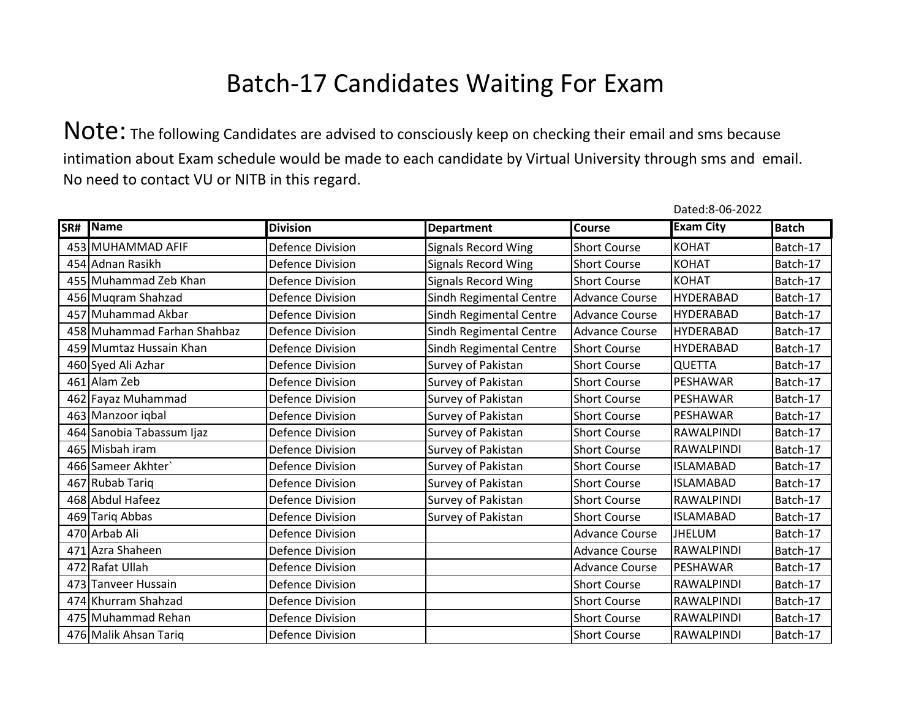# Batch-17 Candidates Waiting For Exam

**Note:** The following Candidates are advised to consciously keep on checking their email and sms because intimation about Exam schedule would be made to each candidate by Virtual University through sms and email. No need to contact VU or NITB in this regard.

Dated:8-06-2022

| SR# | Name | Division | Department | Course | Exam City | Batch |
|---|---|---|---|---|---|---|
| 453 | MUHAMMAD AFIF | Defence Division | Signals Record Wing | Short Course | KOHAT | Batch-17 |
| 454 | Adnan Rasikh | Defence Division | Signals Record Wing | Short Course | KOHAT | Batch-17 |
| 455 | Muhammad Zeb Khan | Defence Division | Signals Record Wing | Short Course | KOHAT | Batch-17 |
| 456 | Muqram Shahzad | Defence Division | Sindh Regimental Centre | Advance Course | HYDERABAD | Batch-17 |
| 457 | Muhammad Akbar | Defence Division | Sindh Regimental Centre | Advance Course | HYDERABAD | Batch-17 |
| 458 | Muhammad Farhan Shahbaz | Defence Division | Sindh Regimental Centre | Advance Course | HYDERABAD | Batch-17 |
| 459 | Mumtaz Hussain Khan | Defence Division | Sindh Regimental Centre | Short Course | HYDERABAD | Batch-17 |
| 460 | Syed Ali Azhar | Defence Division | Survey of Pakistan | Short Course | QUETTA | Batch-17 |
| 461 | Alam Zeb | Defence Division | Survey of Pakistan | Short Course | PESHAWAR | Batch-17 |
| 462 | Fayaz Muhammad | Defence Division | Survey of Pakistan | Short Course | PESHAWAR | Batch-17 |
| 463 | Manzoor iqbal | Defence Division | Survey of Pakistan | Short Course | PESHAWAR | Batch-17 |
| 464 | Sanobia Tabassum Ijaz | Defence Division | Survey of Pakistan | Short Course | RAWALPINDI | Batch-17 |
| 465 | Misbah iram | Defence Division | Survey of Pakistan | Short Course | RAWALPINDI | Batch-17 |
| 466 | Sameer Akhter` | Defence Division | Survey of Pakistan | Short Course | ISLAMABAD | Batch-17 |
| 467 | Rubab Tariq | Defence Division | Survey of Pakistan | Short Course | ISLAMABAD | Batch-17 |
| 468 | Abdul Hafeez | Defence Division | Survey of Pakistan | Short Course | RAWALPINDI | Batch-17 |
| 469 | Tariq Abbas | Defence Division | Survey of Pakistan | Short Course | ISLAMABAD | Batch-17 |
| 470 | Arbab Ali | Defence Division | | Advance Course | JHELUM | Batch-17 |
| 471 | Azra Shaheen | Defence Division | | Advance Course | RAWALPINDI | Batch-17 |
| 472 | Rafat Ullah | Defence Division | | Advance Course | PESHAWAR | Batch-17 |
| 473 | Tanveer Hussain | Defence Division | | Short Course | RAWALPINDI | Batch-17 |
| 474 | Khurram Shahzad | Defence Division | | Short Course | RAWALPINDI | Batch-17 |
| 475 | Muhammad Rehan | Defence Division | | Short Course | RAWALPINDI | Batch-17 |
| 476 | Malik Ahsan Tariq | Defence Division | | Short Course | RAWALPINDI | Batch-17 |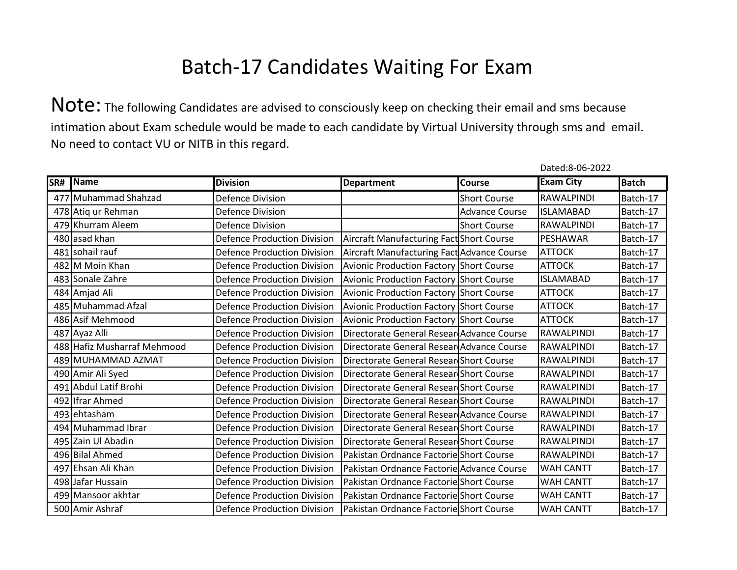# Batch-17 Candidates Waiting For Exam

**Note:** The following Candidates are advised to consciously keep on checking their email and sms because intimation about Exam schedule would be made to each candidate by Virtual University through sms and email. No need to contact VU or NITB in this regard.

Dated:8-06-2022

| SR# | Name | Division | Department | Course | Exam City | Batch |
|---|---|---|---|---|---|---|
| 477 | Muhammad Shahzad | Defence Division | | Short Course | RAWALPINDI | Batch-17 |
| 478 | Atiq ur Rehman | Defence Division | | Advance Course | ISLAMABAD | Batch-17 |
| 479 | Khurram Aleem | Defence Division | | Short Course | RAWALPINDI | Batch-17 |
| 480 | asad khan | Defence Production Division | Aircraft Manufacturing Fact | Short Course | PESHAWAR | Batch-17 |
| 481 | sohail rauf | Defence Production Division | Aircraft Manufacturing Fact | Advance Course | ATTOCK | Batch-17 |
| 482 | M Moin Khan | Defence Production Division | Avionic Production Factory | Short Course | ATTOCK | Batch-17 |
| 483 | Sonale Zahre | Defence Production Division | Avionic Production Factory | Short Course | ISLAMABAD | Batch-17 |
| 484 | Amjad Ali | Defence Production Division | Avionic Production Factory | Short Course | ATTOCK | Batch-17 |
| 485 | Muhammad Afzal | Defence Production Division | Avionic Production Factory | Short Course | ATTOCK | Batch-17 |
| 486 | Asif Mehmood | Defence Production Division | Avionic Production Factory | Short Course | ATTOCK | Batch-17 |
| 487 | Ayaz Alli | Defence Production Division | Directorate General Resear | Advance Course | RAWALPINDI | Batch-17 |
| 488 | Hafiz Musharraf Mehmood | Defence Production Division | Directorate General Resear | Advance Course | RAWALPINDI | Batch-17 |
| 489 | MUHAMMAD AZMAT | Defence Production Division | Directorate General Resear | Short Course | RAWALPINDI | Batch-17 |
| 490 | Amir Ali Syed | Defence Production Division | Directorate General Resear | Short Course | RAWALPINDI | Batch-17 |
| 491 | Abdul Latif Brohi | Defence Production Division | Directorate General Resear | Short Course | RAWALPINDI | Batch-17 |
| 492 | Ifrar Ahmed | Defence Production Division | Directorate General Resear | Short Course | RAWALPINDI | Batch-17 |
| 493 | ehtasham | Defence Production Division | Directorate General Resear | Advance Course | RAWALPINDI | Batch-17 |
| 494 | Muhammad Ibrar | Defence Production Division | Directorate General Resear | Short Course | RAWALPINDI | Batch-17 |
| 495 | Zain Ul Abadin | Defence Production Division | Directorate General Resear | Short Course | RAWALPINDI | Batch-17 |
| 496 | Bilal Ahmed | Defence Production Division | Pakistan Ordnance Factorie | Short Course | RAWALPINDI | Batch-17 |
| 497 | Ehsan Ali Khan | Defence Production Division | Pakistan Ordnance Factorie | Advance Course | WAH CANTT | Batch-17 |
| 498 | Jafar Hussain | Defence Production Division | Pakistan Ordnance Factorie | Short Course | WAH CANTT | Batch-17 |
| 499 | Mansoor akhtar | Defence Production Division | Pakistan Ordnance Factorie | Short Course | WAH CANTT | Batch-17 |
| 500 | Amir Ashraf | Defence Production Division | Pakistan Ordnance Factorie | Short Course | WAH CANTT | Batch-17 |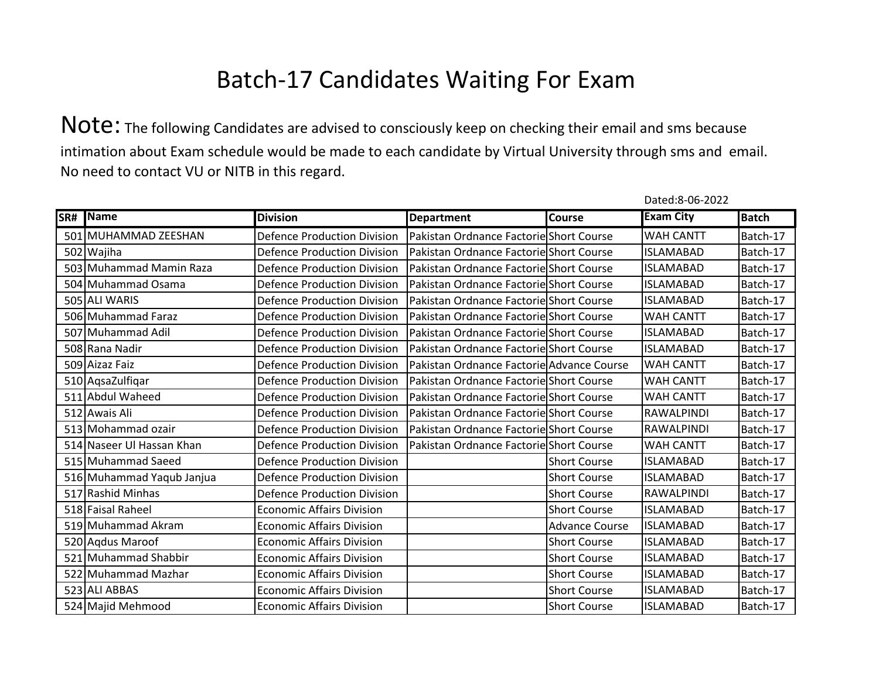# Batch-17 Candidates Waiting For Exam

**Note:** The following Candidates are advised to consciously keep on checking their email and sms because intimation about Exam schedule would be made to each candidate by Virtual University through sms and email. No need to contact VU or NITB in this regard.

Dated:8-06-2022

| SR# | Name | Division | Department | Course | Exam City | Batch |
|---|---|---|---|---|---|---|
| 501 | MUHAMMAD ZEESHAN | Defence Production Division | Pakistan Ordnance Factorie | Short Course | WAH CANTT | Batch-17 |
| 502 | Wajiha | Defence Production Division | Pakistan Ordnance Factorie | Short Course | ISLAMABAD | Batch-17 |
| 503 | Muhammad Mamin Raza | Defence Production Division | Pakistan Ordnance Factorie | Short Course | ISLAMABAD | Batch-17 |
| 504 | Muhammad Osama | Defence Production Division | Pakistan Ordnance Factorie | Short Course | ISLAMABAD | Batch-17 |
| 505 | ALI WARIS | Defence Production Division | Pakistan Ordnance Factorie | Short Course | ISLAMABAD | Batch-17 |
| 506 | Muhammad Faraz | Defence Production Division | Pakistan Ordnance Factorie | Short Course | WAH CANTT | Batch-17 |
| 507 | Muhammad Adil | Defence Production Division | Pakistan Ordnance Factorie | Short Course | ISLAMABAD | Batch-17 |
| 508 | Rana Nadir | Defence Production Division | Pakistan Ordnance Factorie | Short Course | ISLAMABAD | Batch-17 |
| 509 | Aizaz Faiz | Defence Production Division | Pakistan Ordnance Factorie | Advance Course | WAH CANTT | Batch-17 |
| 510 | AqsaZulfiqar | Defence Production Division | Pakistan Ordnance Factorie | Short Course | WAH CANTT | Batch-17 |
| 511 | Abdul Waheed | Defence Production Division | Pakistan Ordnance Factorie | Short Course | WAH CANTT | Batch-17 |
| 512 | Awais Ali | Defence Production Division | Pakistan Ordnance Factorie | Short Course | RAWALPINDI | Batch-17 |
| 513 | Mohammad ozair | Defence Production Division | Pakistan Ordnance Factorie | Short Course | RAWALPINDI | Batch-17 |
| 514 | Naseer Ul Hassan Khan | Defence Production Division | Pakistan Ordnance Factorie | Short Course | WAH CANTT | Batch-17 |
| 515 | Muhammad Saeed | Defence Production Division | | Short Course | ISLAMABAD | Batch-17 |
| 516 | Muhammad Yaqub Janjua | Defence Production Division | | Short Course | ISLAMABAD | Batch-17 |
| 517 | Rashid Minhas | Defence Production Division | | Short Course | RAWALPINDI | Batch-17 |
| 518 | Faisal Raheel | Economic Affairs Division | | Short Course | ISLAMABAD | Batch-17 |
| 519 | Muhammad Akram | Economic Affairs Division | | Advance Course | ISLAMABAD | Batch-17 |
| 520 | Aqdus Maroof | Economic Affairs Division | | Short Course | ISLAMABAD | Batch-17 |
| 521 | Muhammad Shabbir | Economic Affairs Division | | Short Course | ISLAMABAD | Batch-17 |
| 522 | Muhammad Mazhar | Economic Affairs Division | | Short Course | ISLAMABAD | Batch-17 |
| 523 | ALI ABBAS | Economic Affairs Division | | Short Course | ISLAMABAD | Batch-17 |
| 524 | Majid Mehmood | Economic Affairs Division | | Short Course | ISLAMABAD | Batch-17 |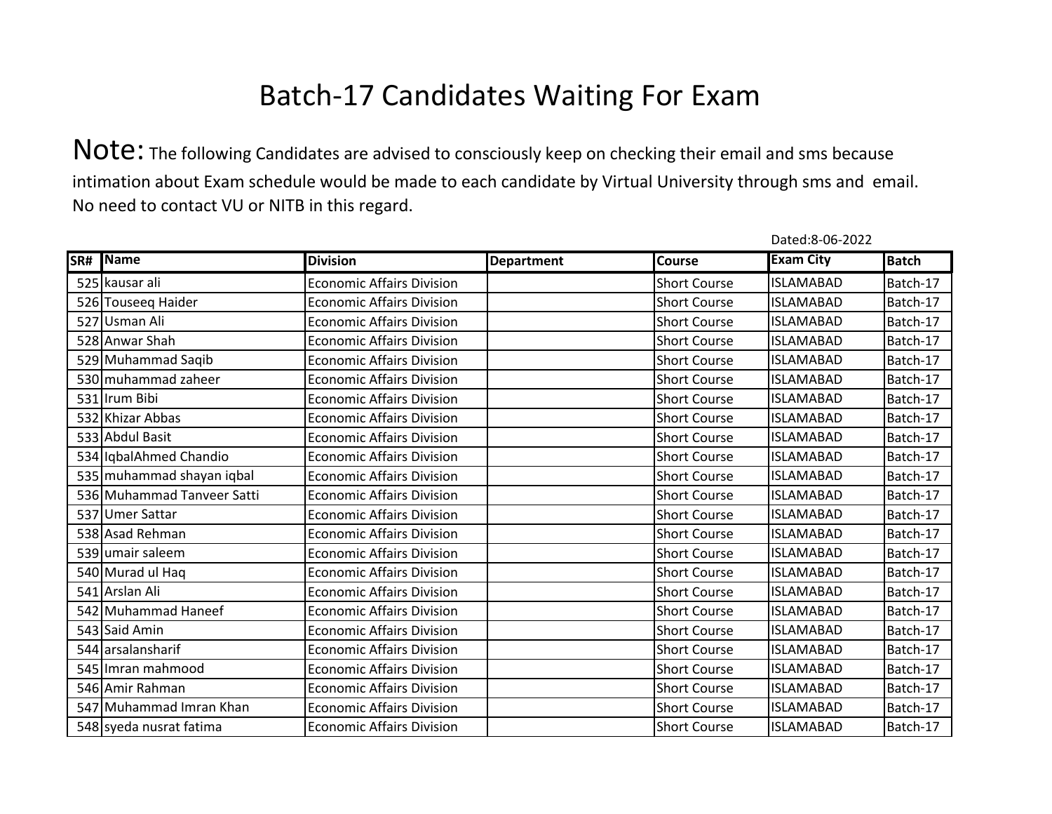# Batch-17 Candidates Waiting For Exam

**Note:** The following Candidates are advised to consciously keep on checking their email and sms because intimation about Exam schedule would be made to each candidate by Virtual University through sms and email. No need to contact VU or NITB in this regard.

Dated:8-06-2022

| SR# | Name | Division | Department | Course | Exam City | Batch |
|---|---|---|---|---|---|---|
| 525 | kausar ali | Economic Affairs Division | | Short Course | ISLAMABAD | Batch-17 |
| 526 | Touseeq Haider | Economic Affairs Division | | Short Course | ISLAMABAD | Batch-17 |
| 527 | Usman Ali | Economic Affairs Division | | Short Course | ISLAMABAD | Batch-17 |
| 528 | Anwar Shah | Economic Affairs Division | | Short Course | ISLAMABAD | Batch-17 |
| 529 | Muhammad Saqib | Economic Affairs Division | | Short Course | ISLAMABAD | Batch-17 |
| 530 | muhammad zaheer | Economic Affairs Division | | Short Course | ISLAMABAD | Batch-17 |
| 531 | Irum Bibi | Economic Affairs Division | | Short Course | ISLAMABAD | Batch-17 |
| 532 | Khizar Abbas | Economic Affairs Division | | Short Course | ISLAMABAD | Batch-17 |
| 533 | Abdul Basit | Economic Affairs Division | | Short Course | ISLAMABAD | Batch-17 |
| 534 | IqbalAhmed Chandio | Economic Affairs Division | | Short Course | ISLAMABAD | Batch-17 |
| 535 | muhammad shayan iqbal | Economic Affairs Division | | Short Course | ISLAMABAD | Batch-17 |
| 536 | Muhammad Tanveer Satti | Economic Affairs Division | | Short Course | ISLAMABAD | Batch-17 |
| 537 | Umer Sattar | Economic Affairs Division | | Short Course | ISLAMABAD | Batch-17 |
| 538 | Asad Rehman | Economic Affairs Division | | Short Course | ISLAMABAD | Batch-17 |
| 539 | umair saleem | Economic Affairs Division | | Short Course | ISLAMABAD | Batch-17 |
| 540 | Murad ul Haq | Economic Affairs Division | | Short Course | ISLAMABAD | Batch-17 |
| 541 | Arslan Ali | Economic Affairs Division | | Short Course | ISLAMABAD | Batch-17 |
| 542 | Muhammad Haneef | Economic Affairs Division | | Short Course | ISLAMABAD | Batch-17 |
| 543 | Said Amin | Economic Affairs Division | | Short Course | ISLAMABAD | Batch-17 |
| 544 | arsalansharif | Economic Affairs Division | | Short Course | ISLAMABAD | Batch-17 |
| 545 | Imran mahmood | Economic Affairs Division | | Short Course | ISLAMABAD | Batch-17 |
| 546 | Amir Rahman | Economic Affairs Division | | Short Course | ISLAMABAD | Batch-17 |
| 547 | Muhammad Imran Khan | Economic Affairs Division | | Short Course | ISLAMABAD | Batch-17 |
| 548 | syeda nusrat fatima | Economic Affairs Division | | Short Course | ISLAMABAD | Batch-17 |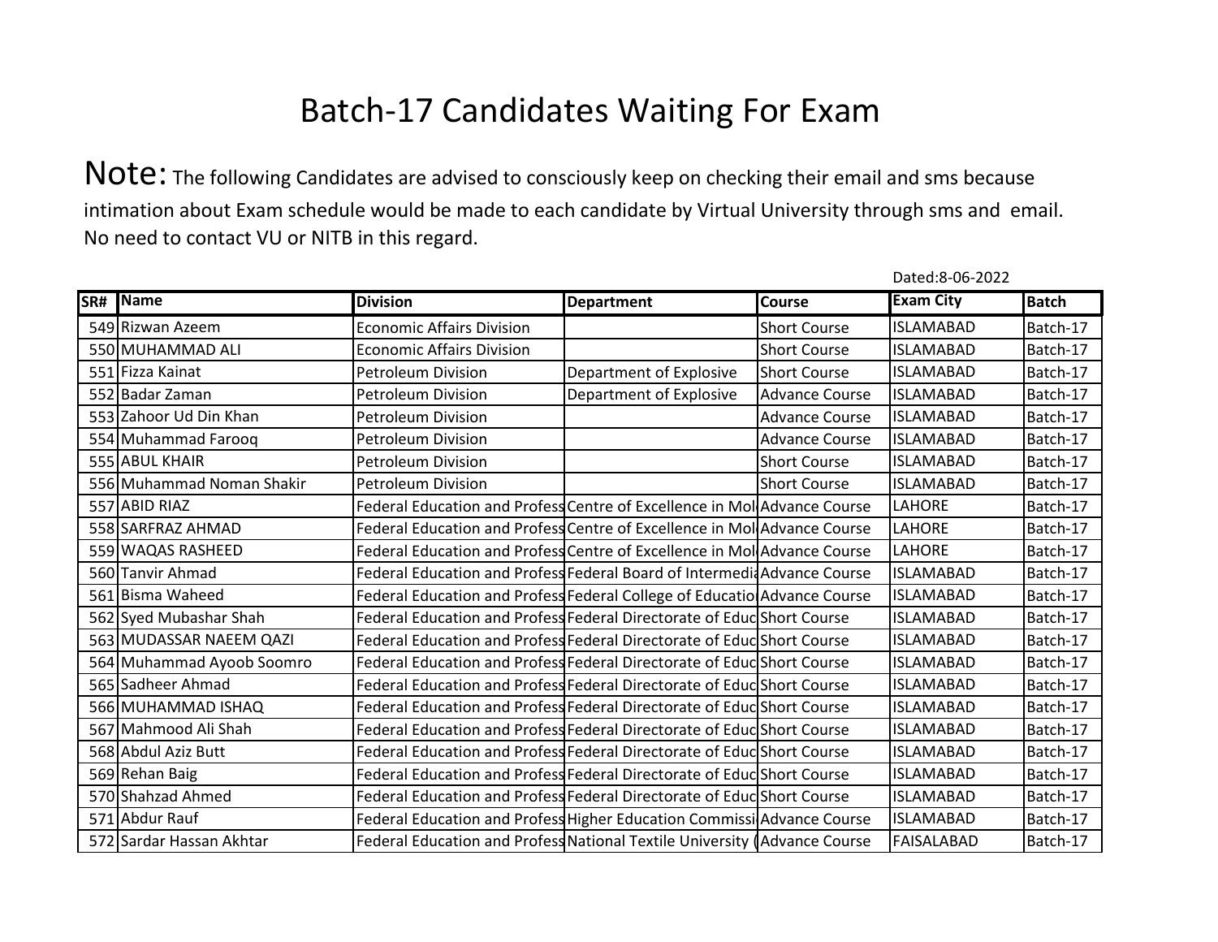# Batch-17 Candidates Waiting For Exam

**Note:** The following Candidates are advised to consciously keep on checking their email and sms because intimation about Exam schedule would be made to each candidate by Virtual University through sms and email. No need to contact VU or NITB in this regard.

Dated:8-06-2022

| SR# | Name | Division | Department | Course | Exam City | Batch |
|---|---|---|---|---|---|---|
| 549 | Rizwan Azeem | Economic Affairs Division | | Short Course | ISLAMABAD | Batch-17 |
| 550 | MUHAMMAD ALI | Economic Affairs Division | | Short Course | ISLAMABAD | Batch-17 |
| 551 | Fizza Kainat | Petroleum Division | Department of Explosive | Short Course | ISLAMABAD | Batch-17 |
| 552 | Badar Zaman | Petroleum Division | Department of Explosive | Advance Course | ISLAMABAD | Batch-17 |
| 553 | Zahoor Ud Din Khan | Petroleum Division | | Advance Course | ISLAMABAD | Batch-17 |
| 554 | Muhammad Farooq | Petroleum Division | | Advance Course | ISLAMABAD | Batch-17 |
| 555 | ABUL KHAIR | Petroleum Division | | Short Course | ISLAMABAD | Batch-17 |
| 556 | Muhammad Noman Shakir | Petroleum Division | | Short Course | ISLAMABAD | Batch-17 |
| 557 | ABID RIAZ | Federal Education and Profess | Centre of Excellence in Mol | Advance Course | LAHORE | Batch-17 |
| 558 | SARFRAZ AHMAD | Federal Education and Profess | Centre of Excellence in Mol | Advance Course | LAHORE | Batch-17 |
| 559 | WAQAS RASHEED | Federal Education and Profess | Centre of Excellence in Mol | Advance Course | LAHORE | Batch-17 |
| 560 | Tanvir Ahmad | Federal Education and Profess | Federal Board of Intermedia | Advance Course | ISLAMABAD | Batch-17 |
| 561 | Bisma Waheed | Federal Education and Profess | Federal College of Educatio | Advance Course | ISLAMABAD | Batch-17 |
| 562 | Syed Mubashar Shah | Federal Education and Profess | Federal Directorate of Educ | Short Course | ISLAMABAD | Batch-17 |
| 563 | MUDASSAR NAEEM QAZI | Federal Education and Profess | Federal Directorate of Educ | Short Course | ISLAMABAD | Batch-17 |
| 564 | Muhammad Ayoob Soomro | Federal Education and Profess | Federal Directorate of Educ | Short Course | ISLAMABAD | Batch-17 |
| 565 | Sadheer Ahmad | Federal Education and Profess | Federal Directorate of Educ | Short Course | ISLAMABAD | Batch-17 |
| 566 | MUHAMMAD ISHAQ | Federal Education and Profess | Federal Directorate of Educ | Short Course | ISLAMABAD | Batch-17 |
| 567 | Mahmood Ali Shah | Federal Education and Profess | Federal Directorate of Educ | Short Course | ISLAMABAD | Batch-17 |
| 568 | Abdul Aziz Butt | Federal Education and Profess | Federal Directorate of Educ | Short Course | ISLAMABAD | Batch-17 |
| 569 | Rehan Baig | Federal Education and Profess | Federal Directorate of Educ | Short Course | ISLAMABAD | Batch-17 |
| 570 | Shahzad Ahmed | Federal Education and Profess | Federal Directorate of Educ | Short Course | ISLAMABAD | Batch-17 |
| 571 | Abdur Rauf | Federal Education and Profess | Higher Education Commissi | Advance Course | ISLAMABAD | Batch-17 |
| 572 | Sardar Hassan Akhtar | Federal Education and Profess | National Textile University ( | Advance Course | FAISALABAD | Batch-17 |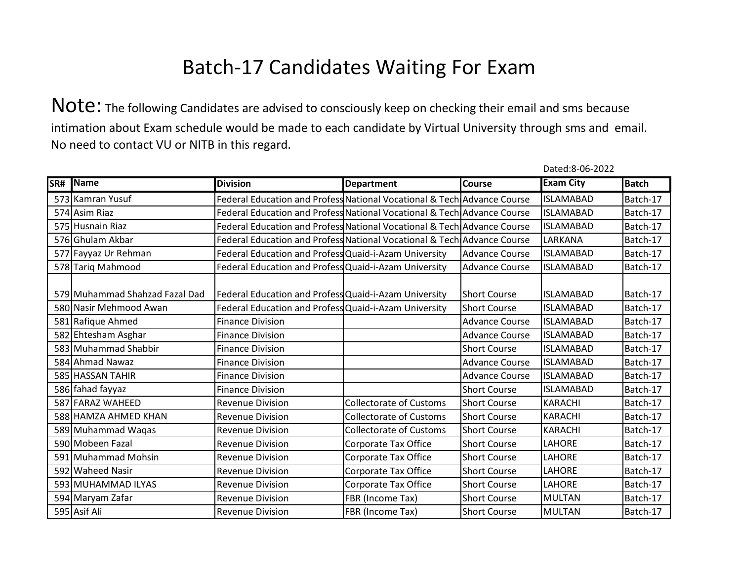# Batch-17 Candidates Waiting For Exam

**Note:** The following Candidates are advised to consciously keep on checking their email and sms because intimation about Exam schedule would be made to each candidate by Virtual University through sms and email. No need to contact VU or NITB in this regard.

Dated:8-06-2022

| SR# | Name | Division | Department | Course | Exam City | Batch |
|---|---|---|---|---|---|---|
| 573 | Kamran Yusuf | Federal Education and Profess | National Vocational & Tech | Advance Course | ISLAMABAD | Batch-17 |
| 574 | Asim Riaz | Federal Education and Profess | National Vocational & Tech | Advance Course | ISLAMABAD | Batch-17 |
| 575 | Husnain Riaz | Federal Education and Profess | National Vocational & Tech | Advance Course | ISLAMABAD | Batch-17 |
| 576 | Ghulam Akbar | Federal Education and Profess | National Vocational & Tech | Advance Course | LARKANA | Batch-17 |
| 577 | Fayyaz Ur Rehman | Federal Education and Profess | Quaid-i-Azam University | Advance Course | ISLAMABAD | Batch-17 |
| 578 | Tariq Mahmood | Federal Education and Profess | Quaid-i-Azam University | Advance Course | ISLAMABAD | Batch-17 |
| 579 | Muhammad Shahzad Fazal Dad | Federal Education and Profess | Quaid-i-Azam University | Short Course | ISLAMABAD | Batch-17 |
| 580 | Nasir Mehmood Awan | Federal Education and Profess | Quaid-i-Azam University | Short Course | ISLAMABAD | Batch-17 |
| 581 | Rafique Ahmed | Finance Division | | Advance Course | ISLAMABAD | Batch-17 |
| 582 | Ehtesham Asghar | Finance Division | | Advance Course | ISLAMABAD | Batch-17 |
| 583 | Muhammad Shabbir | Finance Division | | Short Course | ISLAMABAD | Batch-17 |
| 584 | Ahmad Nawaz | Finance Division | | Advance Course | ISLAMABAD | Batch-17 |
| 585 | HASSAN TAHIR | Finance Division | | Advance Course | ISLAMABAD | Batch-17 |
| 586 | fahad fayyaz | Finance Division | | Short Course | ISLAMABAD | Batch-17 |
| 587 | FARAZ WAHEED | Revenue Division | Collectorate of Customs | Short Course | KARACHI | Batch-17 |
| 588 | HAMZA AHMED KHAN | Revenue Division | Collectorate of Customs | Short Course | KARACHI | Batch-17 |
| 589 | Muhammad Waqas | Revenue Division | Collectorate of Customs | Short Course | KARACHI | Batch-17 |
| 590 | Mobeen Fazal | Revenue Division | Corporate Tax Office | Short Course | LAHORE | Batch-17 |
| 591 | Muhammad Mohsin | Revenue Division | Corporate Tax Office | Short Course | LAHORE | Batch-17 |
| 592 | Waheed Nasir | Revenue Division | Corporate Tax Office | Short Course | LAHORE | Batch-17 |
| 593 | MUHAMMAD ILYAS | Revenue Division | Corporate Tax Office | Short Course | LAHORE | Batch-17 |
| 594 | Maryam Zafar | Revenue Division | FBR (Income Tax) | Short Course | MULTAN | Batch-17 |
| 595 | Asif Ali | Revenue Division | FBR (Income Tax) | Short Course | MULTAN | Batch-17 |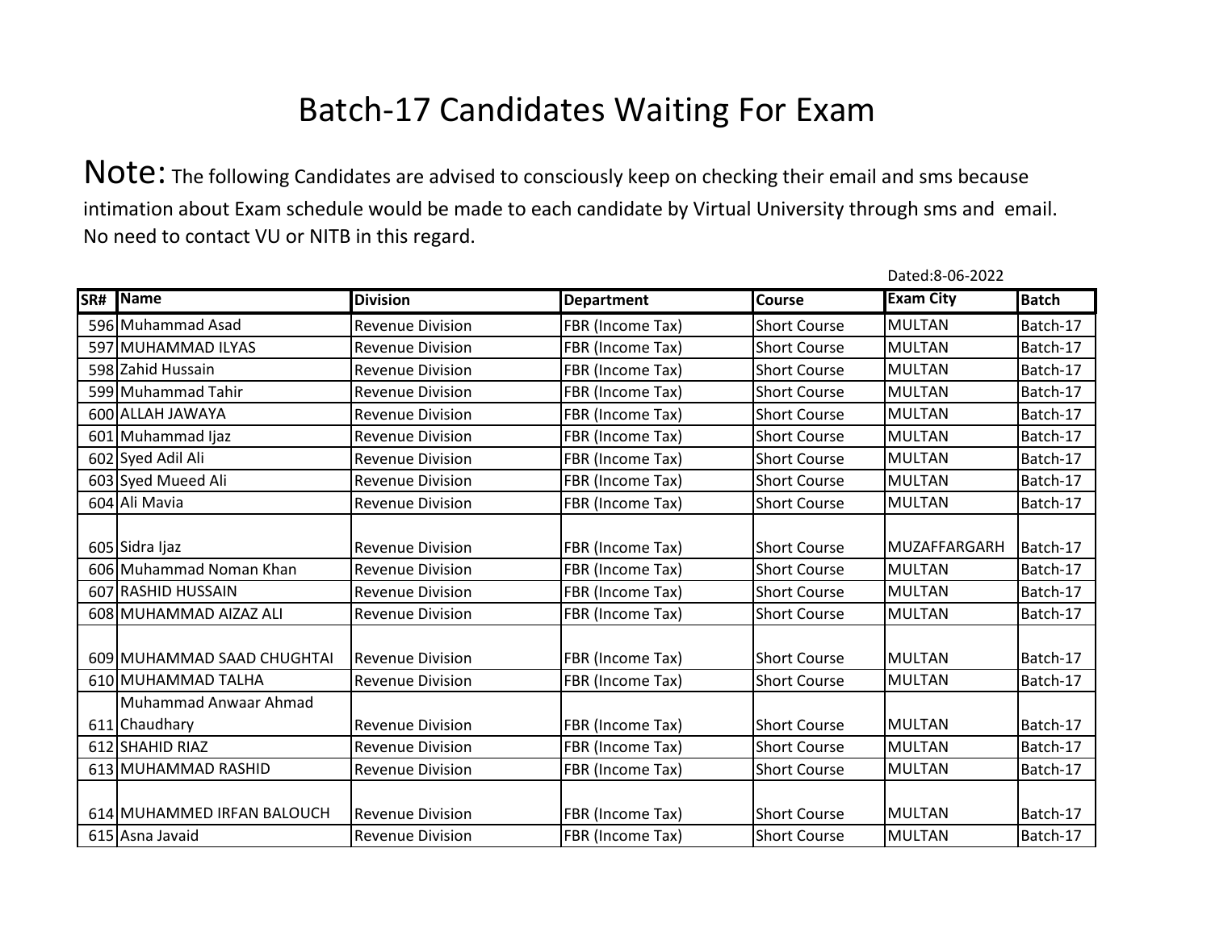# Batch-17 Candidates Waiting For Exam

**Note:** The following Candidates are advised to consciously keep on checking their email and sms because intimation about Exam schedule would be made to each candidate by Virtual University through sms and email. No need to contact VU or NITB in this regard.

Dated:8-06-2022

| SR# | Name | Division | Department | Course | Exam City | Batch |
|---|---|---|---|---|---|---|
| 596 | Muhammad Asad | Revenue Division | FBR (Income Tax) | Short Course | MULTAN | Batch-17 |
| 597 | MUHAMMAD ILYAS | Revenue Division | FBR (Income Tax) | Short Course | MULTAN | Batch-17 |
| 598 | Zahid Hussain | Revenue Division | FBR (Income Tax) | Short Course | MULTAN | Batch-17 |
| 599 | Muhammad Tahir | Revenue Division | FBR (Income Tax) | Short Course | MULTAN | Batch-17 |
| 600 | ALLAH JAWAYA | Revenue Division | FBR (Income Tax) | Short Course | MULTAN | Batch-17 |
| 601 | Muhammad Ijaz | Revenue Division | FBR (Income Tax) | Short Course | MULTAN | Batch-17 |
| 602 | Syed Adil Ali | Revenue Division | FBR (Income Tax) | Short Course | MULTAN | Batch-17 |
| 603 | Syed Mueed Ali | Revenue Division | FBR (Income Tax) | Short Course | MULTAN | Batch-17 |
| 604 | Ali Mavia | Revenue Division | FBR (Income Tax) | Short Course | MULTAN | Batch-17 |
| 605 | Sidra Ijaz | Revenue Division | FBR (Income Tax) | Short Course | MUZAFFARGARH | Batch-17 |
| 606 | Muhammad Noman Khan | Revenue Division | FBR (Income Tax) | Short Course | MULTAN | Batch-17 |
| 607 | RASHID HUSSAIN | Revenue Division | FBR (Income Tax) | Short Course | MULTAN | Batch-17 |
| 608 | MUHAMMAD AIZAZ ALI | Revenue Division | FBR (Income Tax) | Short Course | MULTAN | Batch-17 |
| 609 | MUHAMMAD SAAD CHUGHTAI | Revenue Division | FBR (Income Tax) | Short Course | MULTAN | Batch-17 |
| 610 | MUHAMMAD TALHA | Revenue Division | FBR (Income Tax) | Short Course | MULTAN | Batch-17 |
| 611 | Muhammad Anwaar Ahmad Chaudhary | Revenue Division | FBR (Income Tax) | Short Course | MULTAN | Batch-17 |
| 612 | SHAHID RIAZ | Revenue Division | FBR (Income Tax) | Short Course | MULTAN | Batch-17 |
| 613 | MUHAMMAD RASHID | Revenue Division | FBR (Income Tax) | Short Course | MULTAN | Batch-17 |
| 614 | MUHAMMED IRFAN BALOUCH | Revenue Division | FBR (Income Tax) | Short Course | MULTAN | Batch-17 |
| 615 | Asna Javaid | Revenue Division | FBR (Income Tax) | Short Course | MULTAN | Batch-17 |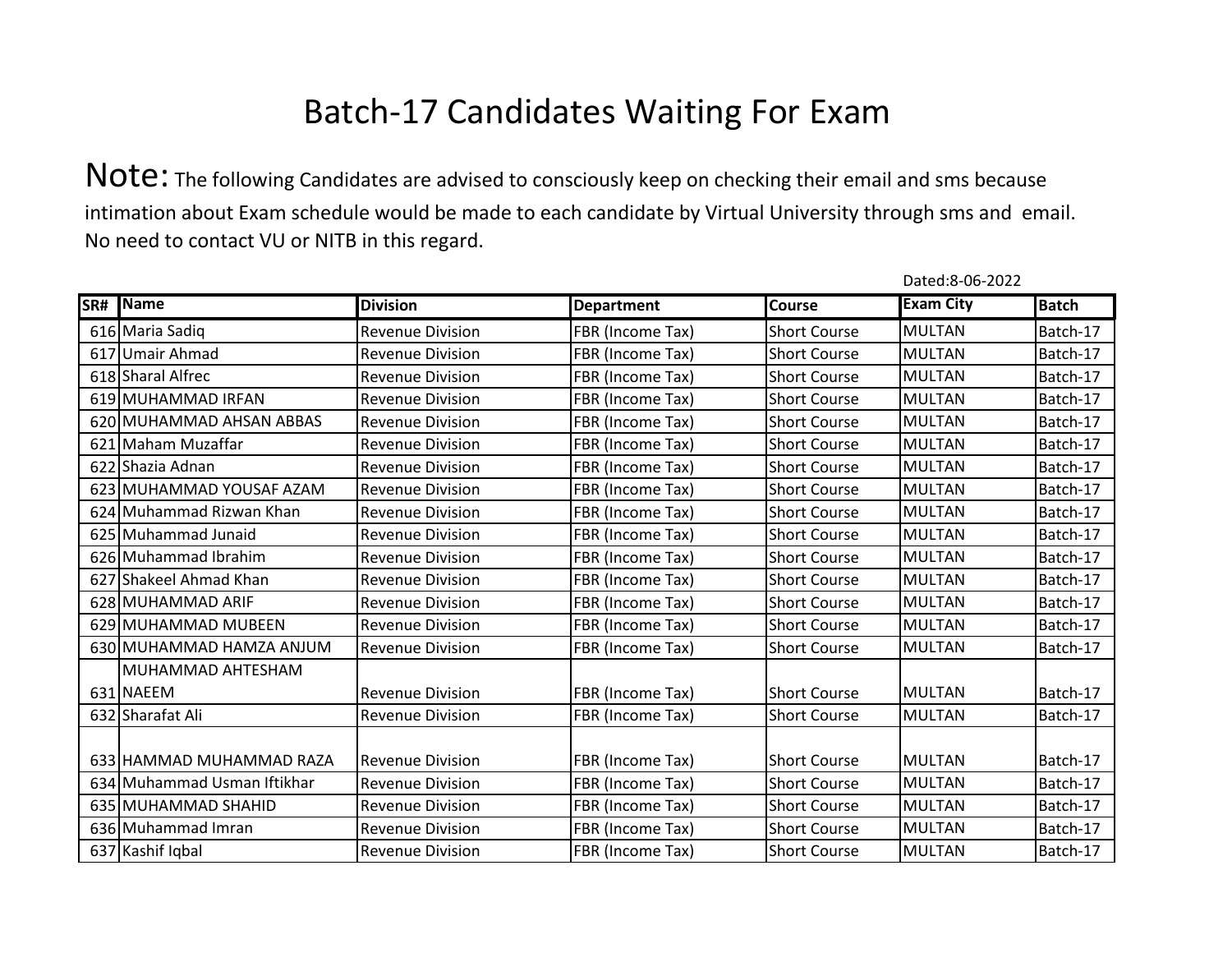# Batch-17 Candidates Waiting For Exam

**Note:** The following Candidates are advised to consciously keep on checking their email and sms because intimation about Exam schedule would be made to each candidate by Virtual University through sms and email. No need to contact VU or NITB in this regard.

Dated:8-06-2022

| SR# | Name | Division | Department | Course | Exam City | Batch |
|---|---|---|---|---|---|---|
| 616 | Maria Sadiq | Revenue Division | FBR (Income Tax) | Short Course | MULTAN | Batch-17 |
| 617 | Umair Ahmad | Revenue Division | FBR (Income Tax) | Short Course | MULTAN | Batch-17 |
| 618 | Sharal Alfrec | Revenue Division | FBR (Income Tax) | Short Course | MULTAN | Batch-17 |
| 619 | MUHAMMAD IRFAN | Revenue Division | FBR (Income Tax) | Short Course | MULTAN | Batch-17 |
| 620 | MUHAMMAD AHSAN ABBAS | Revenue Division | FBR (Income Tax) | Short Course | MULTAN | Batch-17 |
| 621 | Maham Muzaffar | Revenue Division | FBR (Income Tax) | Short Course | MULTAN | Batch-17 |
| 622 | Shazia Adnan | Revenue Division | FBR (Income Tax) | Short Course | MULTAN | Batch-17 |
| 623 | MUHAMMAD YOUSAF AZAM | Revenue Division | FBR (Income Tax) | Short Course | MULTAN | Batch-17 |
| 624 | Muhammad Rizwan Khan | Revenue Division | FBR (Income Tax) | Short Course | MULTAN | Batch-17 |
| 625 | Muhammad Junaid | Revenue Division | FBR (Income Tax) | Short Course | MULTAN | Batch-17 |
| 626 | Muhammad Ibrahim | Revenue Division | FBR (Income Tax) | Short Course | MULTAN | Batch-17 |
| 627 | Shakeel Ahmad Khan | Revenue Division | FBR (Income Tax) | Short Course | MULTAN | Batch-17 |
| 628 | MUHAMMAD ARIF | Revenue Division | FBR (Income Tax) | Short Course | MULTAN | Batch-17 |
| 629 | MUHAMMAD MUBEEN | Revenue Division | FBR (Income Tax) | Short Course | MULTAN | Batch-17 |
| 630 | MUHAMMAD HAMZA ANJUM | Revenue Division | FBR (Income Tax) | Short Course | MULTAN | Batch-17 |
| 631 | MUHAMMAD AHTESHAM NAEEM | Revenue Division | FBR (Income Tax) | Short Course | MULTAN | Batch-17 |
| 632 | Sharafat Ali | Revenue Division | FBR (Income Tax) | Short Course | MULTAN | Batch-17 |
| 633 | HAMMAD MUHAMMAD RAZA | Revenue Division | FBR (Income Tax) | Short Course | MULTAN | Batch-17 |
| 634 | Muhammad Usman Iftikhar | Revenue Division | FBR (Income Tax) | Short Course | MULTAN | Batch-17 |
| 635 | MUHAMMAD SHAHID | Revenue Division | FBR (Income Tax) | Short Course | MULTAN | Batch-17 |
| 636 | Muhammad Imran | Revenue Division | FBR (Income Tax) | Short Course | MULTAN | Batch-17 |
| 637 | Kashif Iqbal | Revenue Division | FBR (Income Tax) | Short Course | MULTAN | Batch-17 |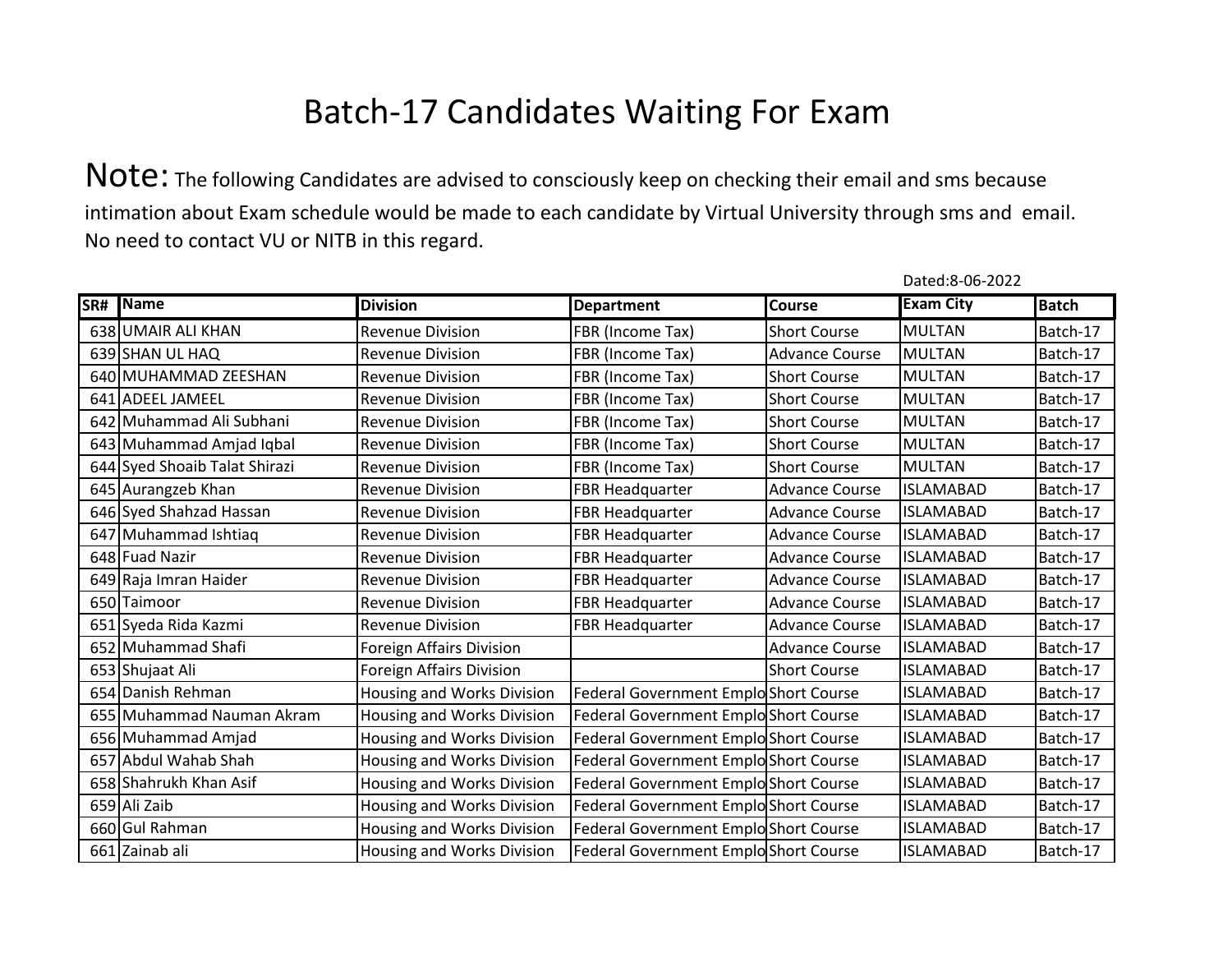# Batch-17 Candidates Waiting For Exam

**Note:** The following Candidates are advised to consciously keep on checking their email and sms because intimation about Exam schedule would be made to each candidate by Virtual University through sms and email. No need to contact VU or NITB in this regard.

Dated:8-06-2022

| SR# | Name | Division | Department | Course | Exam City | Batch |
|---|---|---|---|---|---|---|
| 638 | UMAIR ALI KHAN | Revenue Division | FBR (Income Tax) | Short Course | MULTAN | Batch-17 |
| 639 | SHAN UL HAQ | Revenue Division | FBR (Income Tax) | Advance Course | MULTAN | Batch-17 |
| 640 | MUHAMMAD ZEESHAN | Revenue Division | FBR (Income Tax) | Short Course | MULTAN | Batch-17 |
| 641 | ADEEL JAMEEL | Revenue Division | FBR (Income Tax) | Short Course | MULTAN | Batch-17 |
| 642 | Muhammad Ali Subhani | Revenue Division | FBR (Income Tax) | Short Course | MULTAN | Batch-17 |
| 643 | Muhammad Amjad Iqbal | Revenue Division | FBR (Income Tax) | Short Course | MULTAN | Batch-17 |
| 644 | Syed Shoaib Talat Shirazi | Revenue Division | FBR (Income Tax) | Short Course | MULTAN | Batch-17 |
| 645 | Aurangzeb Khan | Revenue Division | FBR Headquarter | Advance Course | ISLAMABAD | Batch-17 |
| 646 | Syed Shahzad Hassan | Revenue Division | FBR Headquarter | Advance Course | ISLAMABAD | Batch-17 |
| 647 | Muhammad Ishtiaq | Revenue Division | FBR Headquarter | Advance Course | ISLAMABAD | Batch-17 |
| 648 | Fuad Nazir | Revenue Division | FBR Headquarter | Advance Course | ISLAMABAD | Batch-17 |
| 649 | Raja Imran Haider | Revenue Division | FBR Headquarter | Advance Course | ISLAMABAD | Batch-17 |
| 650 | Taimoor | Revenue Division | FBR Headquarter | Advance Course | ISLAMABAD | Batch-17 |
| 651 | Syeda Rida Kazmi | Revenue Division | FBR Headquarter | Advance Course | ISLAMABAD | Batch-17 |
| 652 | Muhammad Shafi | Foreign Affairs Division | | Advance Course | ISLAMABAD | Batch-17 |
| 653 | Shujaat Ali | Foreign Affairs Division | | Short Course | ISLAMABAD | Batch-17 |
| 654 | Danish Rehman | Housing and Works Division | Federal Government Emplo | Short Course | ISLAMABAD | Batch-17 |
| 655 | Muhammad Nauman Akram | Housing and Works Division | Federal Government Emplo | Short Course | ISLAMABAD | Batch-17 |
| 656 | Muhammad Amjad | Housing and Works Division | Federal Government Emplo | Short Course | ISLAMABAD | Batch-17 |
| 657 | Abdul Wahab Shah | Housing and Works Division | Federal Government Emplo | Short Course | ISLAMABAD | Batch-17 |
| 658 | Shahrukh Khan Asif | Housing and Works Division | Federal Government Emplo | Short Course | ISLAMABAD | Batch-17 |
| 659 | Ali Zaib | Housing and Works Division | Federal Government Emplo | Short Course | ISLAMABAD | Batch-17 |
| 660 | Gul Rahman | Housing and Works Division | Federal Government Emplo | Short Course | ISLAMABAD | Batch-17 |
| 661 | Zainab ali | Housing and Works Division | Federal Government Emplo | Short Course | ISLAMABAD | Batch-17 |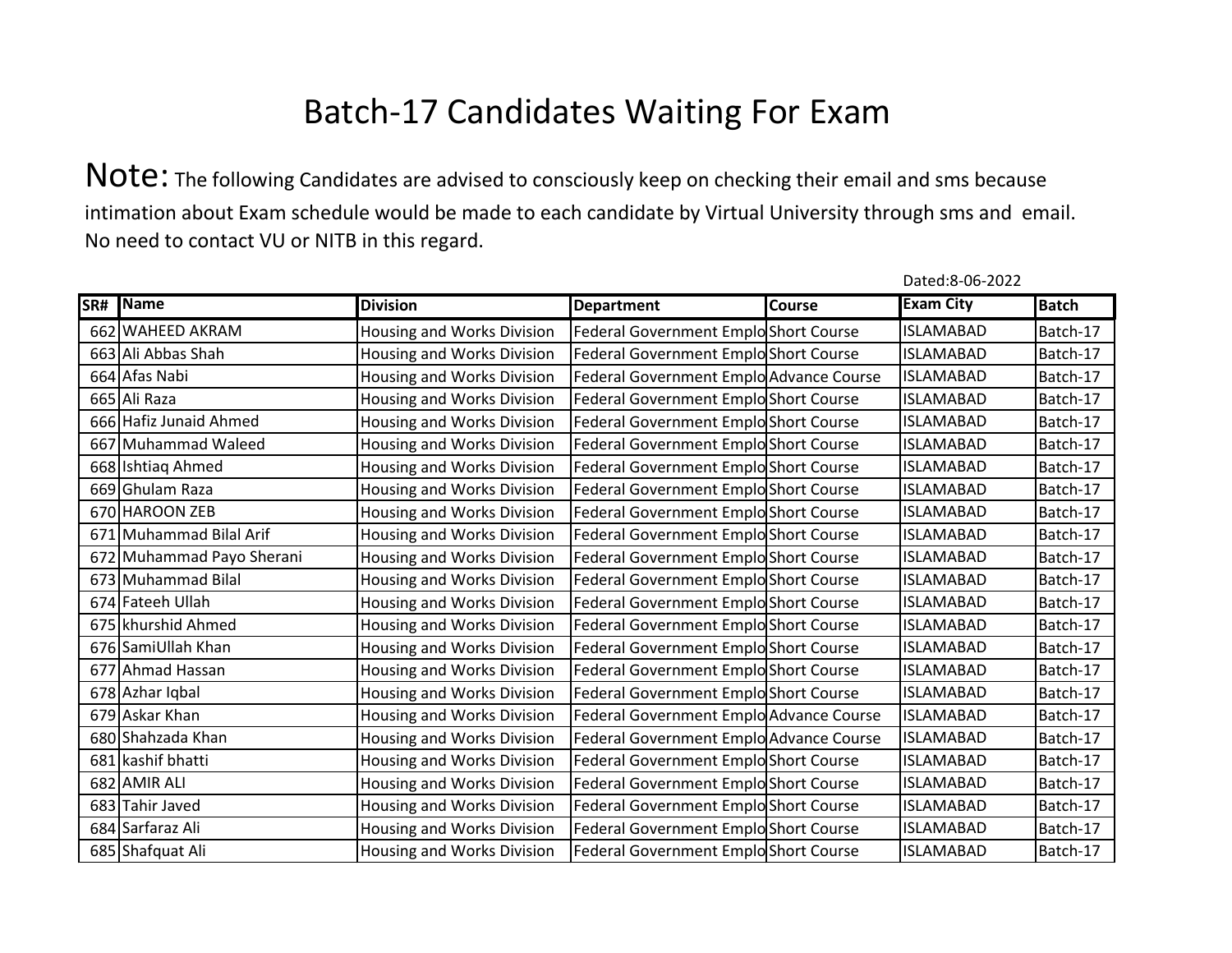# Batch-17 Candidates Waiting For Exam

**Note:** The following Candidates are advised to consciously keep on checking their email and sms because intimation about Exam schedule would be made to each candidate by Virtual University through sms and email. No need to contact VU or NITB in this regard.

Dated:8-06-2022

| SR# | Name | Division | Department | Course | Exam City | Batch |
|---|---|---|---|---|---|---|
| 662 | WAHEED AKRAM | Housing and Works Division | Federal Government Emplo | Short Course | ISLAMABAD | Batch-17 |
| 663 | Ali Abbas Shah | Housing and Works Division | Federal Government Emplo | Short Course | ISLAMABAD | Batch-17 |
| 664 | Afas Nabi | Housing and Works Division | Federal Government Emplo | Advance Course | ISLAMABAD | Batch-17 |
| 665 | Ali Raza | Housing and Works Division | Federal Government Emplo | Short Course | ISLAMABAD | Batch-17 |
| 666 | Hafiz Junaid Ahmed | Housing and Works Division | Federal Government Emplo | Short Course | ISLAMABAD | Batch-17 |
| 667 | Muhammad Waleed | Housing and Works Division | Federal Government Emplo | Short Course | ISLAMABAD | Batch-17 |
| 668 | Ishtiaq Ahmed | Housing and Works Division | Federal Government Emplo | Short Course | ISLAMABAD | Batch-17 |
| 669 | Ghulam Raza | Housing and Works Division | Federal Government Emplo | Short Course | ISLAMABAD | Batch-17 |
| 670 | HAROON ZEB | Housing and Works Division | Federal Government Emplo | Short Course | ISLAMABAD | Batch-17 |
| 671 | Muhammad Bilal Arif | Housing and Works Division | Federal Government Emplo | Short Course | ISLAMABAD | Batch-17 |
| 672 | Muhammad Payo Sherani | Housing and Works Division | Federal Government Emplo | Short Course | ISLAMABAD | Batch-17 |
| 673 | Muhammad Bilal | Housing and Works Division | Federal Government Emplo | Short Course | ISLAMABAD | Batch-17 |
| 674 | Fateeh Ullah | Housing and Works Division | Federal Government Emplo | Short Course | ISLAMABAD | Batch-17 |
| 675 | khurshid Ahmed | Housing and Works Division | Federal Government Emplo | Short Course | ISLAMABAD | Batch-17 |
| 676 | SamiUllah Khan | Housing and Works Division | Federal Government Emplo | Short Course | ISLAMABAD | Batch-17 |
| 677 | Ahmad Hassan | Housing and Works Division | Federal Government Emplo | Short Course | ISLAMABAD | Batch-17 |
| 678 | Azhar Iqbal | Housing and Works Division | Federal Government Emplo | Short Course | ISLAMABAD | Batch-17 |
| 679 | Askar Khan | Housing and Works Division | Federal Government Emplo | Advance Course | ISLAMABAD | Batch-17 |
| 680 | Shahzada Khan | Housing and Works Division | Federal Government Emplo | Advance Course | ISLAMABAD | Batch-17 |
| 681 | kashif bhatti | Housing and Works Division | Federal Government Emplo | Short Course | ISLAMABAD | Batch-17 |
| 682 | AMIR ALI | Housing and Works Division | Federal Government Emplo | Short Course | ISLAMABAD | Batch-17 |
| 683 | Tahir Javed | Housing and Works Division | Federal Government Emplo | Short Course | ISLAMABAD | Batch-17 |
| 684 | Sarfaraz Ali | Housing and Works Division | Federal Government Emplo | Short Course | ISLAMABAD | Batch-17 |
| 685 | Shafquat Ali | Housing and Works Division | Federal Government Emplo | Short Course | ISLAMABAD | Batch-17 |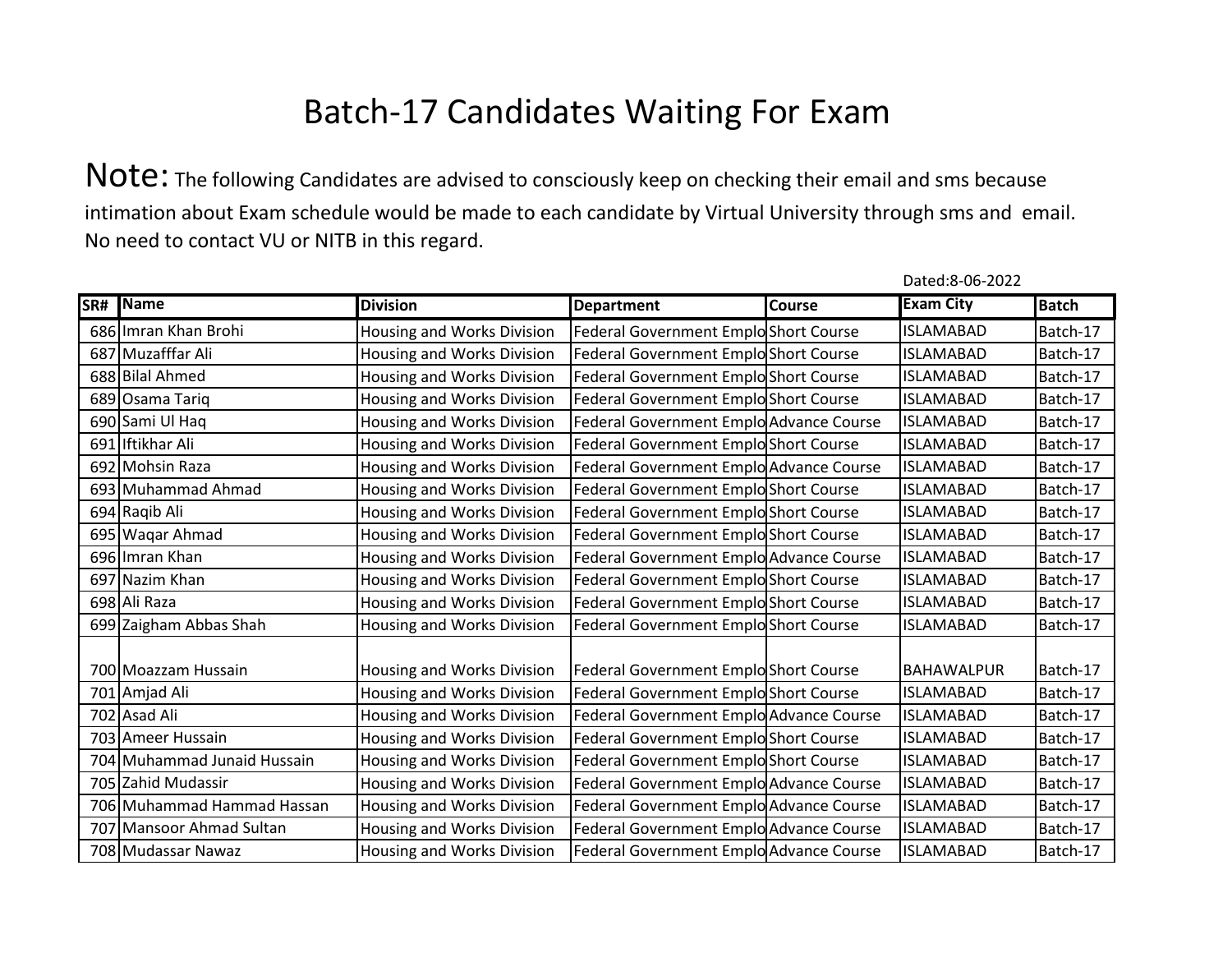# Batch-17 Candidates Waiting For Exam

**Note:** The following Candidates are advised to consciously keep on checking their email and sms because intimation about Exam schedule would be made to each candidate by Virtual University through sms and email. No need to contact VU or NITB in this regard.

Dated:8-06-2022

| SR# | Name | Division | Department | Course | Exam City | Batch |
|---|---|---|---|---|---|---|
| 686 | Imran Khan Brohi | Housing and Works Division | Federal Government Emplo | Short Course | ISLAMABAD | Batch-17 |
| 687 | Muzafffar Ali | Housing and Works Division | Federal Government Emplo | Short Course | ISLAMABAD | Batch-17 |
| 688 | Bilal Ahmed | Housing and Works Division | Federal Government Emplo | Short Course | ISLAMABAD | Batch-17 |
| 689 | Osama Tariq | Housing and Works Division | Federal Government Emplo | Short Course | ISLAMABAD | Batch-17 |
| 690 | Sami Ul Haq | Housing and Works Division | Federal Government Emplo | Advance Course | ISLAMABAD | Batch-17 |
| 691 | Iftikhar Ali | Housing and Works Division | Federal Government Emplo | Short Course | ISLAMABAD | Batch-17 |
| 692 | Mohsin Raza | Housing and Works Division | Federal Government Emplo | Advance Course | ISLAMABAD | Batch-17 |
| 693 | Muhammad Ahmad | Housing and Works Division | Federal Government Emplo | Short Course | ISLAMABAD | Batch-17 |
| 694 | Raqib Ali | Housing and Works Division | Federal Government Emplo | Short Course | ISLAMABAD | Batch-17 |
| 695 | Waqar Ahmad | Housing and Works Division | Federal Government Emplo | Short Course | ISLAMABAD | Batch-17 |
| 696 | Imran Khan | Housing and Works Division | Federal Government Emplo | Advance Course | ISLAMABAD | Batch-17 |
| 697 | Nazim Khan | Housing and Works Division | Federal Government Emplo | Short Course | ISLAMABAD | Batch-17 |
| 698 | Ali Raza | Housing and Works Division | Federal Government Emplo | Short Course | ISLAMABAD | Batch-17 |
| 699 | Zaigham Abbas Shah | Housing and Works Division | Federal Government Emplo | Short Course | ISLAMABAD | Batch-17 |
| 700 | Moazzam Hussain | Housing and Works Division | Federal Government Emplo | Short Course | BAHAWALPUR | Batch-17 |
| 701 | Amjad Ali | Housing and Works Division | Federal Government Emplo | Short Course | ISLAMABAD | Batch-17 |
| 702 | Asad Ali | Housing and Works Division | Federal Government Emplo | Advance Course | ISLAMABAD | Batch-17 |
| 703 | Ameer Hussain | Housing and Works Division | Federal Government Emplo | Short Course | ISLAMABAD | Batch-17 |
| 704 | Muhammad Junaid Hussain | Housing and Works Division | Federal Government Emplo | Short Course | ISLAMABAD | Batch-17 |
| 705 | Zahid Mudassir | Housing and Works Division | Federal Government Emplo | Advance Course | ISLAMABAD | Batch-17 |
| 706 | Muhammad Hammad Hassan | Housing and Works Division | Federal Government Emplo | Advance Course | ISLAMABAD | Batch-17 |
| 707 | Mansoor Ahmad Sultan | Housing and Works Division | Federal Government Emplo | Advance Course | ISLAMABAD | Batch-17 |
| 708 | Mudassar Nawaz | Housing and Works Division | Federal Government Emplo | Advance Course | ISLAMABAD | Batch-17 |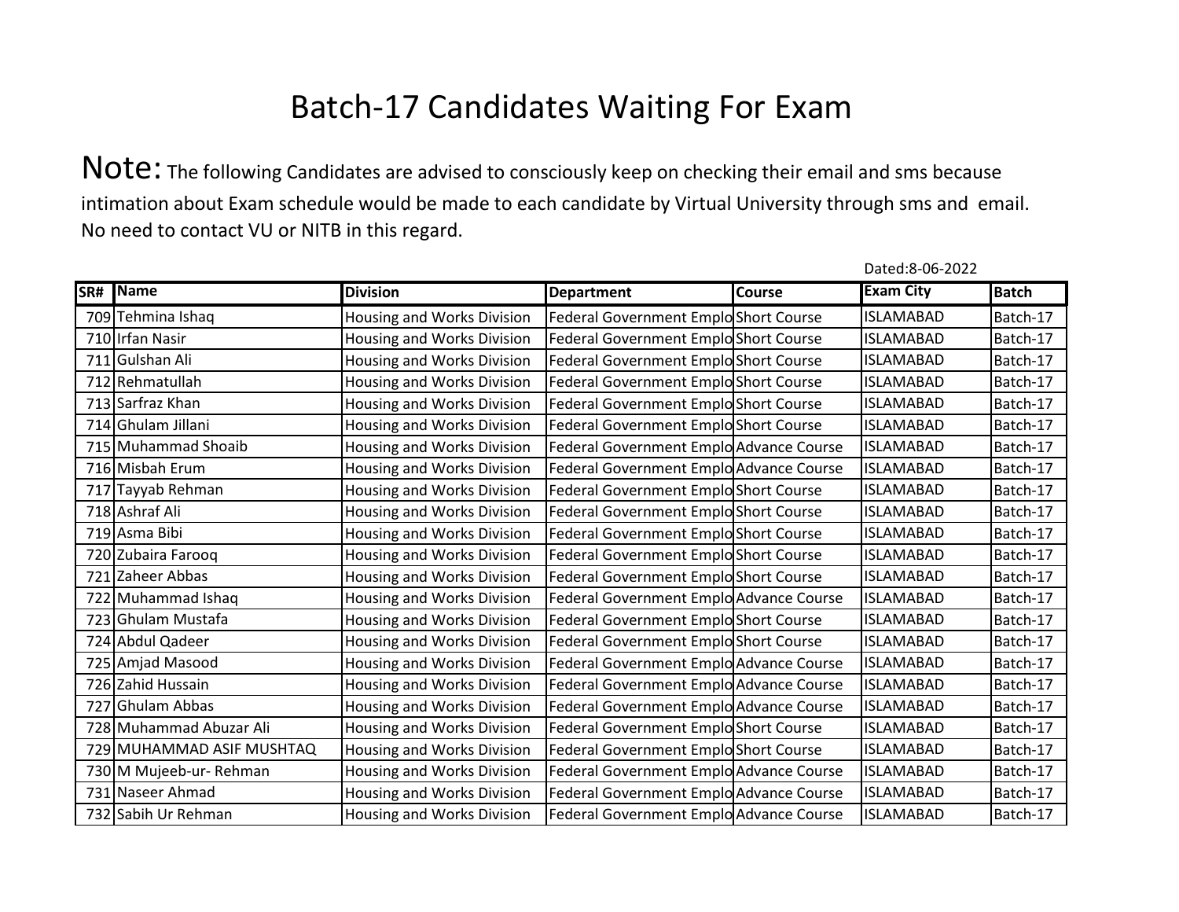# Batch-17 Candidates Waiting For Exam

**Note:** The following Candidates are advised to consciously keep on checking their email and sms because intimation about Exam schedule would be made to each candidate by Virtual University through sms and email. No need to contact VU or NITB in this regard.

Dated:8-06-2022

| SR# | Name | Division | Department | Course | Exam City | Batch |
|---|---|---|---|---|---|---|
| 709 | Tehmina Ishaq | Housing and Works Division | Federal Government Emplo | Short Course | ISLAMABAD | Batch-17 |
| 710 | Irfan Nasir | Housing and Works Division | Federal Government Emplo | Short Course | ISLAMABAD | Batch-17 |
| 711 | Gulshan Ali | Housing and Works Division | Federal Government Emplo | Short Course | ISLAMABAD | Batch-17 |
| 712 | Rehmatullah | Housing and Works Division | Federal Government Emplo | Short Course | ISLAMABAD | Batch-17 |
| 713 | Sarfraz Khan | Housing and Works Division | Federal Government Emplo | Short Course | ISLAMABAD | Batch-17 |
| 714 | Ghulam Jillani | Housing and Works Division | Federal Government Emplo | Short Course | ISLAMABAD | Batch-17 |
| 715 | Muhammad Shoaib | Housing and Works Division | Federal Government Emplo | Advance Course | ISLAMABAD | Batch-17 |
| 716 | Misbah Erum | Housing and Works Division | Federal Government Emplo | Advance Course | ISLAMABAD | Batch-17 |
| 717 | Tayyab Rehman | Housing and Works Division | Federal Government Emplo | Short Course | ISLAMABAD | Batch-17 |
| 718 | Ashraf Ali | Housing and Works Division | Federal Government Emplo | Short Course | ISLAMABAD | Batch-17 |
| 719 | Asma Bibi | Housing and Works Division | Federal Government Emplo | Short Course | ISLAMABAD | Batch-17 |
| 720 | Zubaira Farooq | Housing and Works Division | Federal Government Emplo | Short Course | ISLAMABAD | Batch-17 |
| 721 | Zaheer Abbas | Housing and Works Division | Federal Government Emplo | Short Course | ISLAMABAD | Batch-17 |
| 722 | Muhammad Ishaq | Housing and Works Division | Federal Government Emplo | Advance Course | ISLAMABAD | Batch-17 |
| 723 | Ghulam Mustafa | Housing and Works Division | Federal Government Emplo | Short Course | ISLAMABAD | Batch-17 |
| 724 | Abdul Qadeer | Housing and Works Division | Federal Government Emplo | Short Course | ISLAMABAD | Batch-17 |
| 725 | Amjad Masood | Housing and Works Division | Federal Government Emplo | Advance Course | ISLAMABAD | Batch-17 |
| 726 | Zahid Hussain | Housing and Works Division | Federal Government Emplo | Advance Course | ISLAMABAD | Batch-17 |
| 727 | Ghulam Abbas | Housing and Works Division | Federal Government Emplo | Advance Course | ISLAMABAD | Batch-17 |
| 728 | Muhammad Abuzar Ali | Housing and Works Division | Federal Government Emplo | Short Course | ISLAMABAD | Batch-17 |
| 729 | MUHAMMAD ASIF MUSHTAQ | Housing and Works Division | Federal Government Emplo | Short Course | ISLAMABAD | Batch-17 |
| 730 | M Mujeeb-ur- Rehman | Housing and Works Division | Federal Government Emplo | Advance Course | ISLAMABAD | Batch-17 |
| 731 | Naseer Ahmad | Housing and Works Division | Federal Government Emplo | Advance Course | ISLAMABAD | Batch-17 |
| 732 | Sabih Ur Rehman | Housing and Works Division | Federal Government Emplo | Advance Course | ISLAMABAD | Batch-17 |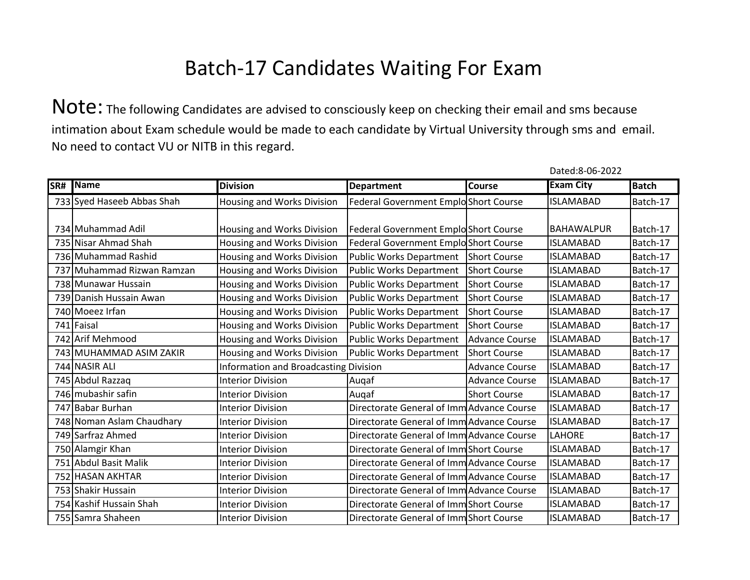# Batch-17 Candidates Waiting For Exam

**Note:** The following Candidates are advised to consciously keep on checking their email and sms because intimation about Exam schedule would be made to each candidate by Virtual University through sms and email. No need to contact VU or NITB in this regard.

Dated:8-06-2022

| SR# | Name | Division | Department | Course | Exam City | Batch |
|---|---|---|---|---|---|---|
| 733 | Syed Haseeb Abbas Shah | Housing and Works Division | Federal Government Emplo | Short Course | ISLAMABAD | Batch-17 |
| 734 | Muhammad Adil | Housing and Works Division | Federal Government Emplo | Short Course | BAHAWALPUR | Batch-17 |
| 735 | Nisar Ahmad Shah | Housing and Works Division | Federal Government Emplo | Short Course | ISLAMABAD | Batch-17 |
| 736 | Muhammad Rashid | Housing and Works Division | Public Works Department | Short Course | ISLAMABAD | Batch-17 |
| 737 | Muhammad Rizwan Ramzan | Housing and Works Division | Public Works Department | Short Course | ISLAMABAD | Batch-17 |
| 738 | Munawar Hussain | Housing and Works Division | Public Works Department | Short Course | ISLAMABAD | Batch-17 |
| 739 | Danish Hussain Awan | Housing and Works Division | Public Works Department | Short Course | ISLAMABAD | Batch-17 |
| 740 | Moeez Irfan | Housing and Works Division | Public Works Department | Short Course | ISLAMABAD | Batch-17 |
| 741 | Faisal | Housing and Works Division | Public Works Department | Short Course | ISLAMABAD | Batch-17 |
| 742 | Arif Mehmood | Housing and Works Division | Public Works Department | Advance Course | ISLAMABAD | Batch-17 |
| 743 | MUHAMMAD ASIM ZAKIR | Housing and Works Division | Public Works Department | Short Course | ISLAMABAD | Batch-17 |
| 744 | NASIR ALI | Information and Broadcasting Division | | Advance Course | ISLAMABAD | Batch-17 |
| 745 | Abdul Razzaq | Interior Division | Auqaf | Advance Course | ISLAMABAD | Batch-17 |
| 746 | mubashir safin | Interior Division | Auqaf | Short Course | ISLAMABAD | Batch-17 |
| 747 | Babar Burhan | Interior Division | Directorate General of Imm | Advance Course | ISLAMABAD | Batch-17 |
| 748 | Noman Aslam Chaudhary | Interior Division | Directorate General of Imm | Advance Course | ISLAMABAD | Batch-17 |
| 749 | Sarfraz Ahmed | Interior Division | Directorate General of Imm | Advance Course | LAHORE | Batch-17 |
| 750 | Alamgir Khan | Interior Division | Directorate General of Imm | Short Course | ISLAMABAD | Batch-17 |
| 751 | Abdul Basit Malik | Interior Division | Directorate General of Imm | Advance Course | ISLAMABAD | Batch-17 |
| 752 | HASAN AKHTAR | Interior Division | Directorate General of Imm | Advance Course | ISLAMABAD | Batch-17 |
| 753 | Shakir Hussain | Interior Division | Directorate General of Imm | Advance Course | ISLAMABAD | Batch-17 |
| 754 | Kashif Hussain Shah | Interior Division | Directorate General of Imm | Short Course | ISLAMABAD | Batch-17 |
| 755 | Samra Shaheen | Interior Division | Directorate General of Imm | Short Course | ISLAMABAD | Batch-17 |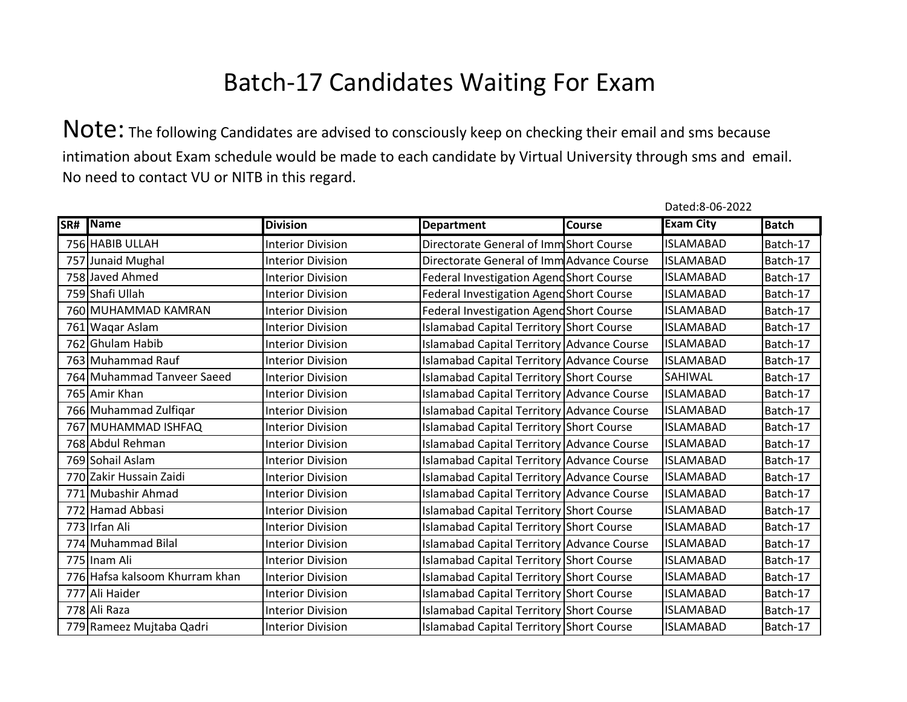# Batch-17 Candidates Waiting For Exam

**Note:** The following Candidates are advised to consciously keep on checking their email and sms because intimation about Exam schedule would be made to each candidate by Virtual University through sms and email. No need to contact VU or NITB in this regard.

Dated:8-06-2022

| SR# | Name | Division | Department | Course | Exam City | Batch |
|---|---|---|---|---|---|---|
| 756 | HABIB ULLAH | Interior Division | Directorate General of Imm | Short Course | ISLAMABAD | Batch-17 |
| 757 | Junaid Mughal | Interior Division | Directorate General of Imm | Advance Course | ISLAMABAD | Batch-17 |
| 758 | Javed Ahmed | Interior Division | Federal Investigation Agenc | Short Course | ISLAMABAD | Batch-17 |
| 759 | Shafi Ullah | Interior Division | Federal Investigation Agenc | Short Course | ISLAMABAD | Batch-17 |
| 760 | MUHAMMAD KAMRAN | Interior Division | Federal Investigation Agenc | Short Course | ISLAMABAD | Batch-17 |
| 761 | Waqar Aslam | Interior Division | Islamabad Capital Territory | Short Course | ISLAMABAD | Batch-17 |
| 762 | Ghulam Habib | Interior Division | Islamabad Capital Territory | Advance Course | ISLAMABAD | Batch-17 |
| 763 | Muhammad Rauf | Interior Division | Islamabad Capital Territory | Advance Course | ISLAMABAD | Batch-17 |
| 764 | Muhammad Tanveer Saeed | Interior Division | Islamabad Capital Territory | Short Course | SAHIWAL | Batch-17 |
| 765 | Amir Khan | Interior Division | Islamabad Capital Territory | Advance Course | ISLAMABAD | Batch-17 |
| 766 | Muhammad Zulfiqar | Interior Division | Islamabad Capital Territory | Advance Course | ISLAMABAD | Batch-17 |
| 767 | MUHAMMAD ISHFAQ | Interior Division | Islamabad Capital Territory | Short Course | ISLAMABAD | Batch-17 |
| 768 | Abdul Rehman | Interior Division | Islamabad Capital Territory | Advance Course | ISLAMABAD | Batch-17 |
| 769 | Sohail Aslam | Interior Division | Islamabad Capital Territory | Advance Course | ISLAMABAD | Batch-17 |
| 770 | Zakir Hussain Zaidi | Interior Division | Islamabad Capital Territory | Advance Course | ISLAMABAD | Batch-17 |
| 771 | Mubashir Ahmad | Interior Division | Islamabad Capital Territory | Advance Course | ISLAMABAD | Batch-17 |
| 772 | Hamad Abbasi | Interior Division | Islamabad Capital Territory | Short Course | ISLAMABAD | Batch-17 |
| 773 | Irfan Ali | Interior Division | Islamabad Capital Territory | Short Course | ISLAMABAD | Batch-17 |
| 774 | Muhammad Bilal | Interior Division | Islamabad Capital Territory | Advance Course | ISLAMABAD | Batch-17 |
| 775 | Inam Ali | Interior Division | Islamabad Capital Territory | Short Course | ISLAMABAD | Batch-17 |
| 776 | Hafsa kalsoom Khurram khan | Interior Division | Islamabad Capital Territory | Short Course | ISLAMABAD | Batch-17 |
| 777 | Ali Haider | Interior Division | Islamabad Capital Territory | Short Course | ISLAMABAD | Batch-17 |
| 778 | Ali Raza | Interior Division | Islamabad Capital Territory | Short Course | ISLAMABAD | Batch-17 |
| 779 | Rameez Mujtaba Qadri | Interior Division | Islamabad Capital Territory | Short Course | ISLAMABAD | Batch-17 |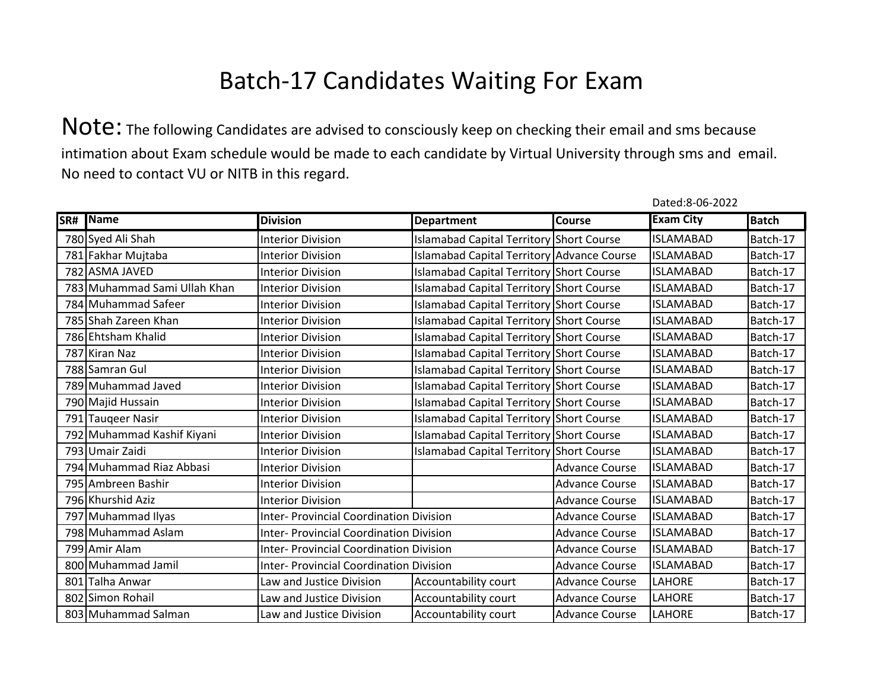# Batch-17 Candidates Waiting For Exam

**Note:** The following Candidates are advised to consciously keep on checking their email and sms because intimation about Exam schedule would be made to each candidate by Virtual University through sms and email. No need to contact VU or NITB in this regard.

Dated:8-06-2022

| SR# | Name | Division | Department | Course | Exam City | Batch |
|---|---|---|---|---|---|---|
| 780 | Syed Ali Shah | Interior Division | Islamabad Capital Territory | Short Course | ISLAMABAD | Batch-17 |
| 781 | Fakhar Mujtaba | Interior Division | Islamabad Capital Territory | Advance Course | ISLAMABAD | Batch-17 |
| 782 | ASMA JAVED | Interior Division | Islamabad Capital Territory | Short Course | ISLAMABAD | Batch-17 |
| 783 | Muhammad Sami Ullah Khan | Interior Division | Islamabad Capital Territory | Short Course | ISLAMABAD | Batch-17 |
| 784 | Muhammad Safeer | Interior Division | Islamabad Capital Territory | Short Course | ISLAMABAD | Batch-17 |
| 785 | Shah Zareen Khan | Interior Division | Islamabad Capital Territory | Short Course | ISLAMABAD | Batch-17 |
| 786 | Ehtsham Khalid | Interior Division | Islamabad Capital Territory | Short Course | ISLAMABAD | Batch-17 |
| 787 | Kiran Naz | Interior Division | Islamabad Capital Territory | Short Course | ISLAMABAD | Batch-17 |
| 788 | Samran Gul | Interior Division | Islamabad Capital Territory | Short Course | ISLAMABAD | Batch-17 |
| 789 | Muhammad Javed | Interior Division | Islamabad Capital Territory | Short Course | ISLAMABAD | Batch-17 |
| 790 | Majid Hussain | Interior Division | Islamabad Capital Territory | Short Course | ISLAMABAD | Batch-17 |
| 791 | Tauqeer Nasir | Interior Division | Islamabad Capital Territory | Short Course | ISLAMABAD | Batch-17 |
| 792 | Muhammad Kashif Kiyani | Interior Division | Islamabad Capital Territory | Short Course | ISLAMABAD | Batch-17 |
| 793 | Umair Zaidi | Interior Division | Islamabad Capital Territory | Short Course | ISLAMABAD | Batch-17 |
| 794 | Muhammad Riaz Abbasi | Interior Division | | Advance Course | ISLAMABAD | Batch-17 |
| 795 | Ambreen Bashir | Interior Division | | Advance Course | ISLAMABAD | Batch-17 |
| 796 | Khurshid Aziz | Interior Division | | Advance Course | ISLAMABAD | Batch-17 |
| 797 | Muhammad Ilyas | Inter- Provincial Coordination Division | | Advance Course | ISLAMABAD | Batch-17 |
| 798 | Muhammad Aslam | Inter- Provincial Coordination Division | | Advance Course | ISLAMABAD | Batch-17 |
| 799 | Amir Alam | Inter- Provincial Coordination Division | | Advance Course | ISLAMABAD | Batch-17 |
| 800 | Muhammad Jamil | Inter- Provincial Coordination Division | | Advance Course | ISLAMABAD | Batch-17 |
| 801 | Talha Anwar | Law and Justice Division | Accountability court | Advance Course | LAHORE | Batch-17 |
| 802 | Simon Rohail | Law and Justice Division | Accountability court | Advance Course | LAHORE | Batch-17 |
| 803 | Muhammad Salman | Law and Justice Division | Accountability court | Advance Course | LAHORE | Batch-17 |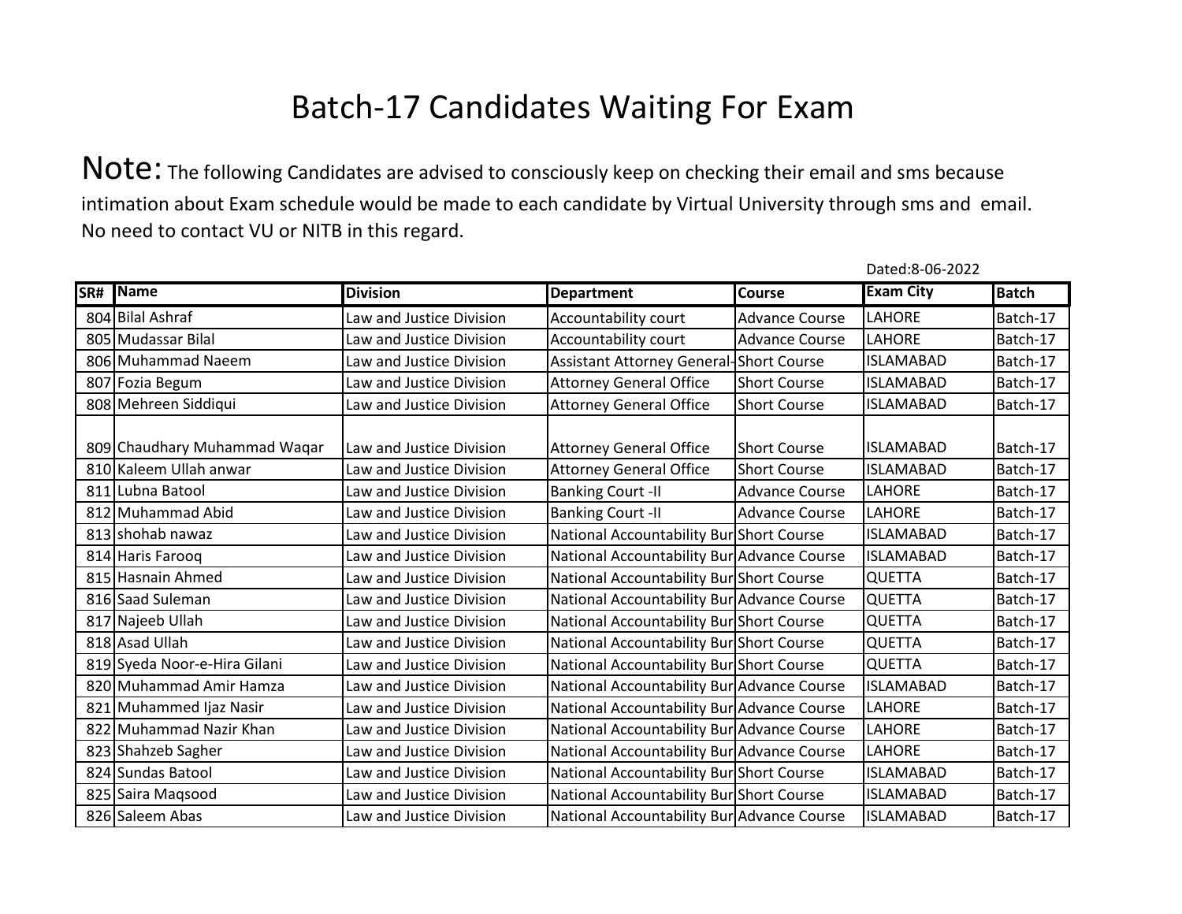# Batch-17 Candidates Waiting For Exam

**Note:** The following Candidates are advised to consciously keep on checking their email and sms because intimation about Exam schedule would be made to each candidate by Virtual University through sms and email. No need to contact VU or NITB in this regard.

Dated:8-06-2022

| SR# | Name | Division | Department | Course | Exam City | Batch |
|---|---|---|---|---|---|---|
| 804 | Bilal Ashraf | Law and Justice Division | Accountability court | Advance Course | LAHORE | Batch-17 |
| 805 | Mudassar Bilal | Law and Justice Division | Accountability court | Advance Course | LAHORE | Batch-17 |
| 806 | Muhammad Naeem | Law and Justice Division | Assistant Attorney General- | Short Course | ISLAMABAD | Batch-17 |
| 807 | Fozia Begum | Law and Justice Division | Attorney General Office | Short Course | ISLAMABAD | Batch-17 |
| 808 | Mehreen Siddiqui | Law and Justice Division | Attorney General Office | Short Course | ISLAMABAD | Batch-17 |
| 809 | Chaudhary Muhammad Waqar | Law and Justice Division | Attorney General Office | Short Course | ISLAMABAD | Batch-17 |
| 810 | Kaleem Ullah anwar | Law and Justice Division | Attorney General Office | Short Course | ISLAMABAD | Batch-17 |
| 811 | Lubna Batool | Law and Justice Division | Banking Court -II | Advance Course | LAHORE | Batch-17 |
| 812 | Muhammad Abid | Law and Justice Division | Banking Court -II | Advance Course | LAHORE | Batch-17 |
| 813 | shohab nawaz | Law and Justice Division | National Accountability Bur | Short Course | ISLAMABAD | Batch-17 |
| 814 | Haris Farooq | Law and Justice Division | National Accountability Bur | Advance Course | ISLAMABAD | Batch-17 |
| 815 | Hasnain Ahmed | Law and Justice Division | National Accountability Bur | Short Course | QUETTA | Batch-17 |
| 816 | Saad Suleman | Law and Justice Division | National Accountability Bur | Advance Course | QUETTA | Batch-17 |
| 817 | Najeeb Ullah | Law and Justice Division | National Accountability Bur | Short Course | QUETTA | Batch-17 |
| 818 | Asad Ullah | Law and Justice Division | National Accountability Bur | Short Course | QUETTA | Batch-17 |
| 819 | Syeda Noor-e-Hira Gilani | Law and Justice Division | National Accountability Bur | Short Course | QUETTA | Batch-17 |
| 820 | Muhammad Amir Hamza | Law and Justice Division | National Accountability Bur | Advance Course | ISLAMABAD | Batch-17 |
| 821 | Muhammed Ijaz Nasir | Law and Justice Division | National Accountability Bur | Advance Course | LAHORE | Batch-17 |
| 822 | Muhammad Nazir Khan | Law and Justice Division | National Accountability Bur | Advance Course | LAHORE | Batch-17 |
| 823 | Shahzeb Sagher | Law and Justice Division | National Accountability Bur | Advance Course | LAHORE | Batch-17 |
| 824 | Sundas Batool | Law and Justice Division | National Accountability Bur | Short Course | ISLAMABAD | Batch-17 |
| 825 | Saira Maqsood | Law and Justice Division | National Accountability Bur | Short Course | ISLAMABAD | Batch-17 |
| 826 | Saleem Abas | Law and Justice Division | National Accountability Bur | Advance Course | ISLAMABAD | Batch-17 |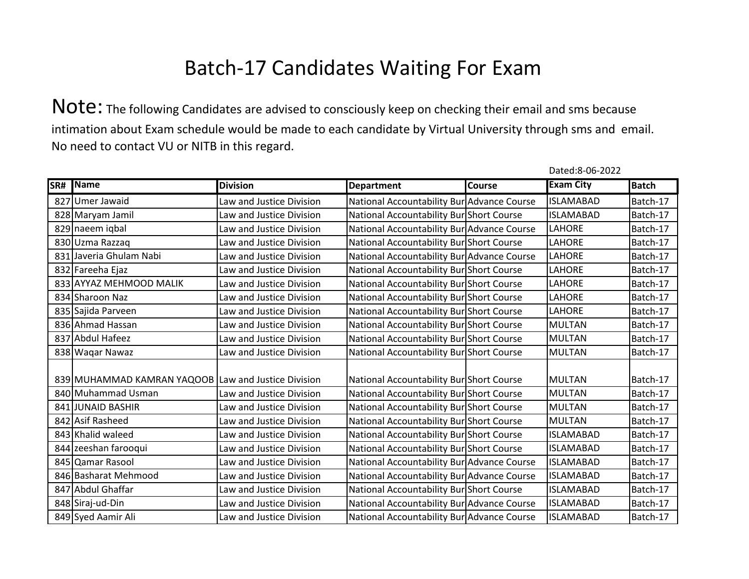# Batch-17 Candidates Waiting For Exam

**Note:** The following Candidates are advised to consciously keep on checking their email and sms because intimation about Exam schedule would be made to each candidate by Virtual University through sms and email. No need to contact VU or NITB in this regard.

Dated:8-06-2022

| SR# | Name | Division | Department | Course | Exam City | Batch |
|---|---|---|---|---|---|---|
| 827 | Umer Jawaid | Law and Justice Division | National Accountability Bur | Advance Course | ISLAMABAD | Batch-17 |
| 828 | Maryam Jamil | Law and Justice Division | National Accountability Bur | Short Course | ISLAMABAD | Batch-17 |
| 829 | naeem iqbal | Law and Justice Division | National Accountability Bur | Advance Course | LAHORE | Batch-17 |
| 830 | Uzma Razzaq | Law and Justice Division | National Accountability Bur | Short Course | LAHORE | Batch-17 |
| 831 | Javeria Ghulam Nabi | Law and Justice Division | National Accountability Bur | Advance Course | LAHORE | Batch-17 |
| 832 | Fareeha Ejaz | Law and Justice Division | National Accountability Bur | Short Course | LAHORE | Batch-17 |
| 833 | AYYAZ MEHMOOD MALIK | Law and Justice Division | National Accountability Bur | Short Course | LAHORE | Batch-17 |
| 834 | Sharoon Naz | Law and Justice Division | National Accountability Bur | Short Course | LAHORE | Batch-17 |
| 835 | Sajida Parveen | Law and Justice Division | National Accountability Bur | Short Course | LAHORE | Batch-17 |
| 836 | Ahmad Hassan | Law and Justice Division | National Accountability Bur | Short Course | MULTAN | Batch-17 |
| 837 | Abdul Hafeez | Law and Justice Division | National Accountability Bur | Short Course | MULTAN | Batch-17 |
| 838 | Waqar Nawaz | Law and Justice Division | National Accountability Bur | Short Course | MULTAN | Batch-17 |
| 839 | MUHAMMAD KAMRAN YAQOOB | Law and Justice Division | National Accountability Bur | Short Course | MULTAN | Batch-17 |
| 840 | Muhammad Usman | Law and Justice Division | National Accountability Bur | Short Course | MULTAN | Batch-17 |
| 841 | JUNAID BASHIR | Law and Justice Division | National Accountability Bur | Short Course | MULTAN | Batch-17 |
| 842 | Asif Rasheed | Law and Justice Division | National Accountability Bur | Short Course | MULTAN | Batch-17 |
| 843 | Khalid waleed | Law and Justice Division | National Accountability Bur | Short Course | ISLAMABAD | Batch-17 |
| 844 | zeeshan farooqui | Law and Justice Division | National Accountability Bur | Short Course | ISLAMABAD | Batch-17 |
| 845 | Qamar Rasool | Law and Justice Division | National Accountability Bur | Advance Course | ISLAMABAD | Batch-17 |
| 846 | Basharat Mehmood | Law and Justice Division | National Accountability Bur | Advance Course | ISLAMABAD | Batch-17 |
| 847 | Abdul Ghaffar | Law and Justice Division | National Accountability Bur | Short Course | ISLAMABAD | Batch-17 |
| 848 | Siraj-ud-Din | Law and Justice Division | National Accountability Bur | Advance Course | ISLAMABAD | Batch-17 |
| 849 | Syed Aamir Ali | Law and Justice Division | National Accountability Bur | Advance Course | ISLAMABAD | Batch-17 |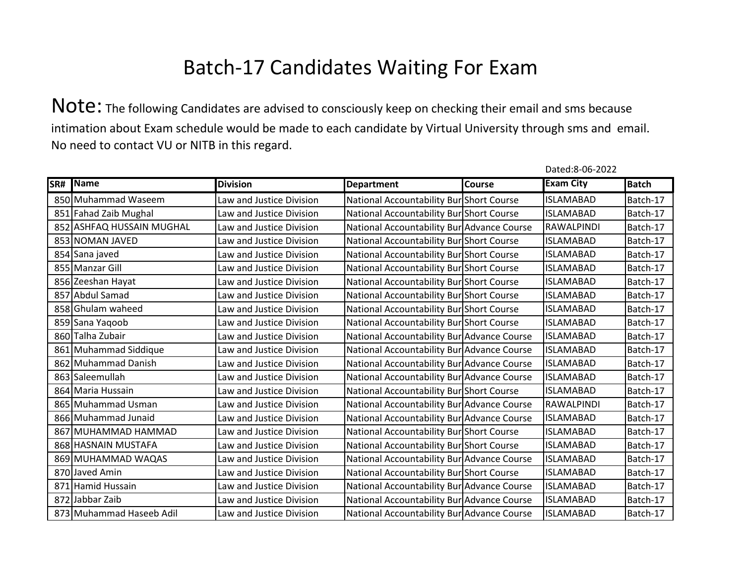# Batch-17 Candidates Waiting For Exam

**Note:** The following Candidates are advised to consciously keep on checking their email and sms because intimation about Exam schedule would be made to each candidate by Virtual University through sms and email. No need to contact VU or NITB in this regard.

Dated:8-06-2022

| SR# | Name | Division | Department | Course | Exam City | Batch |
|---|---|---|---|---|---|---|
| 850 | Muhammad Waseem | Law and Justice Division | National Accountability Bur | Short Course | ISLAMABAD | Batch-17 |
| 851 | Fahad Zaib Mughal | Law and Justice Division | National Accountability Bur | Short Course | ISLAMABAD | Batch-17 |
| 852 | ASHFAQ HUSSAIN MUGHAL | Law and Justice Division | National Accountability Bur | Advance Course | RAWALPINDI | Batch-17 |
| 853 | NOMAN JAVED | Law and Justice Division | National Accountability Bur | Short Course | ISLAMABAD | Batch-17 |
| 854 | Sana javed | Law and Justice Division | National Accountability Bur | Short Course | ISLAMABAD | Batch-17 |
| 855 | Manzar Gill | Law and Justice Division | National Accountability Bur | Short Course | ISLAMABAD | Batch-17 |
| 856 | Zeeshan Hayat | Law and Justice Division | National Accountability Bur | Short Course | ISLAMABAD | Batch-17 |
| 857 | Abdul Samad | Law and Justice Division | National Accountability Bur | Short Course | ISLAMABAD | Batch-17 |
| 858 | Ghulam waheed | Law and Justice Division | National Accountability Bur | Short Course | ISLAMABAD | Batch-17 |
| 859 | Sana Yaqoob | Law and Justice Division | National Accountability Bur | Short Course | ISLAMABAD | Batch-17 |
| 860 | Talha Zubair | Law and Justice Division | National Accountability Bur | Advance Course | ISLAMABAD | Batch-17 |
| 861 | Muhammad Siddique | Law and Justice Division | National Accountability Bur | Advance Course | ISLAMABAD | Batch-17 |
| 862 | Muhammad Danish | Law and Justice Division | National Accountability Bur | Advance Course | ISLAMABAD | Batch-17 |
| 863 | Saleemullah | Law and Justice Division | National Accountability Bur | Advance Course | ISLAMABAD | Batch-17 |
| 864 | Maria Hussain | Law and Justice Division | National Accountability Bur | Short Course | ISLAMABAD | Batch-17 |
| 865 | Muhammad Usman | Law and Justice Division | National Accountability Bur | Advance Course | RAWALPINDI | Batch-17 |
| 866 | Muhammad Junaid | Law and Justice Division | National Accountability Bur | Advance Course | ISLAMABAD | Batch-17 |
| 867 | MUHAMMAD HAMMAD | Law and Justice Division | National Accountability Bur | Short Course | ISLAMABAD | Batch-17 |
| 868 | HASNAIN MUSTAFA | Law and Justice Division | National Accountability Bur | Short Course | ISLAMABAD | Batch-17 |
| 869 | MUHAMMAD WAQAS | Law and Justice Division | National Accountability Bur | Advance Course | ISLAMABAD | Batch-17 |
| 870 | Javed Amin | Law and Justice Division | National Accountability Bur | Short Course | ISLAMABAD | Batch-17 |
| 871 | Hamid Hussain | Law and Justice Division | National Accountability Bur | Advance Course | ISLAMABAD | Batch-17 |
| 872 | Jabbar Zaib | Law and Justice Division | National Accountability Bur | Advance Course | ISLAMABAD | Batch-17 |
| 873 | Muhammad Haseeb Adil | Law and Justice Division | National Accountability Bur | Advance Course | ISLAMABAD | Batch-17 |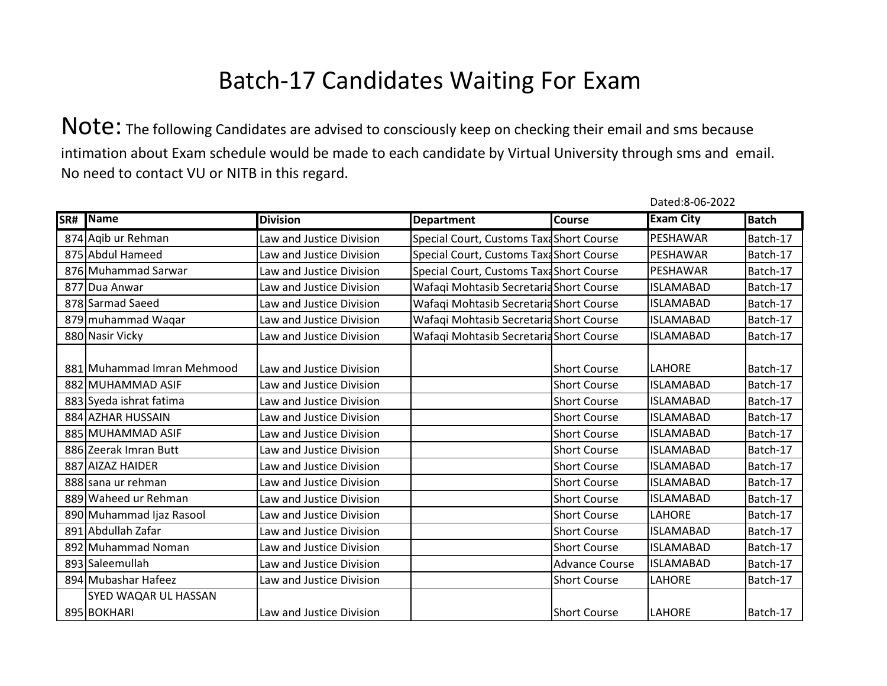# Batch-17 Candidates Waiting For Exam

**Note:** The following Candidates are advised to consciously keep on checking their email and sms because intimation about Exam schedule would be made to each candidate by Virtual University through sms and email. No need to contact VU or NITB in this regard.

Dated:8-06-2022

| SR# | Name | Division | Department | Course | Exam City | Batch |
|---|---|---|---|---|---|---|
| 874 | Aqib ur Rehman | Law and Justice Division | Special Court, Customs Taxa | Short Course | PESHAWAR | Batch-17 |
| 875 | Abdul Hameed | Law and Justice Division | Special Court, Customs Taxa | Short Course | PESHAWAR | Batch-17 |
| 876 | Muhammad Sarwar | Law and Justice Division | Special Court, Customs Taxa | Short Course | PESHAWAR | Batch-17 |
| 877 | Dua Anwar | Law and Justice Division | Wafaqi Mohtasib Secretaria | Short Course | ISLAMABAD | Batch-17 |
| 878 | Sarmad Saeed | Law and Justice Division | Wafaqi Mohtasib Secretaria | Short Course | ISLAMABAD | Batch-17 |
| 879 | muhammad Waqar | Law and Justice Division | Wafaqi Mohtasib Secretaria | Short Course | ISLAMABAD | Batch-17 |
| 880 | Nasir Vicky | Law and Justice Division | Wafaqi Mohtasib Secretaria | Short Course | ISLAMABAD | Batch-17 |
| 881 | Muhammad Imran Mehmood | Law and Justice Division | | Short Course | LAHORE | Batch-17 |
| 882 | MUHAMMAD ASIF | Law and Justice Division | | Short Course | ISLAMABAD | Batch-17 |
| 883 | Syeda ishrat fatima | Law and Justice Division | | Short Course | ISLAMABAD | Batch-17 |
| 884 | AZHAR HUSSAIN | Law and Justice Division | | Short Course | ISLAMABAD | Batch-17 |
| 885 | MUHAMMAD ASIF | Law and Justice Division | | Short Course | ISLAMABAD | Batch-17 |
| 886 | Zeerak Imran Butt | Law and Justice Division | | Short Course | ISLAMABAD | Batch-17 |
| 887 | AIZAZ HAIDER | Law and Justice Division | | Short Course | ISLAMABAD | Batch-17 |
| 888 | sana ur rehman | Law and Justice Division | | Short Course | ISLAMABAD | Batch-17 |
| 889 | Waheed ur Rehman | Law and Justice Division | | Short Course | ISLAMABAD | Batch-17 |
| 890 | Muhammad Ijaz Rasool | Law and Justice Division | | Short Course | LAHORE | Batch-17 |
| 891 | Abdullah Zafar | Law and Justice Division | | Short Course | ISLAMABAD | Batch-17 |
| 892 | Muhammad Noman | Law and Justice Division | | Short Course | ISLAMABAD | Batch-17 |
| 893 | Saleemullah | Law and Justice Division | | Advance Course | ISLAMABAD | Batch-17 |
| 894 | Mubashar Hafeez | Law and Justice Division | | Short Course | LAHORE | Batch-17 |
| 895 | SYED WAQAR UL HASSAN BOKHARI | Law and Justice Division | | Short Course | LAHORE | Batch-17 |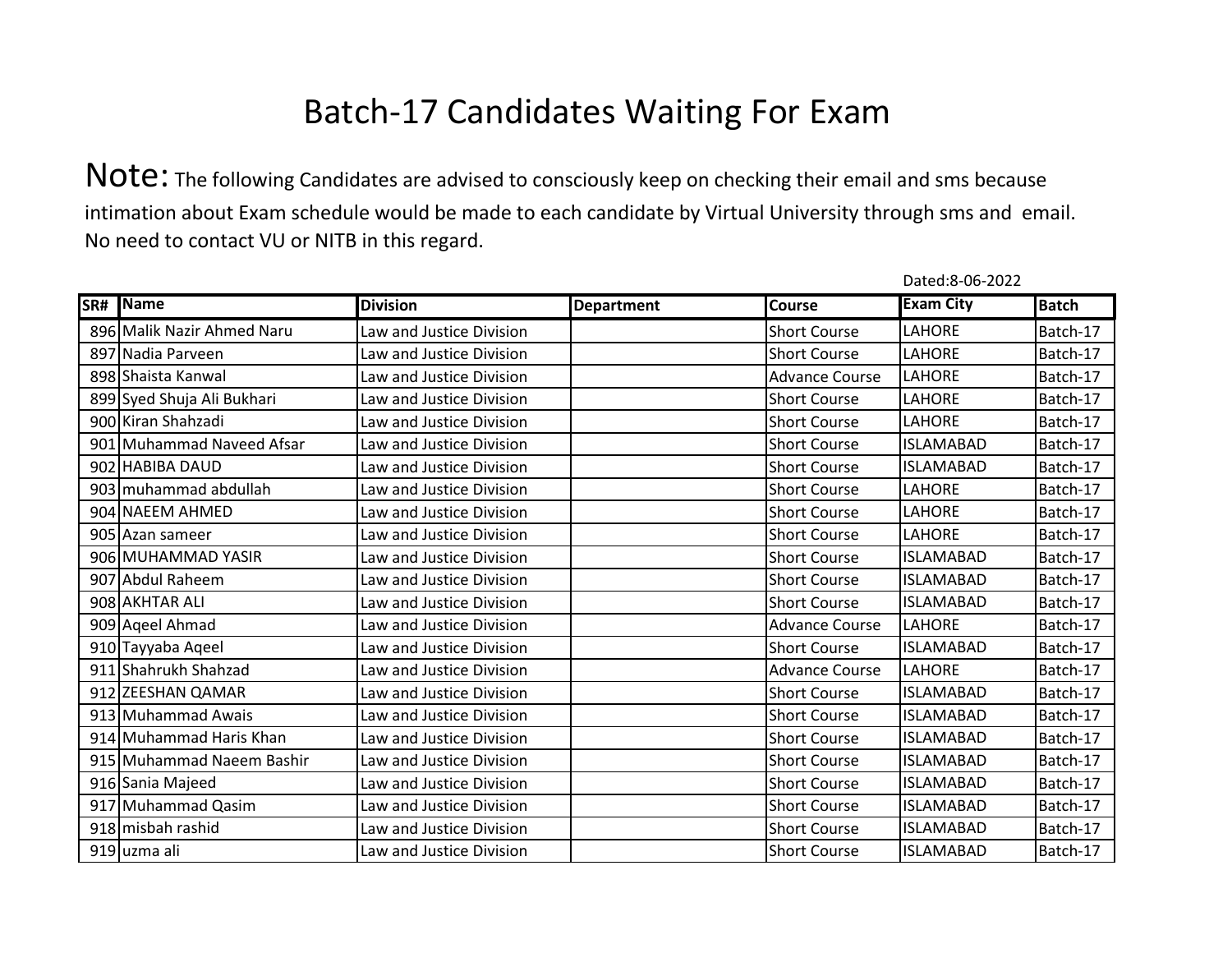# Batch-17 Candidates Waiting For Exam

**Note:** The following Candidates are advised to consciously keep on checking their email and sms because intimation about Exam schedule would be made to each candidate by Virtual University through sms and email. No need to contact VU or NITB in this regard.

Dated:8-06-2022

| SR# | Name | Division | Department | Course | Exam City | Batch |
|---|---|---|---|---|---|---|
| 896 | Malik Nazir Ahmed Naru | Law and Justice Division | | Short Course | LAHORE | Batch-17 |
| 897 | Nadia Parveen | Law and Justice Division | | Short Course | LAHORE | Batch-17 |
| 898 | Shaista Kanwal | Law and Justice Division | | Advance Course | LAHORE | Batch-17 |
| 899 | Syed Shuja Ali Bukhari | Law and Justice Division | | Short Course | LAHORE | Batch-17 |
| 900 | Kiran Shahzadi | Law and Justice Division | | Short Course | LAHORE | Batch-17 |
| 901 | Muhammad Naveed Afsar | Law and Justice Division | | Short Course | ISLAMABAD | Batch-17 |
| 902 | HABIBA DAUD | Law and Justice Division | | Short Course | ISLAMABAD | Batch-17 |
| 903 | muhammad abdullah | Law and Justice Division | | Short Course | LAHORE | Batch-17 |
| 904 | NAEEM AHMED | Law and Justice Division | | Short Course | LAHORE | Batch-17 |
| 905 | Azan sameer | Law and Justice Division | | Short Course | LAHORE | Batch-17 |
| 906 | MUHAMMAD YASIR | Law and Justice Division | | Short Course | ISLAMABAD | Batch-17 |
| 907 | Abdul Raheem | Law and Justice Division | | Short Course | ISLAMABAD | Batch-17 |
| 908 | AKHTAR ALI | Law and Justice Division | | Short Course | ISLAMABAD | Batch-17 |
| 909 | Aqeel Ahmad | Law and Justice Division | | Advance Course | LAHORE | Batch-17 |
| 910 | Tayyaba Aqeel | Law and Justice Division | | Short Course | ISLAMABAD | Batch-17 |
| 911 | Shahrukh Shahzad | Law and Justice Division | | Advance Course | LAHORE | Batch-17 |
| 912 | ZEESHAN QAMAR | Law and Justice Division | | Short Course | ISLAMABAD | Batch-17 |
| 913 | Muhammad Awais | Law and Justice Division | | Short Course | ISLAMABAD | Batch-17 |
| 914 | Muhammad Haris Khan | Law and Justice Division | | Short Course | ISLAMABAD | Batch-17 |
| 915 | Muhammad Naeem Bashir | Law and Justice Division | | Short Course | ISLAMABAD | Batch-17 |
| 916 | Sania Majeed | Law and Justice Division | | Short Course | ISLAMABAD | Batch-17 |
| 917 | Muhammad Qasim | Law and Justice Division | | Short Course | ISLAMABAD | Batch-17 |
| 918 | misbah rashid | Law and Justice Division | | Short Course | ISLAMABAD | Batch-17 |
| 919 | uzma ali | Law and Justice Division | | Short Course | ISLAMABAD | Batch-17 |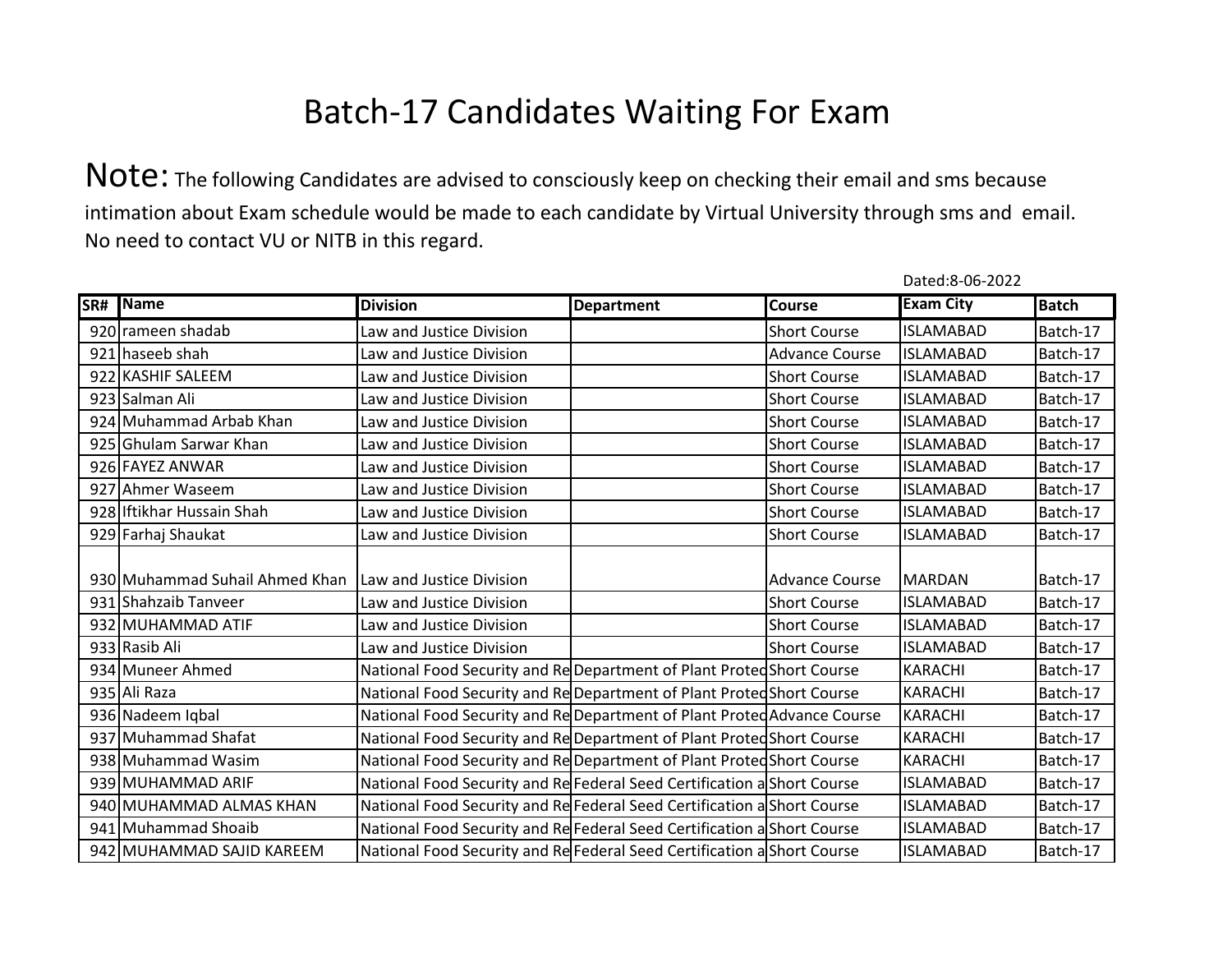# Batch-17 Candidates Waiting For Exam

**Note:** The following Candidates are advised to consciously keep on checking their email and sms because intimation about Exam schedule would be made to each candidate by Virtual University through sms and email. No need to contact VU or NITB in this regard.

Dated:8-06-2022

| SR# | Name | Division | Department | Course | Exam City | Batch |
|---|---|---|---|---|---|---|
| 920 | rameen shadab | Law and Justice Division | | Short Course | ISLAMABAD | Batch-17 |
| 921 | haseeb shah | Law and Justice Division | | Advance Course | ISLAMABAD | Batch-17 |
| 922 | KASHIF SALEEM | Law and Justice Division | | Short Course | ISLAMABAD | Batch-17 |
| 923 | Salman Ali | Law and Justice Division | | Short Course | ISLAMABAD | Batch-17 |
| 924 | Muhammad Arbab Khan | Law and Justice Division | | Short Course | ISLAMABAD | Batch-17 |
| 925 | Ghulam Sarwar Khan | Law and Justice Division | | Short Course | ISLAMABAD | Batch-17 |
| 926 | FAYEZ ANWAR | Law and Justice Division | | Short Course | ISLAMABAD | Batch-17 |
| 927 | Ahmer Waseem | Law and Justice Division | | Short Course | ISLAMABAD | Batch-17 |
| 928 | Iftikhar Hussain Shah | Law and Justice Division | | Short Course | ISLAMABAD | Batch-17 |
| 929 | Farhaj Shaukat | Law and Justice Division | | Short Course | ISLAMABAD | Batch-17 |
| 930 | Muhammad Suhail Ahmed Khan | Law and Justice Division | | Advance Course | MARDAN | Batch-17 |
| 931 | Shahzaib Tanveer | Law and Justice Division | | Short Course | ISLAMABAD | Batch-17 |
| 932 | MUHAMMAD ATIF | Law and Justice Division | | Short Course | ISLAMABAD | Batch-17 |
| 933 | Rasib Ali | Law and Justice Division | | Short Course | ISLAMABAD | Batch-17 |
| 934 | Muneer Ahmed | National Food Security and Re | Department of Plant Protec | Short Course | KARACHI | Batch-17 |
| 935 | Ali Raza | National Food Security and Re | Department of Plant Protec | Short Course | KARACHI | Batch-17 |
| 936 | Nadeem Iqbal | National Food Security and Re | Department of Plant Protec | Advance Course | KARACHI | Batch-17 |
| 937 | Muhammad Shafat | National Food Security and Re | Department of Plant Protec | Short Course | KARACHI | Batch-17 |
| 938 | Muhammad Wasim | National Food Security and Re | Department of Plant Protec | Short Course | KARACHI | Batch-17 |
| 939 | MUHAMMAD ARIF | National Food Security and Re | Federal Seed Certification a | Short Course | ISLAMABAD | Batch-17 |
| 940 | MUHAMMAD ALMAS KHAN | National Food Security and Re | Federal Seed Certification a | Short Course | ISLAMABAD | Batch-17 |
| 941 | Muhammad Shoaib | National Food Security and Re | Federal Seed Certification a | Short Course | ISLAMABAD | Batch-17 |
| 942 | MUHAMMAD SAJID KAREEM | National Food Security and Re | Federal Seed Certification a | Short Course | ISLAMABAD | Batch-17 |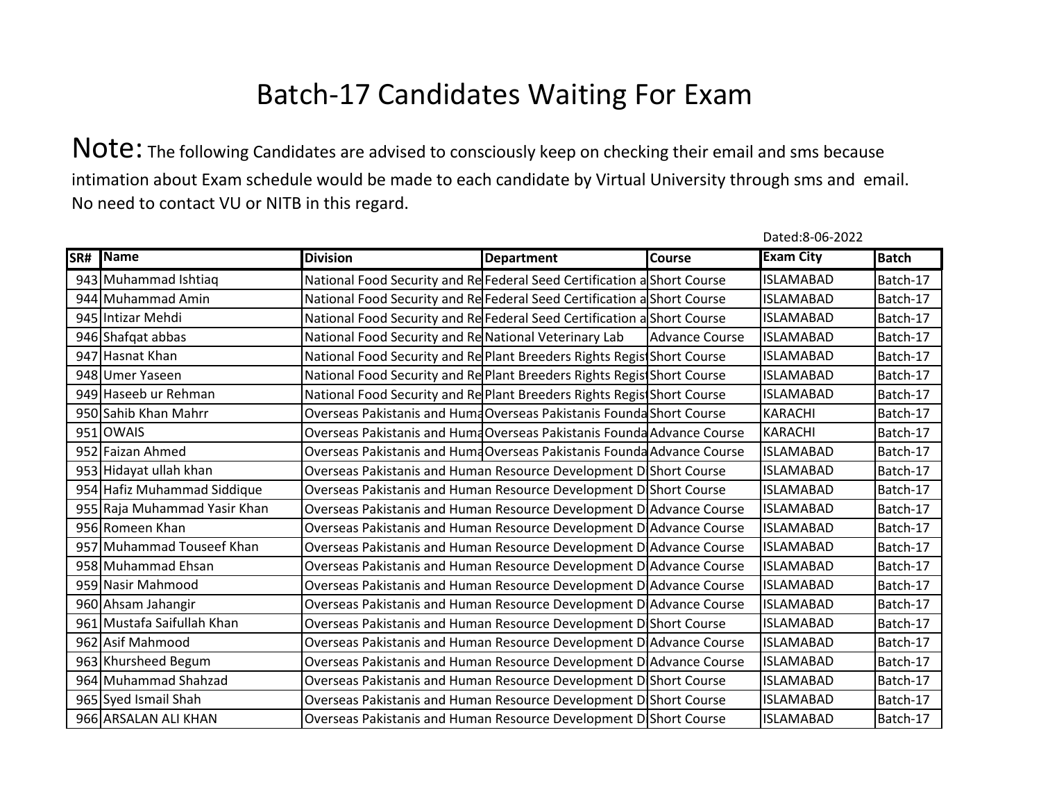# Batch-17 Candidates Waiting For Exam

Note: The following Candidates are advised to consciously keep on checking their email and sms because intimation about Exam schedule would be made to each candidate by Virtual University through sms and email. No need to contact VU or NITB in this regard.

Dated:8-06-2022

| SR# | Name | Division | Department | Course | Exam City | Batch |
|---|---|---|---|---|---|---|
| 943 | Muhammad Ishtiaq | National Food Security and Re | Federal Seed Certification a | Short Course | ISLAMABAD | Batch-17 |
| 944 | Muhammad Amin | National Food Security and Re | Federal Seed Certification a | Short Course | ISLAMABAD | Batch-17 |
| 945 | Intizar Mehdi | National Food Security and Re | Federal Seed Certification a | Short Course | ISLAMABAD | Batch-17 |
| 946 | Shafqat abbas | National Food Security and Re | National Veterinary Lab | Advance Course | ISLAMABAD | Batch-17 |
| 947 | Hasnat Khan | National Food Security and Re | Plant Breeders Rights Regist | Short Course | ISLAMABAD | Batch-17 |
| 948 | Umer Yaseen | National Food Security and Re | Plant Breeders Rights Regist | Short Course | ISLAMABAD | Batch-17 |
| 949 | Haseeb ur Rehman | National Food Security and Re | Plant Breeders Rights Regist | Short Course | ISLAMABAD | Batch-17 |
| 950 | Sahib Khan Mahrr | Overseas Pakistanis and Huma | Overseas Pakistanis Founda | Short Course | KARACHI | Batch-17 |
| 951 | OWAIS | Overseas Pakistanis and Huma | Overseas Pakistanis Founda | Advance Course | KARACHI | Batch-17 |
| 952 | Faizan Ahmed | Overseas Pakistanis and Huma | Overseas Pakistanis Founda | Advance Course | ISLAMABAD | Batch-17 |
| 953 | Hidayat ullah khan | Overseas Pakistanis and Human Resource Development D | | Short Course | ISLAMABAD | Batch-17 |
| 954 | Hafiz Muhammad Siddique | Overseas Pakistanis and Human Resource Development D | | Short Course | ISLAMABAD | Batch-17 |
| 955 | Raja Muhammad Yasir Khan | Overseas Pakistanis and Human Resource Development D | | Advance Course | ISLAMABAD | Batch-17 |
| 956 | Romeen Khan | Overseas Pakistanis and Human Resource Development D | | Advance Course | ISLAMABAD | Batch-17 |
| 957 | Muhammad Touseef Khan | Overseas Pakistanis and Human Resource Development D | | Advance Course | ISLAMABAD | Batch-17 |
| 958 | Muhammad Ehsan | Overseas Pakistanis and Human Resource Development D | | Advance Course | ISLAMABAD | Batch-17 |
| 959 | Nasir Mahmood | Overseas Pakistanis and Human Resource Development D | | Advance Course | ISLAMABAD | Batch-17 |
| 960 | Ahsam Jahangir | Overseas Pakistanis and Human Resource Development D | | Advance Course | ISLAMABAD | Batch-17 |
| 961 | Mustafa Saifullah Khan | Overseas Pakistanis and Human Resource Development D | | Short Course | ISLAMABAD | Batch-17 |
| 962 | Asif Mahmood | Overseas Pakistanis and Human Resource Development D | | Advance Course | ISLAMABAD | Batch-17 |
| 963 | Khursheed Begum | Overseas Pakistanis and Human Resource Development D | | Advance Course | ISLAMABAD | Batch-17 |
| 964 | Muhammad Shahzad | Overseas Pakistanis and Human Resource Development D | | Short Course | ISLAMABAD | Batch-17 |
| 965 | Syed Ismail Shah | Overseas Pakistanis and Human Resource Development D | | Short Course | ISLAMABAD | Batch-17 |
| 966 | ARSALAN ALI KHAN | Overseas Pakistanis and Human Resource Development D | | Short Course | ISLAMABAD | Batch-17 |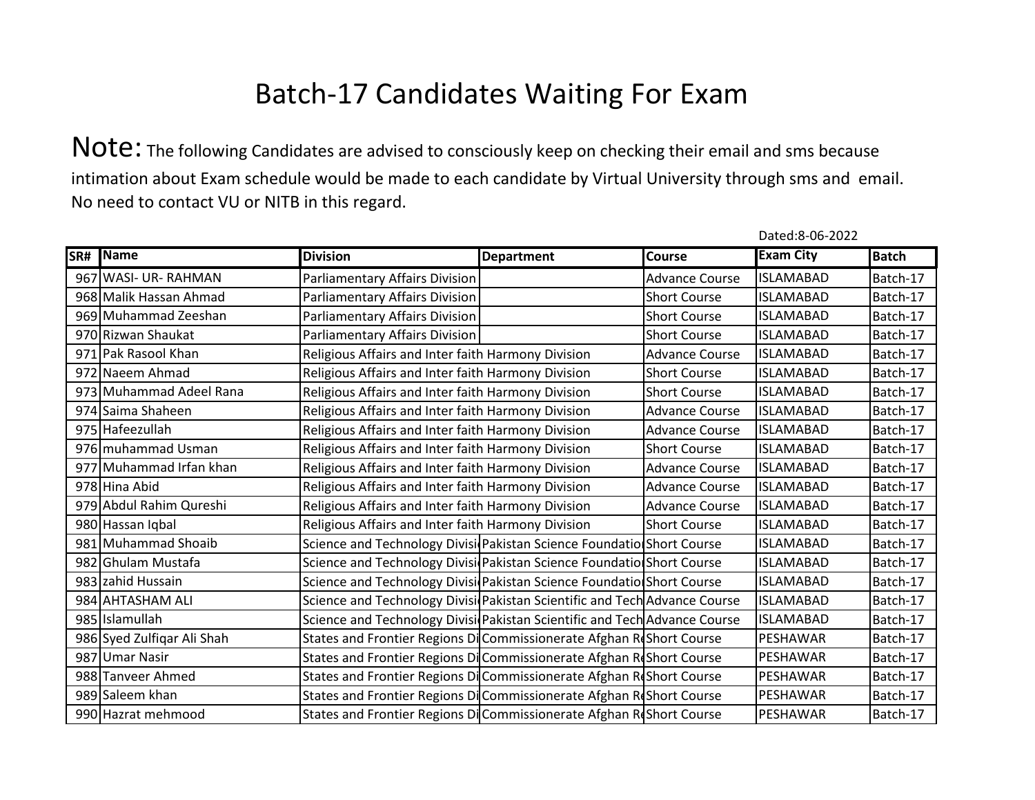# Batch-17 Candidates Waiting For Exam

**Note:** The following Candidates are advised to consciously keep on checking their email and sms because intimation about Exam schedule would be made to each candidate by Virtual University through sms and email. No need to contact VU or NITB in this regard.

Dated:8-06-2022

| SR# | Name | Division | Department | Course | Exam City | Batch |
|---|---|---|---|---|---|---|
| 967 | WASI- UR- RAHMAN | Parliamentary Affairs Division | | Advance Course | ISLAMABAD | Batch-17 |
| 968 | Malik Hassan Ahmad | Parliamentary Affairs Division | | Short Course | ISLAMABAD | Batch-17 |
| 969 | Muhammad Zeeshan | Parliamentary Affairs Division | | Short Course | ISLAMABAD | Batch-17 |
| 970 | Rizwan Shaukat | Parliamentary Affairs Division | | Short Course | ISLAMABAD | Batch-17 |
| 971 | Pak Rasool Khan | Religious Affairs and Inter faith Harmony Division | | Advance Course | ISLAMABAD | Batch-17 |
| 972 | Naeem Ahmad | Religious Affairs and Inter faith Harmony Division | | Short Course | ISLAMABAD | Batch-17 |
| 973 | Muhammad Adeel Rana | Religious Affairs and Inter faith Harmony Division | | Short Course | ISLAMABAD | Batch-17 |
| 974 | Saima Shaheen | Religious Affairs and Inter faith Harmony Division | | Advance Course | ISLAMABAD | Batch-17 |
| 975 | Hafeezullah | Religious Affairs and Inter faith Harmony Division | | Advance Course | ISLAMABAD | Batch-17 |
| 976 | muhammad Usman | Religious Affairs and Inter faith Harmony Division | | Short Course | ISLAMABAD | Batch-17 |
| 977 | Muhammad Irfan khan | Religious Affairs and Inter faith Harmony Division | | Advance Course | ISLAMABAD | Batch-17 |
| 978 | Hina Abid | Religious Affairs and Inter faith Harmony Division | | Advance Course | ISLAMABAD | Batch-17 |
| 979 | Abdul Rahim Qureshi | Religious Affairs and Inter faith Harmony Division | | Advance Course | ISLAMABAD | Batch-17 |
| 980 | Hassan Iqbal | Religious Affairs and Inter faith Harmony Division | | Short Course | ISLAMABAD | Batch-17 |
| 981 | Muhammad Shoaib | Science and Technology Divisi | Pakistan Science Foundatio | Short Course | ISLAMABAD | Batch-17 |
| 982 | Ghulam Mustafa | Science and Technology Divisi | Pakistan Science Foundatio | Short Course | ISLAMABAD | Batch-17 |
| 983 | zahid Hussain | Science and Technology Divisi | Pakistan Science Foundatio | Short Course | ISLAMABAD | Batch-17 |
| 984 | AHTASHAM ALI | Science and Technology Divisi | Pakistan Scientific and Tech | Advance Course | ISLAMABAD | Batch-17 |
| 985 | Islamullah | Science and Technology Divisi | Pakistan Scientific and Tech | Advance Course | ISLAMABAD | Batch-17 |
| 986 | Syed Zulfiqar Ali Shah | States and Frontier Regions Di | Commissionerate Afghan R | Short Course | PESHAWAR | Batch-17 |
| 987 | Umar Nasir | States and Frontier Regions Di | Commissionerate Afghan R | Short Course | PESHAWAR | Batch-17 |
| 988 | Tanveer Ahmed | States and Frontier Regions Di | Commissionerate Afghan R | Short Course | PESHAWAR | Batch-17 |
| 989 | Saleem khan | States and Frontier Regions Di | Commissionerate Afghan R | Short Course | PESHAWAR | Batch-17 |
| 990 | Hazrat mehmood | States and Frontier Regions Di | Commissionerate Afghan R | Short Course | PESHAWAR | Batch-17 |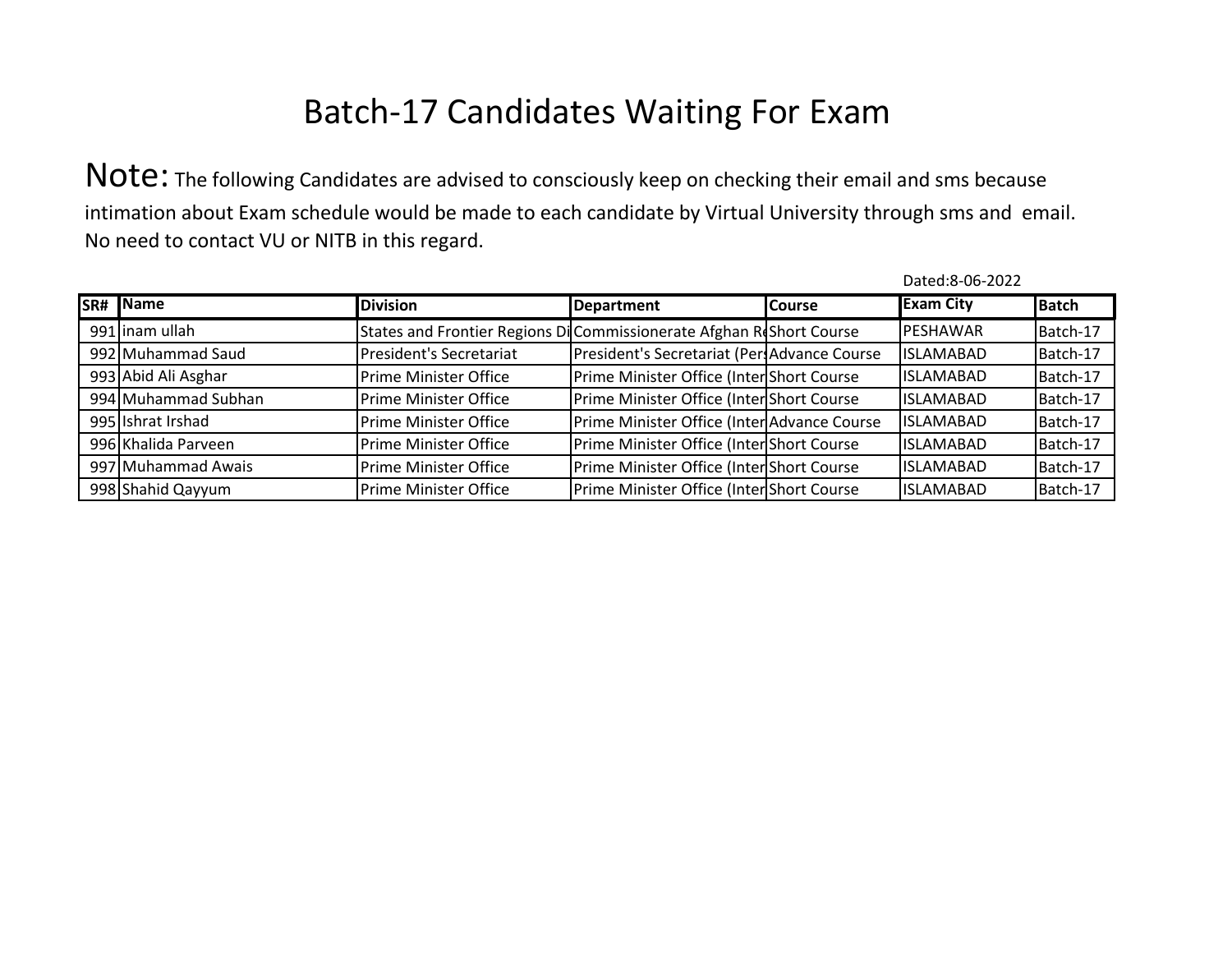# Batch-17 Candidates Waiting For Exam

Note: The following Candidates are advised to consciously keep on checking their email and sms because intimation about Exam schedule would be made to each candidate by Virtual University through sms and email. No need to contact VU or NITB in this regard.

Dated:8-06-2022

| SR# | Name | Division | Department | Course | Exam City | Batch |
|---|---|---|---|---|---|---|
| 991 | inam ullah | States and Frontier Regions Di | Commissionerate Afghan Re | Short Course | PESHAWAR | Batch-17 |
| 992 | Muhammad Saud | President's Secretariat | President's Secretariat (Pers | Advance Course | ISLAMABAD | Batch-17 |
| 993 | Abid Ali Asghar | Prime Minister Office | Prime Minister Office (Inter | Short Course | ISLAMABAD | Batch-17 |
| 994 | Muhammad Subhan | Prime Minister Office | Prime Minister Office (Inter | Short Course | ISLAMABAD | Batch-17 |
| 995 | Ishrat Irshad | Prime Minister Office | Prime Minister Office (Inter | Advance Course | ISLAMABAD | Batch-17 |
| 996 | Khalida Parveen | Prime Minister Office | Prime Minister Office (Inter | Short Course | ISLAMABAD | Batch-17 |
| 997 | Muhammad Awais | Prime Minister Office | Prime Minister Office (Inter | Short Course | ISLAMABAD | Batch-17 |
| 998 | Shahid Qayyum | Prime Minister Office | Prime Minister Office (Inter | Short Course | ISLAMABAD | Batch-17 |